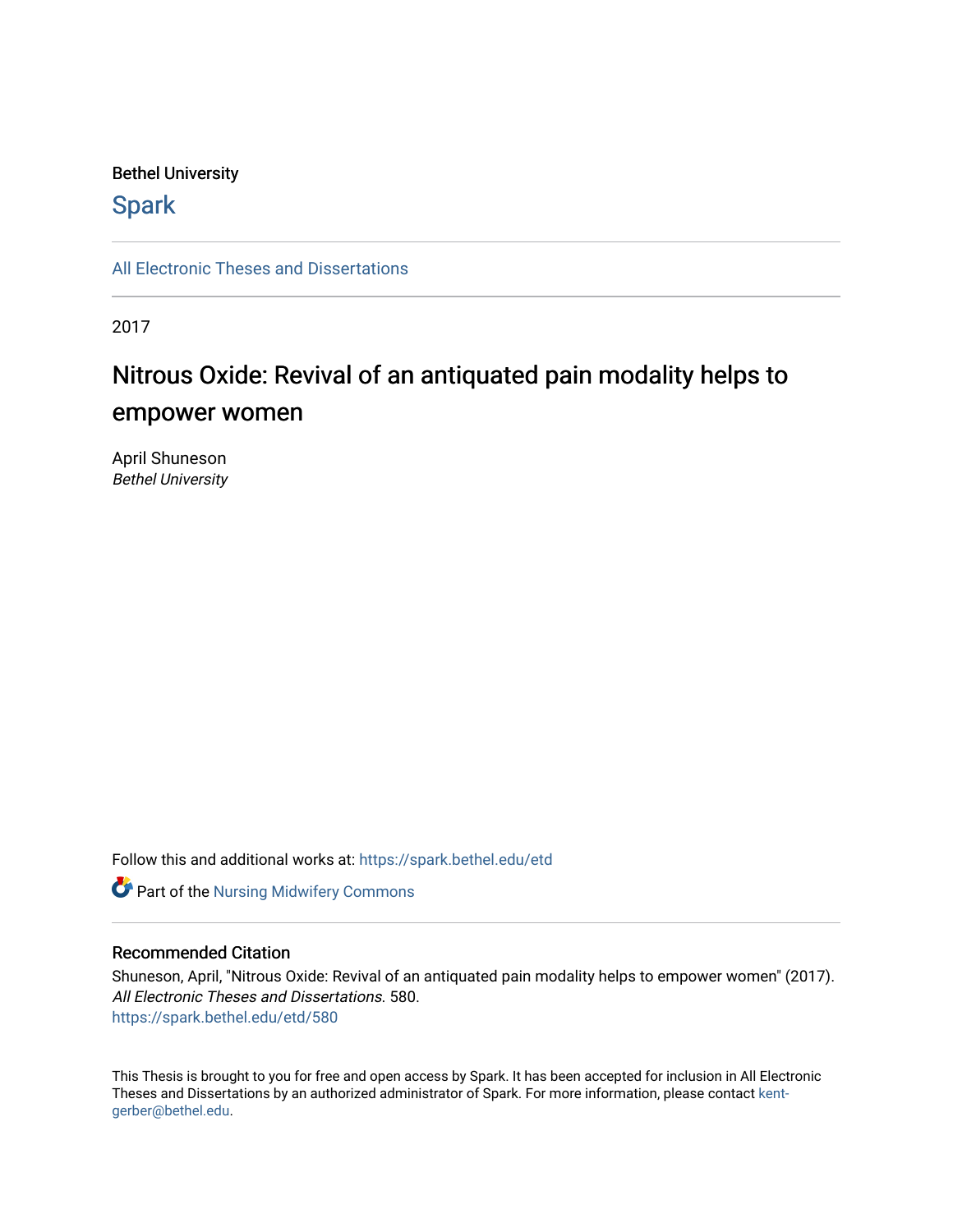Bethel University

Spark

All Electronic Theses and Dissertations

2017

# Nitrous Oxide: Revival of an antiquated pain modality helps to empower women

April Shuneson
*Bethel University*

Follow this and additional works at: https://spark.bethel.edu/etd

Part of the Nursing Midwifery Commons

## Recommended Citation

Shuneson, April, "Nitrous Oxide: Revival of an antiquated pain modality helps to empower women" (2017). *All Electronic Theses and Dissertations*. 580.
https://spark.bethel.edu/etd/580

This Thesis is brought to you for free and open access by Spark. It has been accepted for inclusion in All Electronic Theses and Dissertations by an authorized administrator of Spark. For more information, please contact kent-gerber@bethel.edu.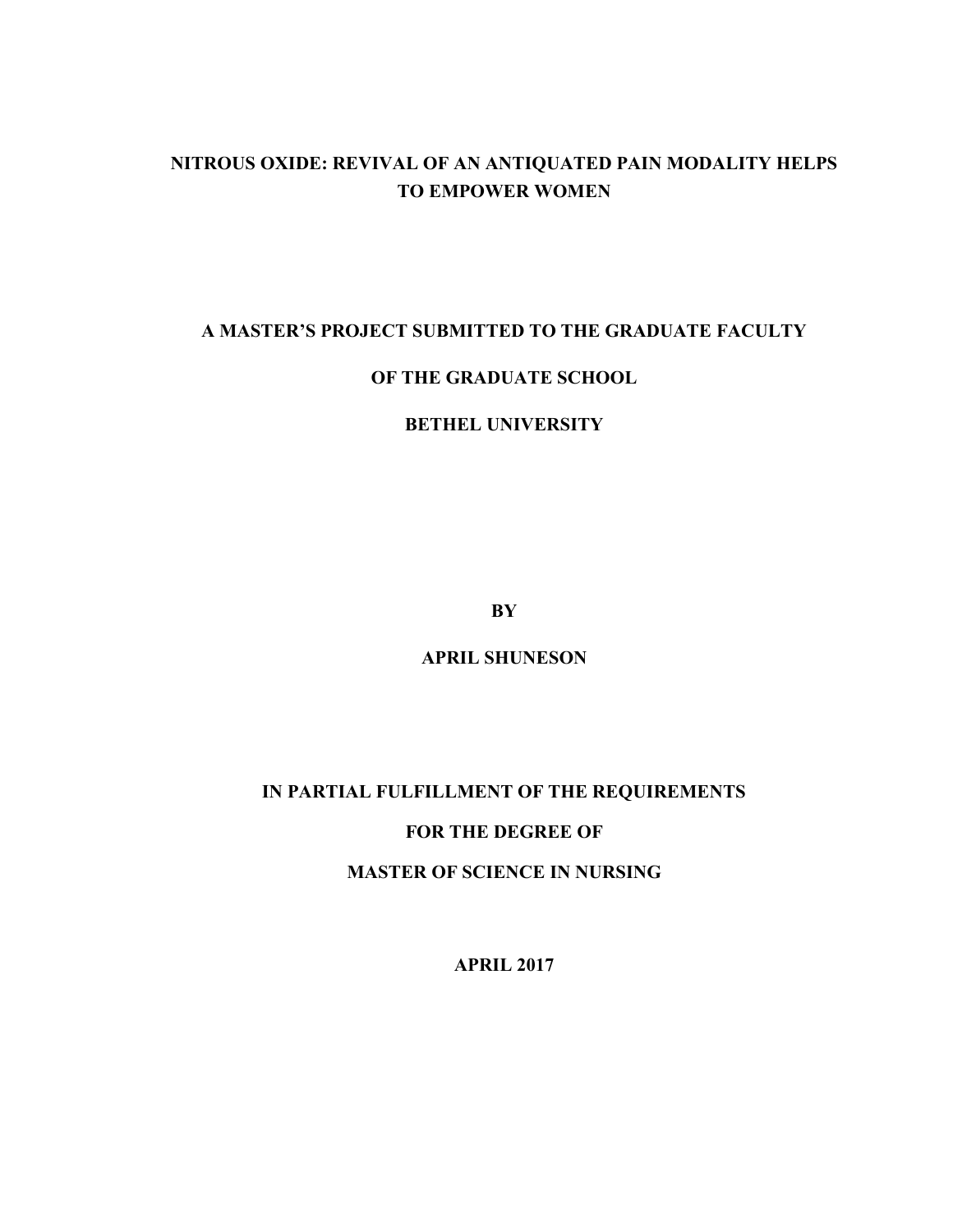# NITROUS OXIDE: REVIVAL OF AN ANTIQUATED PAIN MODALITY HELPS TO EMPOWER WOMEN

**A MASTER'S PROJECT SUBMITTED TO THE GRADUATE FACULTY**

**OF THE GRADUATE SCHOOL**

**BETHEL UNIVERSITY**

**BY**

**APRIL SHUNESON**

**IN PARTIAL FULFILLMENT OF THE REQUIREMENTS**

**FOR THE DEGREE OF**

**MASTER OF SCIENCE IN NURSING**

**APRIL 2017**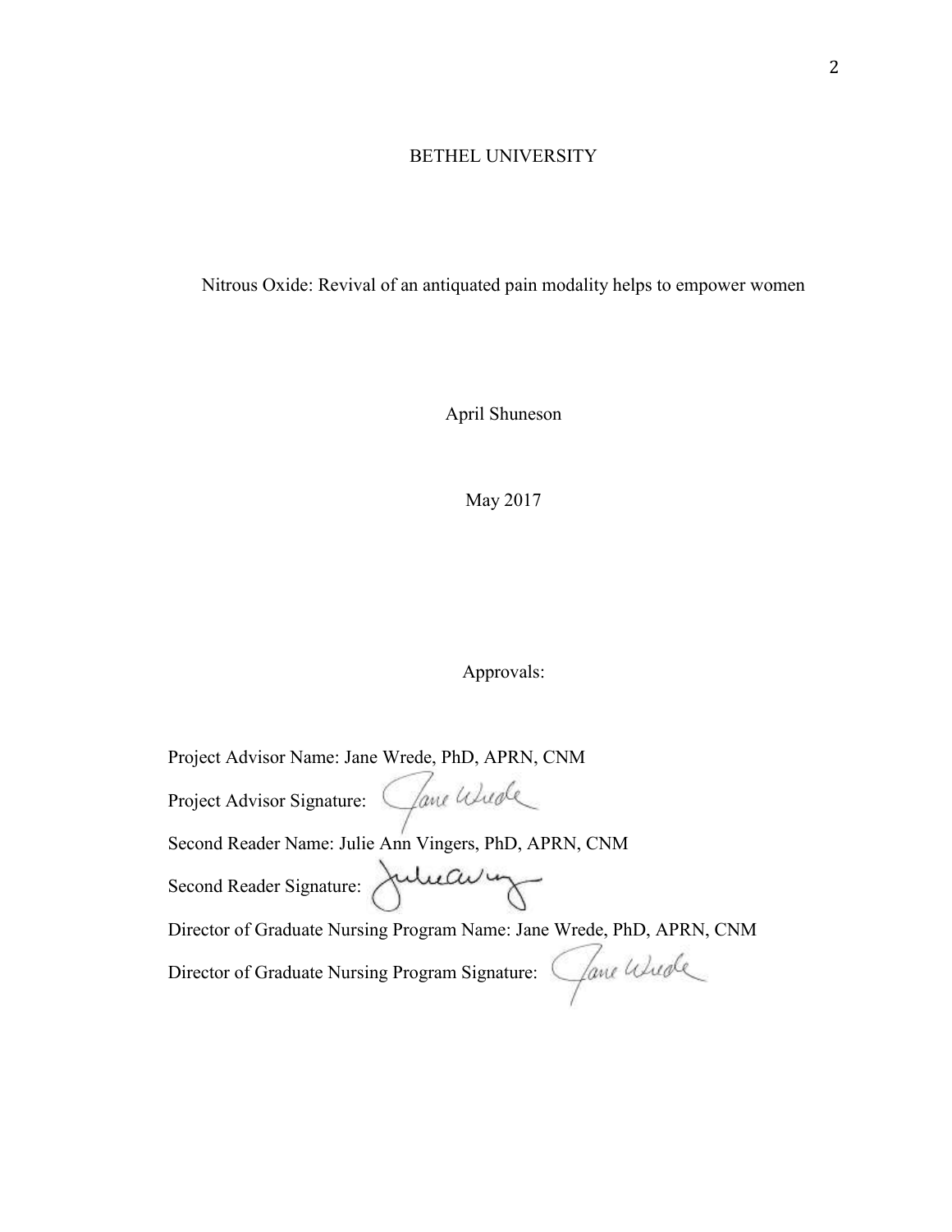BETHEL UNIVERSITY

Nitrous Oxide: Revival of an antiquated pain modality helps to empower women

April Shuneson

May 2017

Approvals:

Project Advisor Name: Jane Wrede, PhD, APRN, CNM

Project Advisor Signature: Jane Wrede

Second Reader Name: Julie Ann Vingers, PhD, APRN, CNM

Second Reader Signature: Julie Ann Vingers

Director of Graduate Nursing Program Name: Jane Wrede, PhD, APRN, CNM

Director of Graduate Nursing Program Signature: Jane Wrede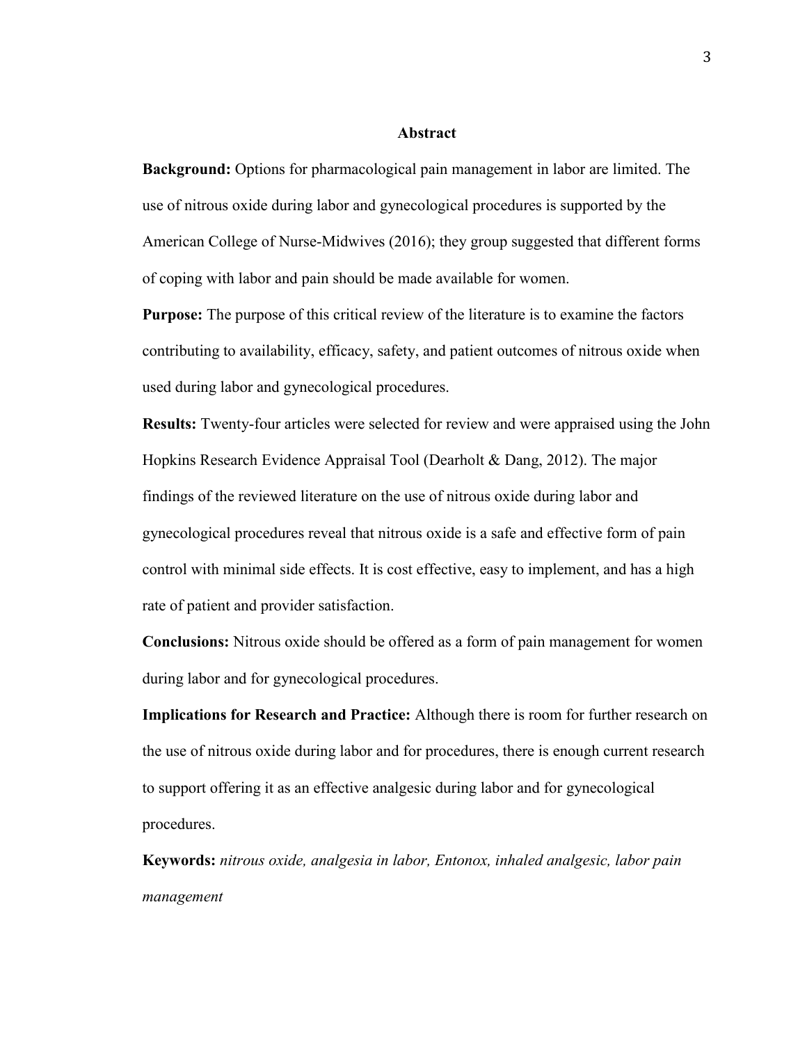# Abstract

**Background:** Options for pharmacological pain management in labor are limited. The use of nitrous oxide during labor and gynecological procedures is supported by the American College of Nurse-Midwives (2016); they group suggested that different forms of coping with labor and pain should be made available for women.

**Purpose:** The purpose of this critical review of the literature is to examine the factors contributing to availability, efficacy, safety, and patient outcomes of nitrous oxide when used during labor and gynecological procedures.

**Results:** Twenty-four articles were selected for review and were appraised using the John Hopkins Research Evidence Appraisal Tool (Dearholt & Dang, 2012). The major findings of the reviewed literature on the use of nitrous oxide during labor and gynecological procedures reveal that nitrous oxide is a safe and effective form of pain control with minimal side effects. It is cost effective, easy to implement, and has a high rate of patient and provider satisfaction.

**Conclusions:** Nitrous oxide should be offered as a form of pain management for women during labor and for gynecological procedures.

**Implications for Research and Practice:** Although there is room for further research on the use of nitrous oxide during labor and for procedures, there is enough current research to support offering it as an effective analgesic during labor and for gynecological procedures.

**Keywords:** *nitrous oxide, analgesia in labor, Entonox, inhaled analgesic, labor pain management*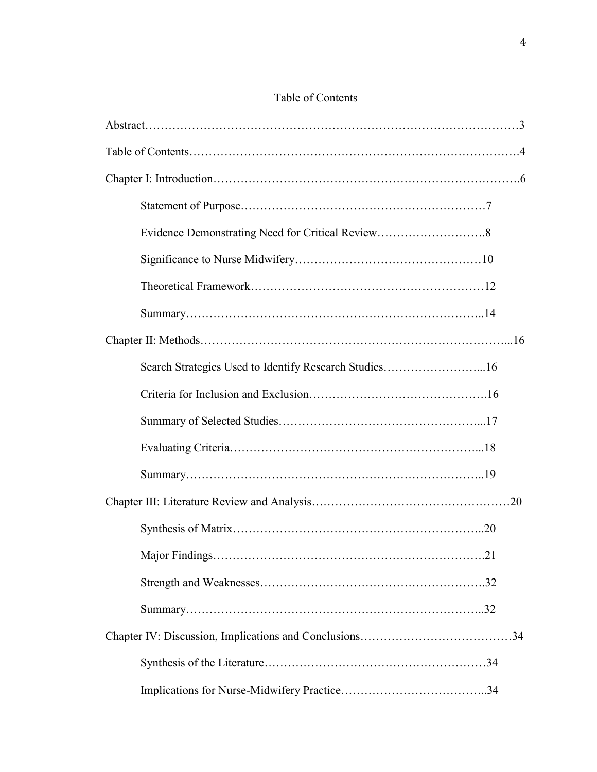# Table of Contents

Abstract……………………………………………………………………………………3

Table of Contents…………………………………………………………………………4

Chapter I: Introduction……………………………………………………………………6

- Statement of Purpose……………………………………………………………7
- Evidence Demonstrating Need for Critical Review……………………………8
- Significance to Nurse Midwifery…………………………………………………10
- Theoretical Framework…………………………………………………………12
- Summary…………………………………………………………………………14

Chapter II: Methods………………………………………………………………………16

- Search Strategies Used to Identify Research Studies……………………………16
- Criteria for Inclusion and Exclusion………………………………………………16
- Summary of Selected Studies……………………………………………………17
- Evaluating Criteria…………………………………………………………………18
- Summary……………………………………………………………………………19

Chapter III: Literature Review and Analysis………………………………………………20

- Synthesis of Matrix…………………………………………………………………20
- Major Findings………………………………………………………………………21
- Strength and Weaknesses…………………………………………………………32
- Summary……………………………………………………………………………32

Chapter IV: Discussion, Implications and Conclusions…………………………………34

- Synthesis of the Literature…………………………………………………………34
- Implications for Nurse-Midwifery Practice…………………………………………34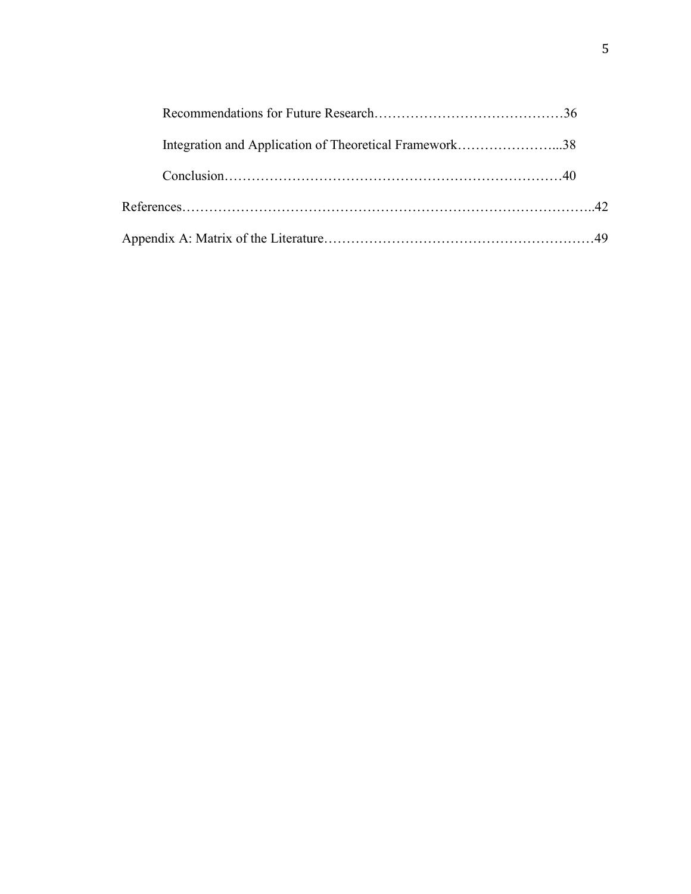Recommendations for Future Research……………………………………36

Integration and Application of Theoretical Framework…………………...38

Conclusion………………………………………………………………40

References……………………………………………………………………………..42

Appendix A: Matrix of the Literature……………………………………………………49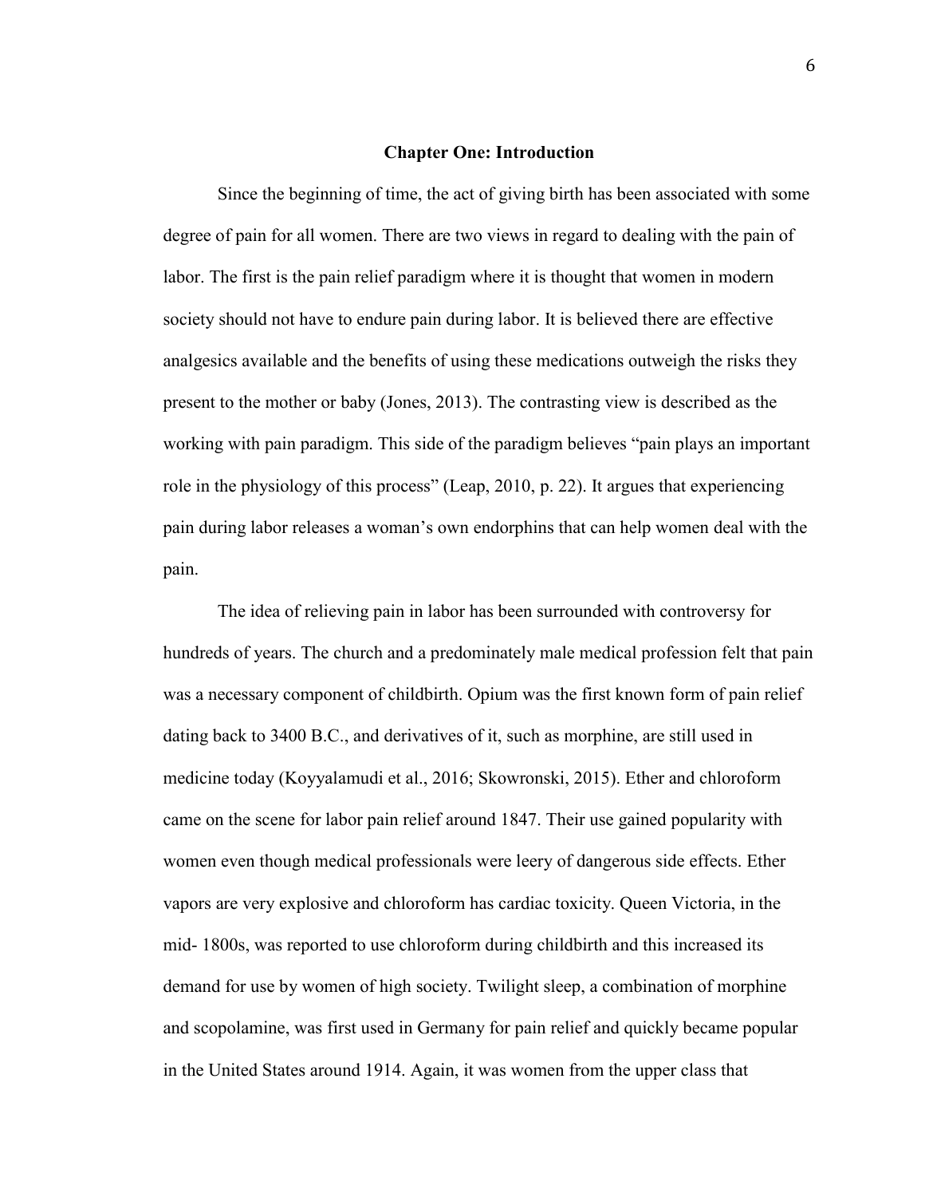# Chapter One: Introduction

Since the beginning of time, the act of giving birth has been associated with some degree of pain for all women. There are two views in regard to dealing with the pain of labor. The first is the pain relief paradigm where it is thought that women in modern society should not have to endure pain during labor. It is believed there are effective analgesics available and the benefits of using these medications outweigh the risks they present to the mother or baby (Jones, 2013). The contrasting view is described as the working with pain paradigm. This side of the paradigm believes "pain plays an important role in the physiology of this process" (Leap, 2010, p. 22). It argues that experiencing pain during labor releases a woman's own endorphins that can help women deal with the pain.

The idea of relieving pain in labor has been surrounded with controversy for hundreds of years. The church and a predominately male medical profession felt that pain was a necessary component of childbirth. Opium was the first known form of pain relief dating back to 3400 B.C., and derivatives of it, such as morphine, are still used in medicine today (Koyyalamudi et al., 2016; Skowronski, 2015). Ether and chloroform came on the scene for labor pain relief around 1847. Their use gained popularity with women even though medical professionals were leery of dangerous side effects. Ether vapors are very explosive and chloroform has cardiac toxicity. Queen Victoria, in the mid- 1800s, was reported to use chloroform during childbirth and this increased its demand for use by women of high society. Twilight sleep, a combination of morphine and scopolamine, was first used in Germany for pain relief and quickly became popular in the United States around 1914. Again, it was women from the upper class that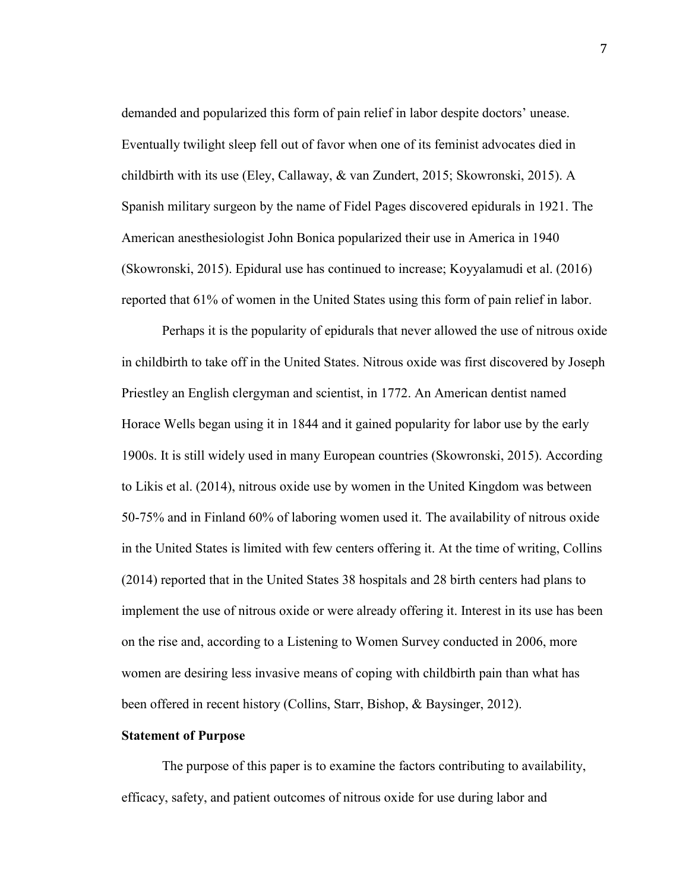demanded and popularized this form of pain relief in labor despite doctors' unease. Eventually twilight sleep fell out of favor when one of its feminist advocates died in childbirth with its use (Eley, Callaway, & van Zundert, 2015; Skowronski, 2015). A Spanish military surgeon by the name of Fidel Pages discovered epidurals in 1921. The American anesthesiologist John Bonica popularized their use in America in 1940 (Skowronski, 2015). Epidural use has continued to increase; Koyyalamudi et al. (2016) reported that 61% of women in the United States using this form of pain relief in labor.

Perhaps it is the popularity of epidurals that never allowed the use of nitrous oxide in childbirth to take off in the United States. Nitrous oxide was first discovered by Joseph Priestley an English clergyman and scientist, in 1772. An American dentist named Horace Wells began using it in 1844 and it gained popularity for labor use by the early 1900s. It is still widely used in many European countries (Skowronski, 2015). According to Likis et al. (2014), nitrous oxide use by women in the United Kingdom was between 50-75% and in Finland 60% of laboring women used it. The availability of nitrous oxide in the United States is limited with few centers offering it. At the time of writing, Collins (2014) reported that in the United States 38 hospitals and 28 birth centers had plans to implement the use of nitrous oxide or were already offering it. Interest in its use has been on the rise and, according to a Listening to Women Survey conducted in 2006, more women are desiring less invasive means of coping with childbirth pain than what has been offered in recent history (Collins, Starr, Bishop, & Baysinger, 2012).

**Statement of Purpose**

The purpose of this paper is to examine the factors contributing to availability, efficacy, safety, and patient outcomes of nitrous oxide for use during labor and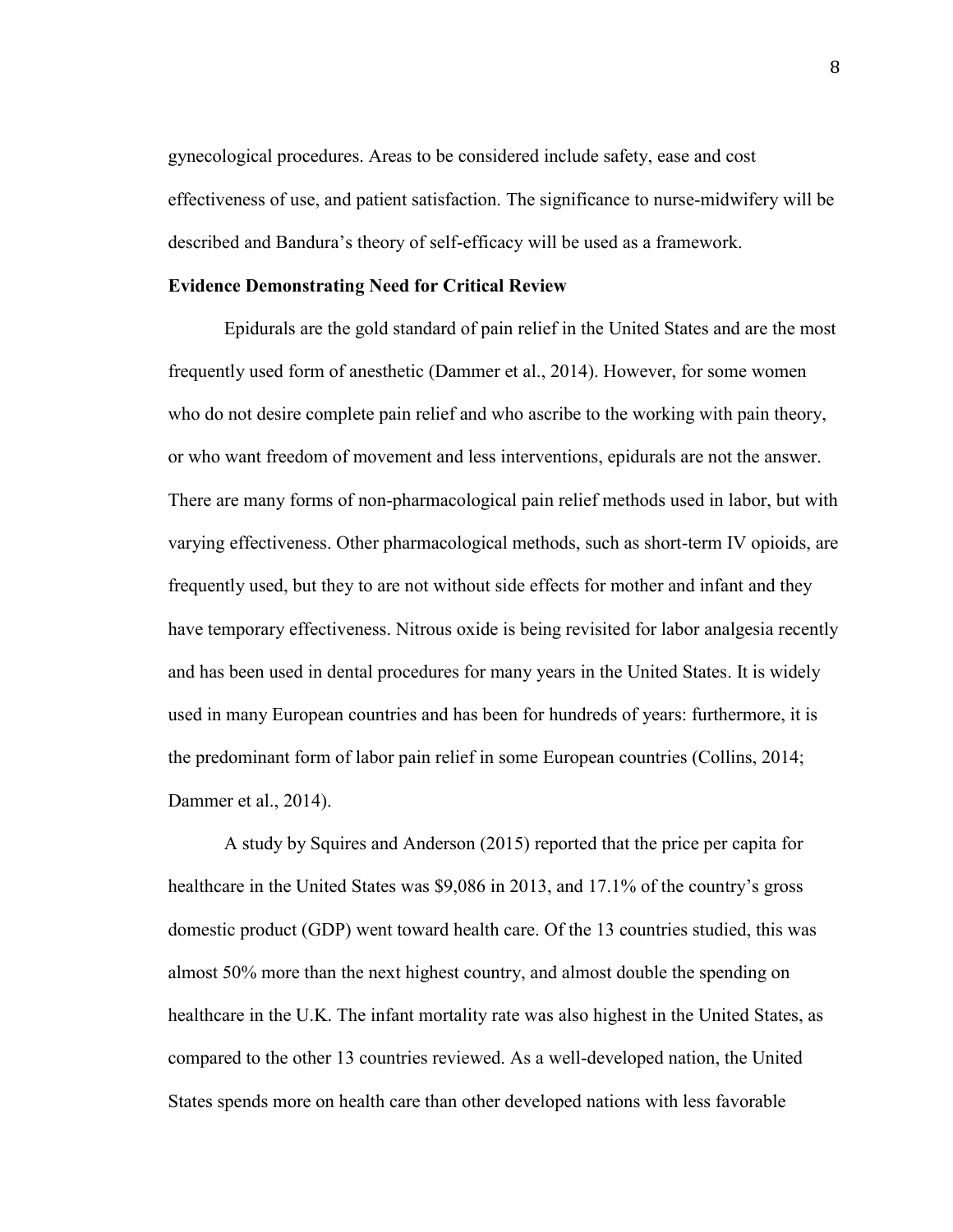gynecological procedures. Areas to be considered include safety, ease and cost effectiveness of use, and patient satisfaction. The significance to nurse-midwifery will be described and Bandura's theory of self-efficacy will be used as a framework.

**Evidence Demonstrating Need for Critical Review**

Epidurals are the gold standard of pain relief in the United States and are the most frequently used form of anesthetic (Dammer et al., 2014). However, for some women who do not desire complete pain relief and who ascribe to the working with pain theory, or who want freedom of movement and less interventions, epidurals are not the answer. There are many forms of non-pharmacological pain relief methods used in labor, but with varying effectiveness. Other pharmacological methods, such as short-term IV opioids, are frequently used, but they to are not without side effects for mother and infant and they have temporary effectiveness. Nitrous oxide is being revisited for labor analgesia recently and has been used in dental procedures for many years in the United States. It is widely used in many European countries and has been for hundreds of years: furthermore, it is the predominant form of labor pain relief in some European countries (Collins, 2014; Dammer et al., 2014).

A study by Squires and Anderson (2015) reported that the price per capita for healthcare in the United States was $9,086 in 2013, and 17.1% of the country's gross domestic product (GDP) went toward health care. Of the 13 countries studied, this was almost 50% more than the next highest country, and almost double the spending on healthcare in the U.K. The infant mortality rate was also highest in the United States, as compared to the other 13 countries reviewed. As a well-developed nation, the United States spends more on health care than other developed nations with less favorable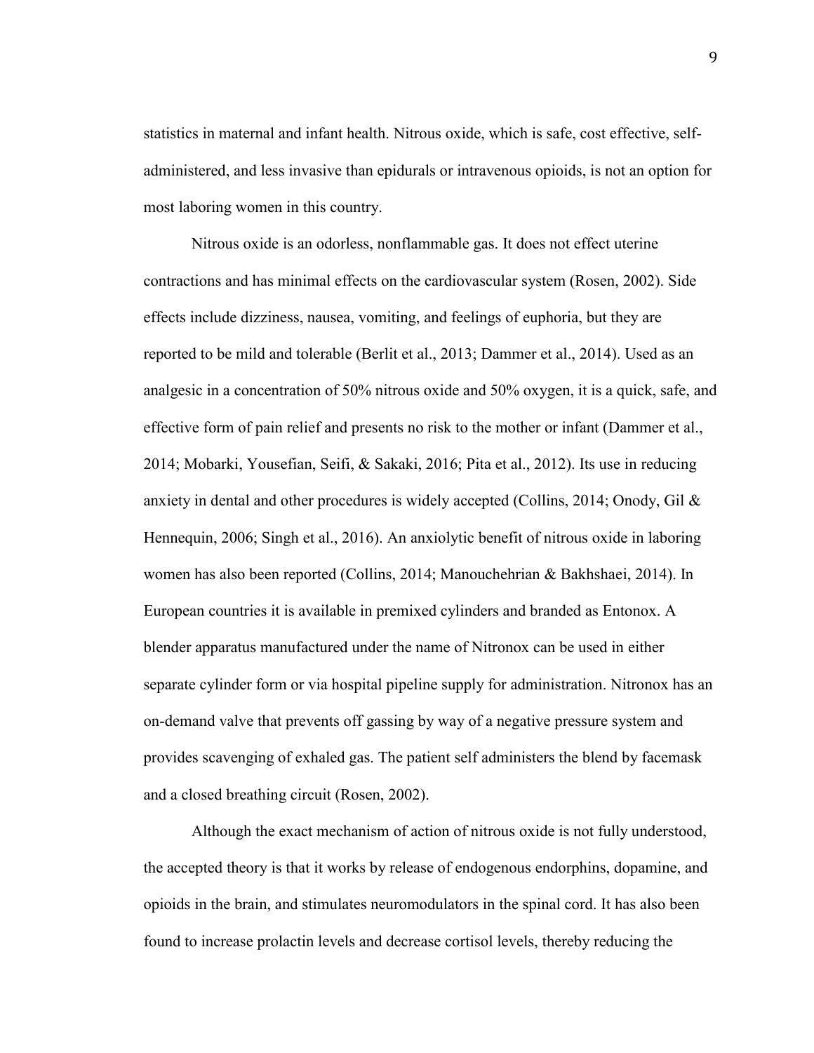statistics in maternal and infant health. Nitrous oxide, which is safe, cost effective, self-administered, and less invasive than epidurals or intravenous opioids, is not an option for most laboring women in this country.

Nitrous oxide is an odorless, nonflammable gas. It does not effect uterine contractions and has minimal effects on the cardiovascular system (Rosen, 2002). Side effects include dizziness, nausea, vomiting, and feelings of euphoria, but they are reported to be mild and tolerable (Berlit et al., 2013; Dammer et al., 2014). Used as an analgesic in a concentration of 50% nitrous oxide and 50% oxygen, it is a quick, safe, and effective form of pain relief and presents no risk to the mother or infant (Dammer et al., 2014; Mobarki, Yousefian, Seifi, & Sakaki, 2016; Pita et al., 2012). Its use in reducing anxiety in dental and other procedures is widely accepted (Collins, 2014; Onody, Gil & Hennequin, 2006; Singh et al., 2016). An anxiolytic benefit of nitrous oxide in laboring women has also been reported (Collins, 2014; Manouchehrian & Bakhshaei, 2014). In European countries it is available in premixed cylinders and branded as Entonox. A blender apparatus manufactured under the name of Nitronox can be used in either separate cylinder form or via hospital pipeline supply for administration. Nitronox has an on-demand valve that prevents off gassing by way of a negative pressure system and provides scavenging of exhaled gas. The patient self administers the blend by facemask and a closed breathing circuit (Rosen, 2002).

Although the exact mechanism of action of nitrous oxide is not fully understood, the accepted theory is that it works by release of endogenous endorphins, dopamine, and opioids in the brain, and stimulates neuromodulators in the spinal cord. It has also been found to increase prolactin levels and decrease cortisol levels, thereby reducing the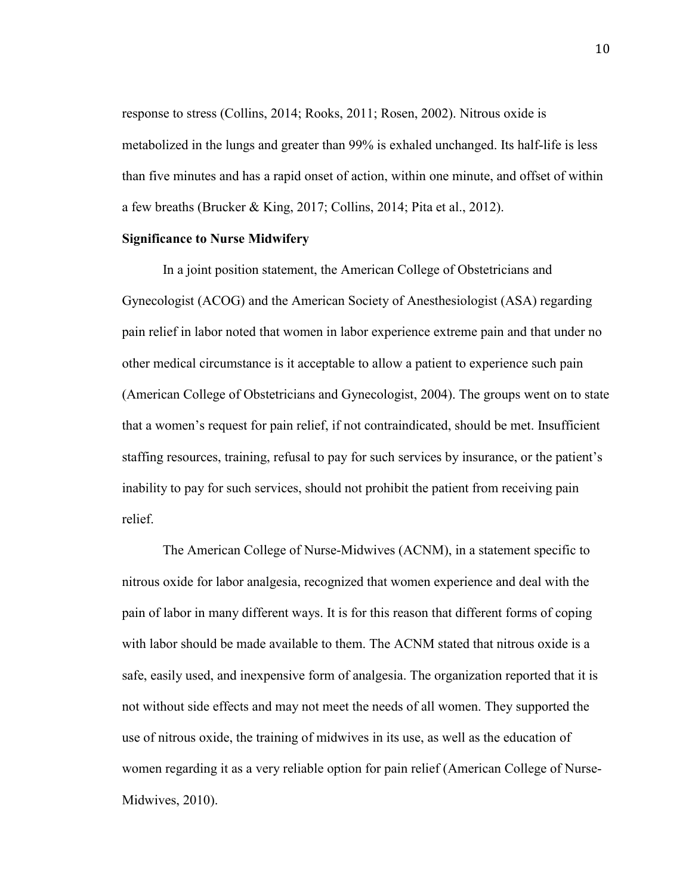response to stress (Collins, 2014; Rooks, 2011; Rosen, 2002). Nitrous oxide is metabolized in the lungs and greater than 99% is exhaled unchanged. Its half-life is less than five minutes and has a rapid onset of action, within one minute, and offset of within a few breaths (Brucker & King, 2017; Collins, 2014; Pita et al., 2012).

**Significance to Nurse Midwifery**

In a joint position statement, the American College of Obstetricians and Gynecologist (ACOG) and the American Society of Anesthesiologist (ASA) regarding pain relief in labor noted that women in labor experience extreme pain and that under no other medical circumstance is it acceptable to allow a patient to experience such pain (American College of Obstetricians and Gynecologist, 2004). The groups went on to state that a women's request for pain relief, if not contraindicated, should be met. Insufficient staffing resources, training, refusal to pay for such services by insurance, or the patient's inability to pay for such services, should not prohibit the patient from receiving pain relief.

The American College of Nurse-Midwives (ACNM), in a statement specific to nitrous oxide for labor analgesia, recognized that women experience and deal with the pain of labor in many different ways. It is for this reason that different forms of coping with labor should be made available to them. The ACNM stated that nitrous oxide is a safe, easily used, and inexpensive form of analgesia. The organization reported that it is not without side effects and may not meet the needs of all women. They supported the use of nitrous oxide, the training of midwives in its use, as well as the education of women regarding it as a very reliable option for pain relief (American College of Nurse-Midwives, 2010).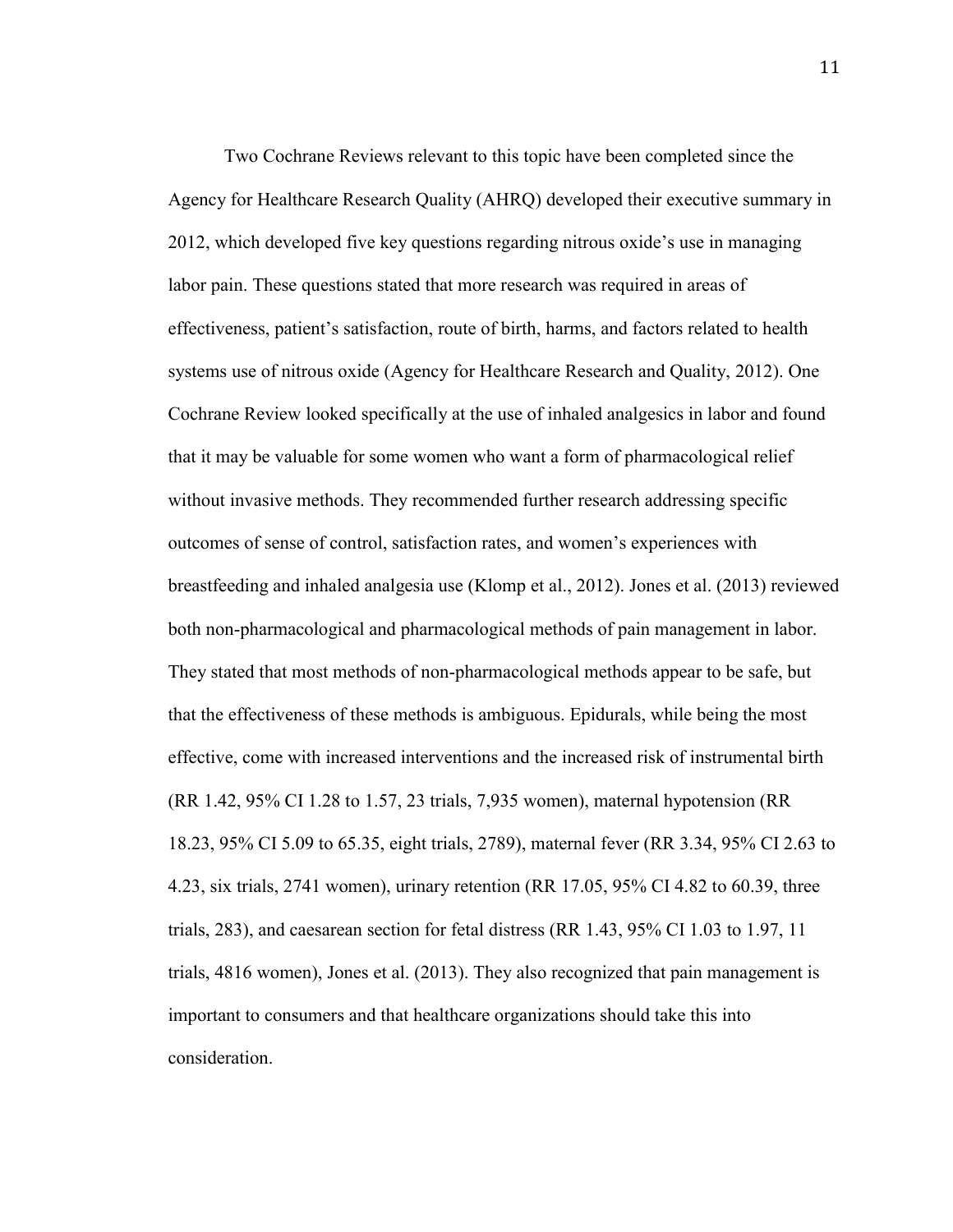Two Cochrane Reviews relevant to this topic have been completed since the Agency for Healthcare Research Quality (AHRQ) developed their executive summary in 2012, which developed five key questions regarding nitrous oxide's use in managing labor pain. These questions stated that more research was required in areas of effectiveness, patient's satisfaction, route of birth, harms, and factors related to health systems use of nitrous oxide (Agency for Healthcare Research and Quality, 2012). One Cochrane Review looked specifically at the use of inhaled analgesics in labor and found that it may be valuable for some women who want a form of pharmacological relief without invasive methods. They recommended further research addressing specific outcomes of sense of control, satisfaction rates, and women's experiences with breastfeeding and inhaled analgesia use (Klomp et al., 2012). Jones et al. (2013) reviewed both non-pharmacological and pharmacological methods of pain management in labor. They stated that most methods of non-pharmacological methods appear to be safe, but that the effectiveness of these methods is ambiguous. Epidurals, while being the most effective, come with increased interventions and the increased risk of instrumental birth (RR 1.42, 95% CI 1.28 to 1.57, 23 trials, 7,935 women), maternal hypotension (RR 18.23, 95% CI 5.09 to 65.35, eight trials, 2789), maternal fever (RR 3.34, 95% CI 2.63 to 4.23, six trials, 2741 women), urinary retention (RR 17.05, 95% CI 4.82 to 60.39, three trials, 283), and caesarean section for fetal distress (RR 1.43, 95% CI 1.03 to 1.97, 11 trials, 4816 women), Jones et al. (2013). They also recognized that pain management is important to consumers and that healthcare organizations should take this into consideration.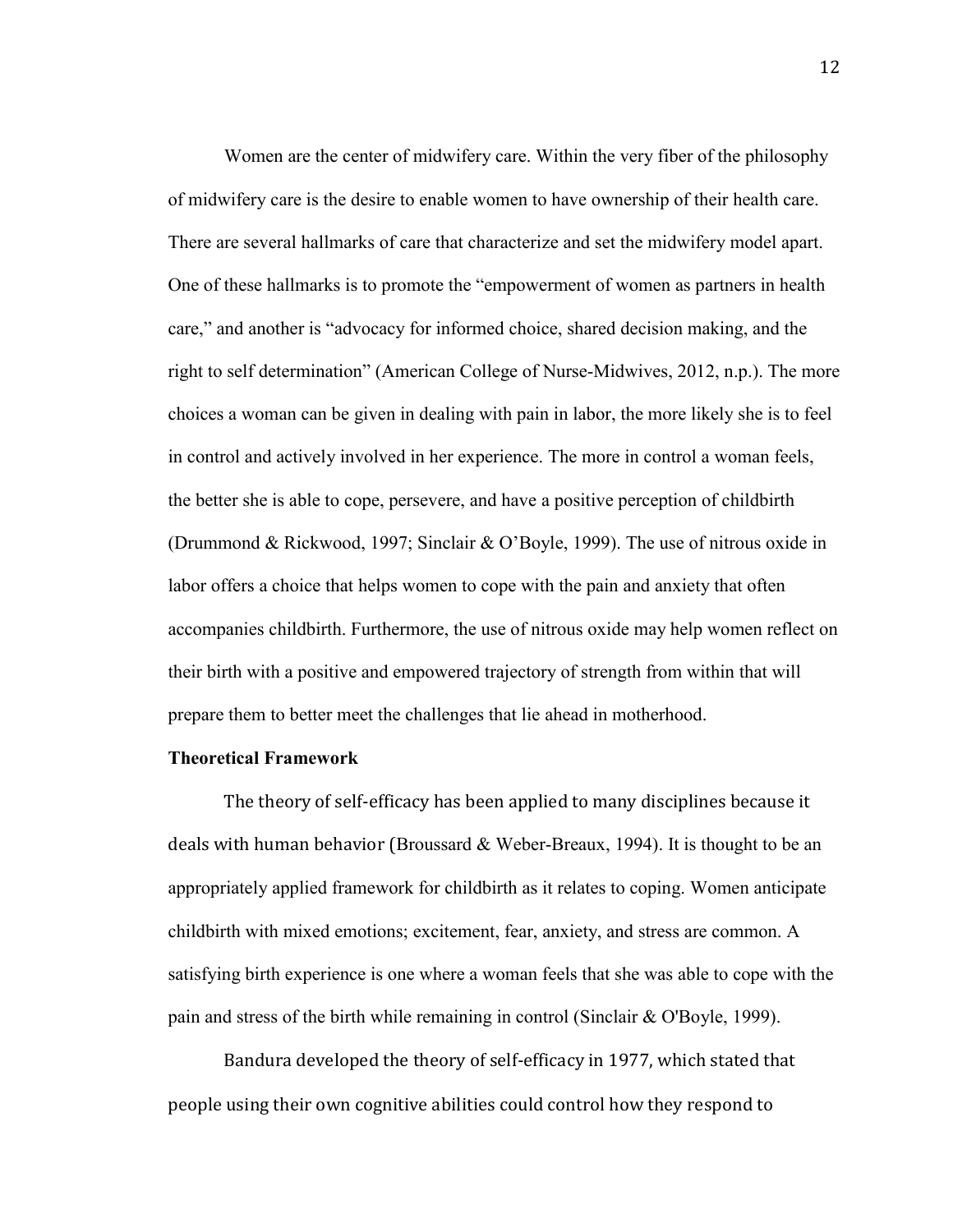Women are the center of midwifery care. Within the very fiber of the philosophy of midwifery care is the desire to enable women to have ownership of their health care. There are several hallmarks of care that characterize and set the midwifery model apart. One of these hallmarks is to promote the "empowerment of women as partners in health care," and another is "advocacy for informed choice, shared decision making, and the right to self determination" (American College of Nurse-Midwives, 2012, n.p.). The more choices a woman can be given in dealing with pain in labor, the more likely she is to feel in control and actively involved in her experience. The more in control a woman feels, the better she is able to cope, persevere, and have a positive perception of childbirth (Drummond & Rickwood, 1997; Sinclair & O'Boyle, 1999). The use of nitrous oxide in labor offers a choice that helps women to cope with the pain and anxiety that often accompanies childbirth. Furthermore, the use of nitrous oxide may help women reflect on their birth with a positive and empowered trajectory of strength from within that will prepare them to better meet the challenges that lie ahead in motherhood.

**Theoretical Framework**

The theory of self-efficacy has been applied to many disciplines because it deals with human behavior (Broussard & Weber-Breaux, 1994). It is thought to be an appropriately applied framework for childbirth as it relates to coping. Women anticipate childbirth with mixed emotions; excitement, fear, anxiety, and stress are common. A satisfying birth experience is one where a woman feels that she was able to cope with the pain and stress of the birth while remaining in control (Sinclair & O'Boyle, 1999).

Bandura developed the theory of self-efficacy in 1977, which stated that people using their own cognitive abilities could control how they respond to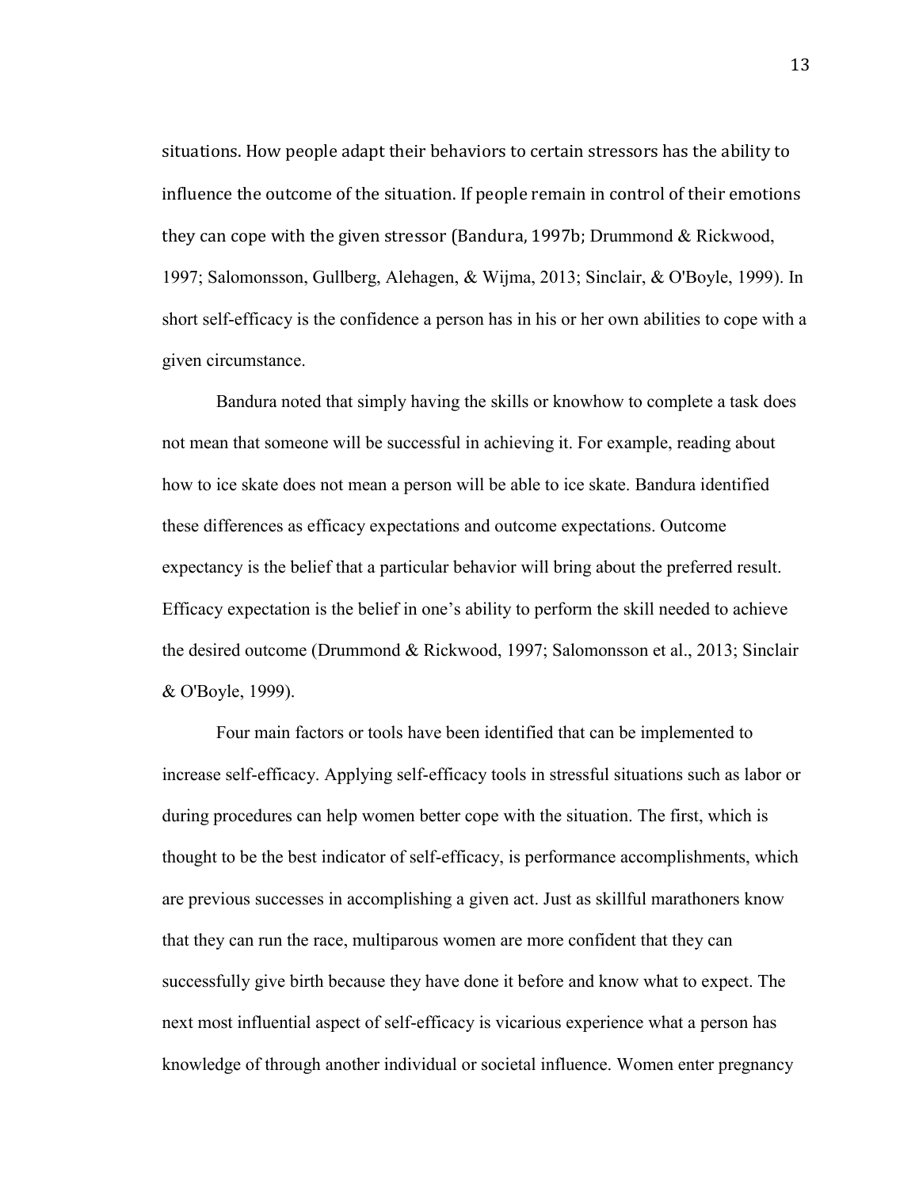situations. How people adapt their behaviors to certain stressors has the ability to influence the outcome of the situation. If people remain in control of their emotions they can cope with the given stressor (Bandura, 1997b; Drummond & Rickwood, 1997; Salomonsson, Gullberg, Alehagen, & Wijma, 2013; Sinclair, & O'Boyle, 1999). In short self-efficacy is the confidence a person has in his or her own abilities to cope with a given circumstance.

Bandura noted that simply having the skills or knowhow to complete a task does not mean that someone will be successful in achieving it. For example, reading about how to ice skate does not mean a person will be able to ice skate. Bandura identified these differences as efficacy expectations and outcome expectations. Outcome expectancy is the belief that a particular behavior will bring about the preferred result. Efficacy expectation is the belief in one's ability to perform the skill needed to achieve the desired outcome (Drummond & Rickwood, 1997; Salomonsson et al., 2013; Sinclair & O'Boyle, 1999).

Four main factors or tools have been identified that can be implemented to increase self-efficacy. Applying self-efficacy tools in stressful situations such as labor or during procedures can help women better cope with the situation. The first, which is thought to be the best indicator of self-efficacy, is performance accomplishments, which are previous successes in accomplishing a given act. Just as skillful marathoners know that they can run the race, multiparous women are more confident that they can successfully give birth because they have done it before and know what to expect. The next most influential aspect of self-efficacy is vicarious experience what a person has knowledge of through another individual or societal influence. Women enter pregnancy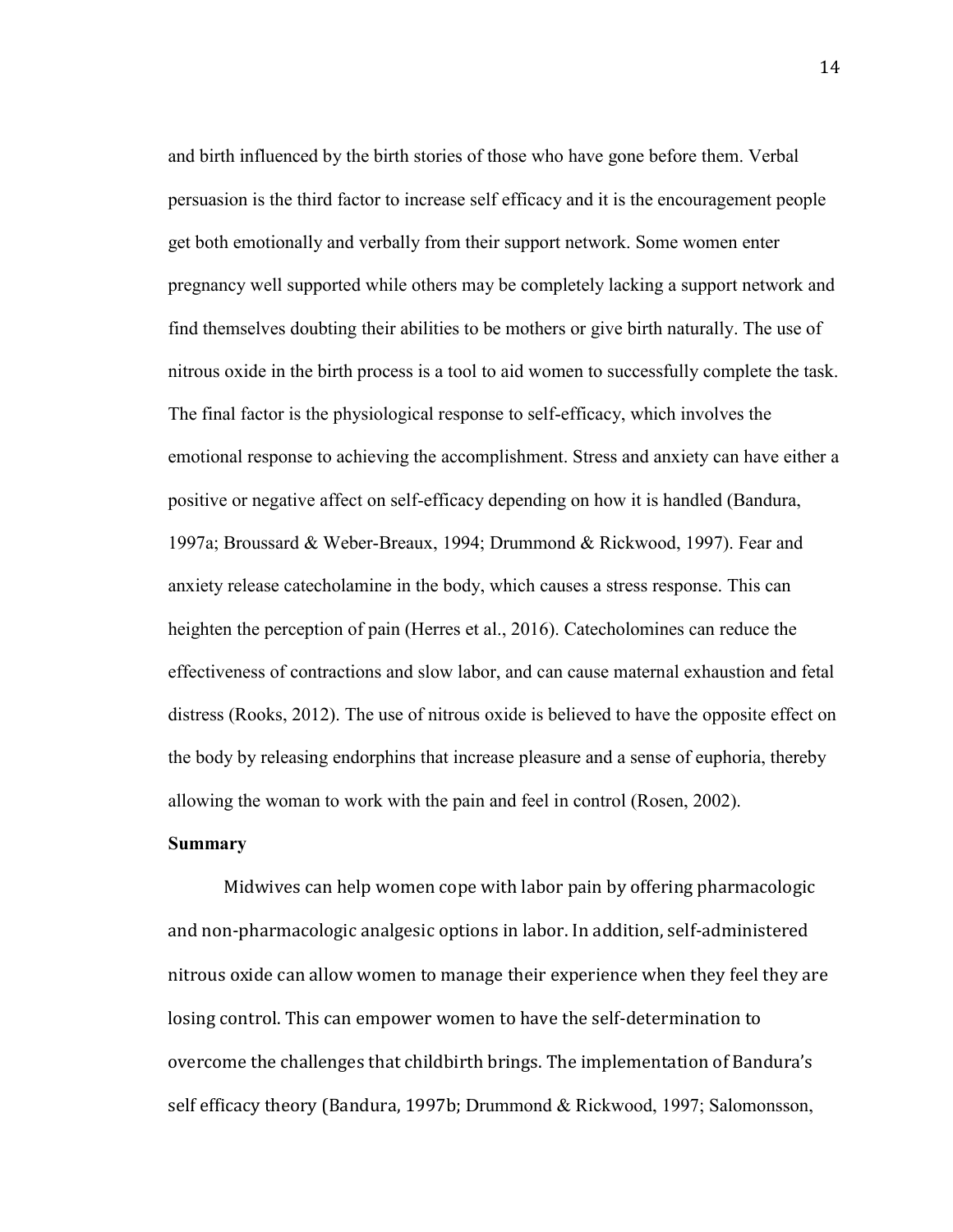and birth influenced by the birth stories of those who have gone before them. Verbal persuasion is the third factor to increase self efficacy and it is the encouragement people get both emotionally and verbally from their support network. Some women enter pregnancy well supported while others may be completely lacking a support network and find themselves doubting their abilities to be mothers or give birth naturally. The use of nitrous oxide in the birth process is a tool to aid women to successfully complete the task. The final factor is the physiological response to self-efficacy, which involves the emotional response to achieving the accomplishment. Stress and anxiety can have either a positive or negative affect on self-efficacy depending on how it is handled (Bandura, 1997a; Broussard & Weber-Breaux, 1994; Drummond & Rickwood, 1997). Fear and anxiety release catecholamine in the body, which causes a stress response. This can heighten the perception of pain (Herres et al., 2016). Catecholomines can reduce the effectiveness of contractions and slow labor, and can cause maternal exhaustion and fetal distress (Rooks, 2012). The use of nitrous oxide is believed to have the opposite effect on the body by releasing endorphins that increase pleasure and a sense of euphoria, thereby allowing the woman to work with the pain and feel in control (Rosen, 2002).

**Summary**

Midwives can help women cope with labor pain by offering pharmacologic and non-pharmacologic analgesic options in labor. In addition, self-administered nitrous oxide can allow women to manage their experience when they feel they are losing control. This can empower women to have the self-determination to overcome the challenges that childbirth brings. The implementation of Bandura's self efficacy theory (Bandura, 1997b; Drummond & Rickwood, 1997; Salomonsson,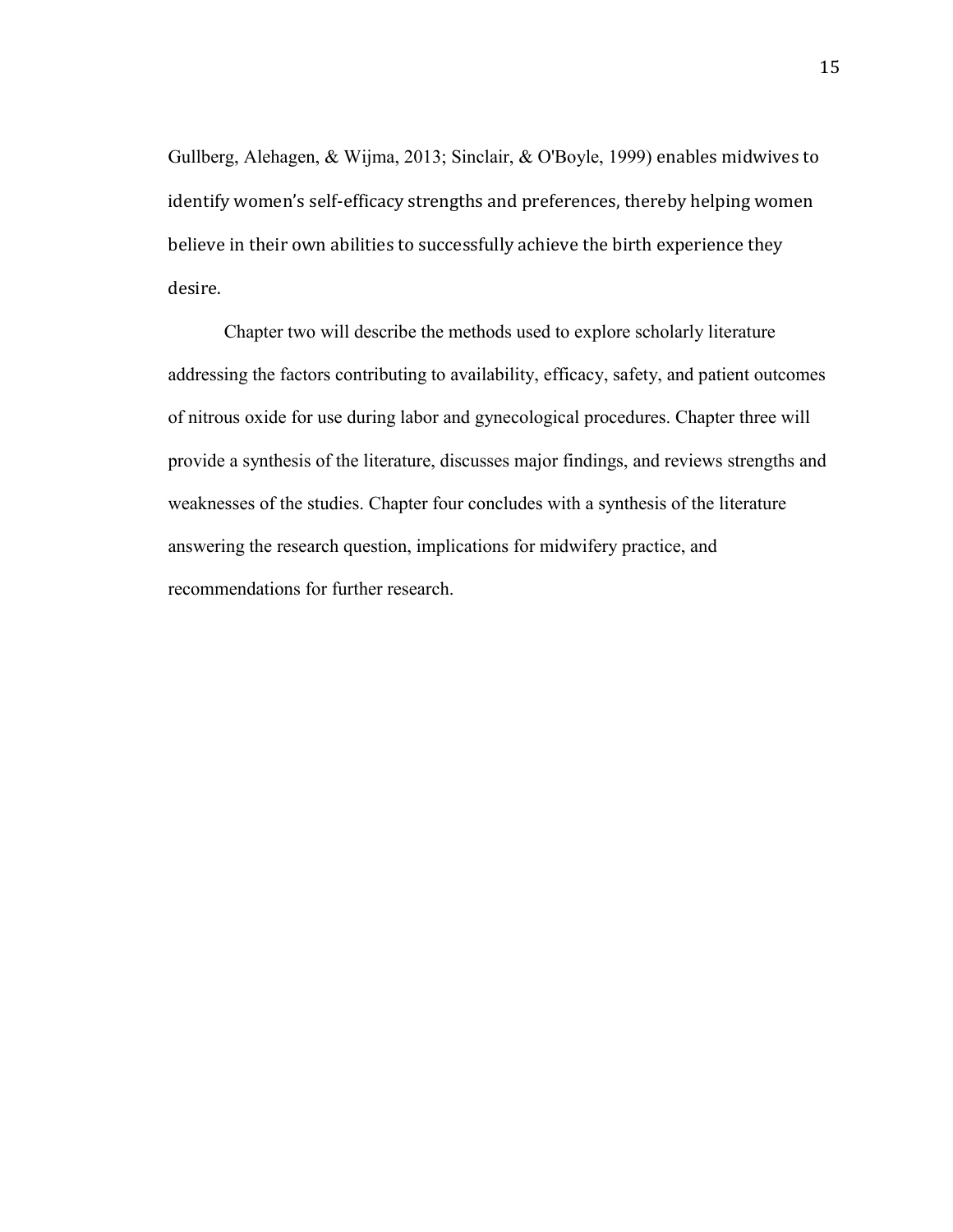Gullberg, Alehagen, & Wijma, 2013; Sinclair, & O'Boyle, 1999) enables midwives to identify women's self-efficacy strengths and preferences, thereby helping women believe in their own abilities to successfully achieve the birth experience they desire.

Chapter two will describe the methods used to explore scholarly literature addressing the factors contributing to availability, efficacy, safety, and patient outcomes of nitrous oxide for use during labor and gynecological procedures. Chapter three will provide a synthesis of the literature, discusses major findings, and reviews strengths and weaknesses of the studies. Chapter four concludes with a synthesis of the literature answering the research question, implications for midwifery practice, and recommendations for further research.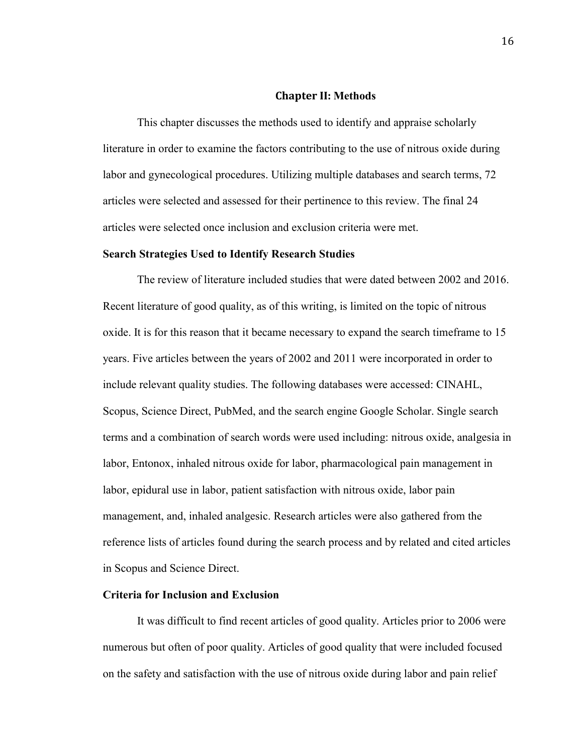# Chapter II: Methods

This chapter discusses the methods used to identify and appraise scholarly literature in order to examine the factors contributing to the use of nitrous oxide during labor and gynecological procedures. Utilizing multiple databases and search terms, 72 articles were selected and assessed for their pertinence to this review. The final 24 articles were selected once inclusion and exclusion criteria were met.

## Search Strategies Used to Identify Research Studies

The review of literature included studies that were dated between 2002 and 2016. Recent literature of good quality, as of this writing, is limited on the topic of nitrous oxide. It is for this reason that it became necessary to expand the search timeframe to 15 years. Five articles between the years of 2002 and 2011 were incorporated in order to include relevant quality studies. The following databases were accessed: CINAHL, Scopus, Science Direct, PubMed, and the search engine Google Scholar. Single search terms and a combination of search words were used including: nitrous oxide, analgesia in labor, Entonox, inhaled nitrous oxide for labor, pharmacological pain management in labor, epidural use in labor, patient satisfaction with nitrous oxide, labor pain management, and, inhaled analgesic. Research articles were also gathered from the reference lists of articles found during the search process and by related and cited articles in Scopus and Science Direct.

## Criteria for Inclusion and Exclusion

It was difficult to find recent articles of good quality. Articles prior to 2006 were numerous but often of poor quality. Articles of good quality that were included focused on the safety and satisfaction with the use of nitrous oxide during labor and pain relief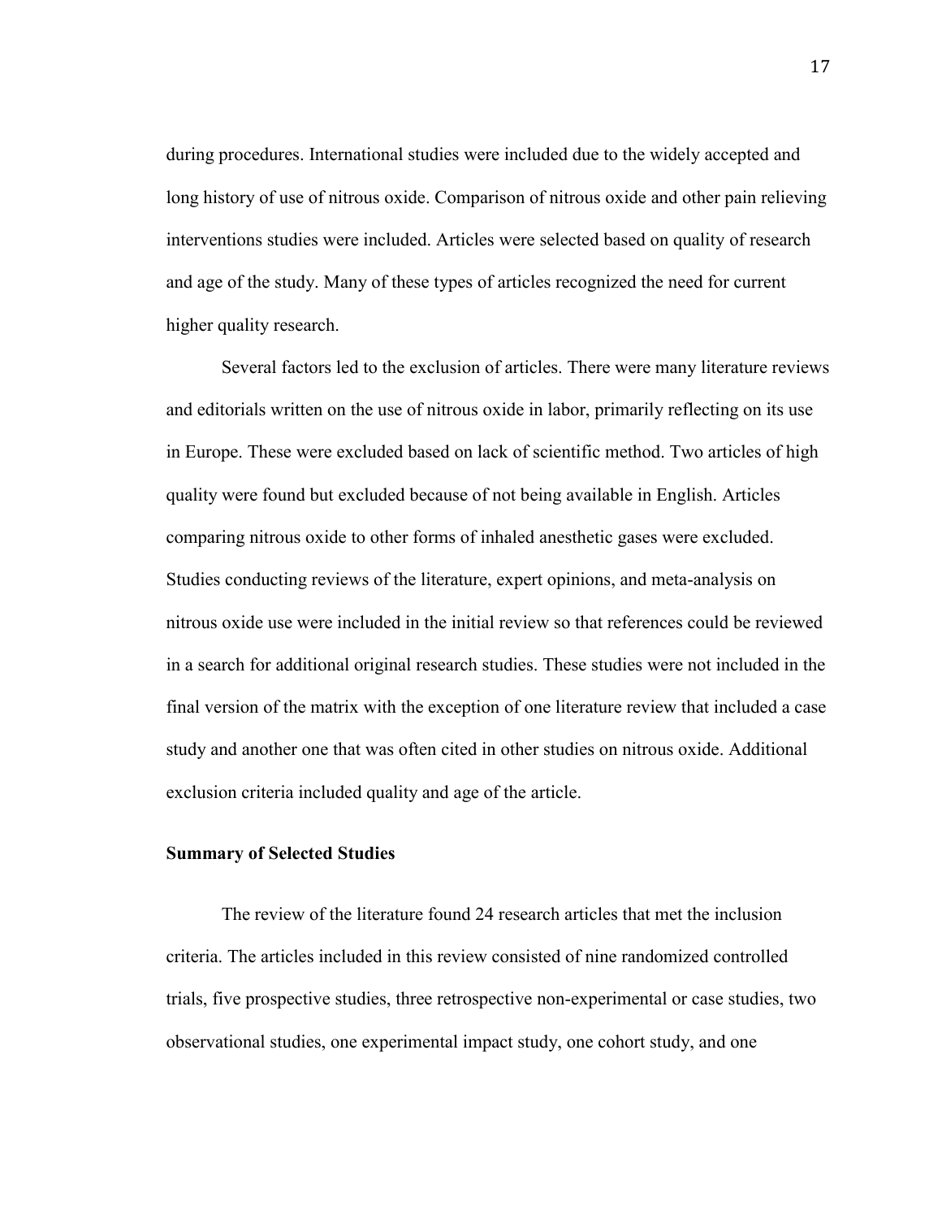during procedures. International studies were included due to the widely accepted and long history of use of nitrous oxide. Comparison of nitrous oxide and other pain relieving interventions studies were included. Articles were selected based on quality of research and age of the study. Many of these types of articles recognized the need for current higher quality research.

Several factors led to the exclusion of articles. There were many literature reviews and editorials written on the use of nitrous oxide in labor, primarily reflecting on its use in Europe. These were excluded based on lack of scientific method. Two articles of high quality were found but excluded because of not being available in English. Articles comparing nitrous oxide to other forms of inhaled anesthetic gases were excluded. Studies conducting reviews of the literature, expert opinions, and meta-analysis on nitrous oxide use were included in the initial review so that references could be reviewed in a search for additional original research studies. These studies were not included in the final version of the matrix with the exception of one literature review that included a case study and another one that was often cited in other studies on nitrous oxide. Additional exclusion criteria included quality and age of the article.

### Summary of Selected Studies

The review of the literature found 24 research articles that met the inclusion criteria. The articles included in this review consisted of nine randomized controlled trials, five prospective studies, three retrospective non-experimental or case studies, two observational studies, one experimental impact study, one cohort study, and one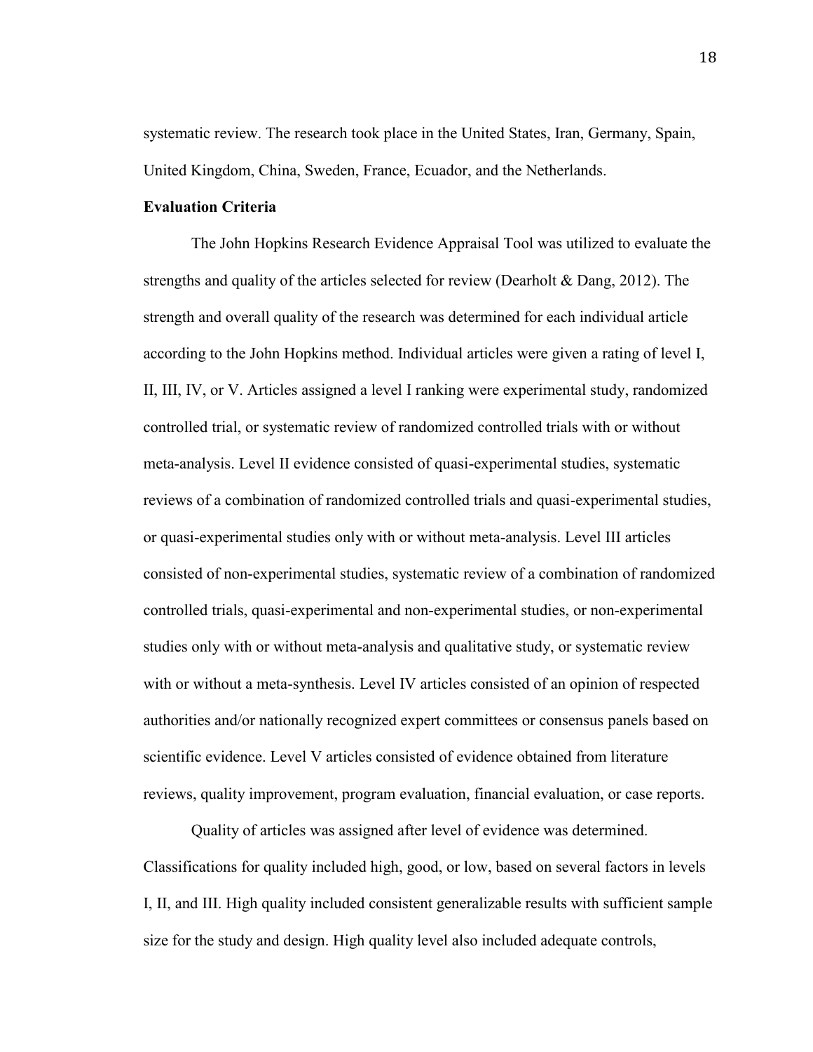systematic review. The research took place in the United States, Iran, Germany, Spain, United Kingdom, China, Sweden, France, Ecuador, and the Netherlands.

**Evaluation Criteria**

The John Hopkins Research Evidence Appraisal Tool was utilized to evaluate the strengths and quality of the articles selected for review (Dearholt & Dang, 2012). The strength and overall quality of the research was determined for each individual article according to the John Hopkins method. Individual articles were given a rating of level I, II, III, IV, or V. Articles assigned a level I ranking were experimental study, randomized controlled trial, or systematic review of randomized controlled trials with or without meta-analysis. Level II evidence consisted of quasi-experimental studies, systematic reviews of a combination of randomized controlled trials and quasi-experimental studies, or quasi-experimental studies only with or without meta-analysis. Level III articles consisted of non-experimental studies, systematic review of a combination of randomized controlled trials, quasi-experimental and non-experimental studies, or non-experimental studies only with or without meta-analysis and qualitative study, or systematic review with or without a meta-synthesis. Level IV articles consisted of an opinion of respected authorities and/or nationally recognized expert committees or consensus panels based on scientific evidence. Level V articles consisted of evidence obtained from literature reviews, quality improvement, program evaluation, financial evaluation, or case reports.

Quality of articles was assigned after level of evidence was determined. Classifications for quality included high, good, or low, based on several factors in levels I, II, and III. High quality included consistent generalizable results with sufficient sample size for the study and design. High quality level also included adequate controls,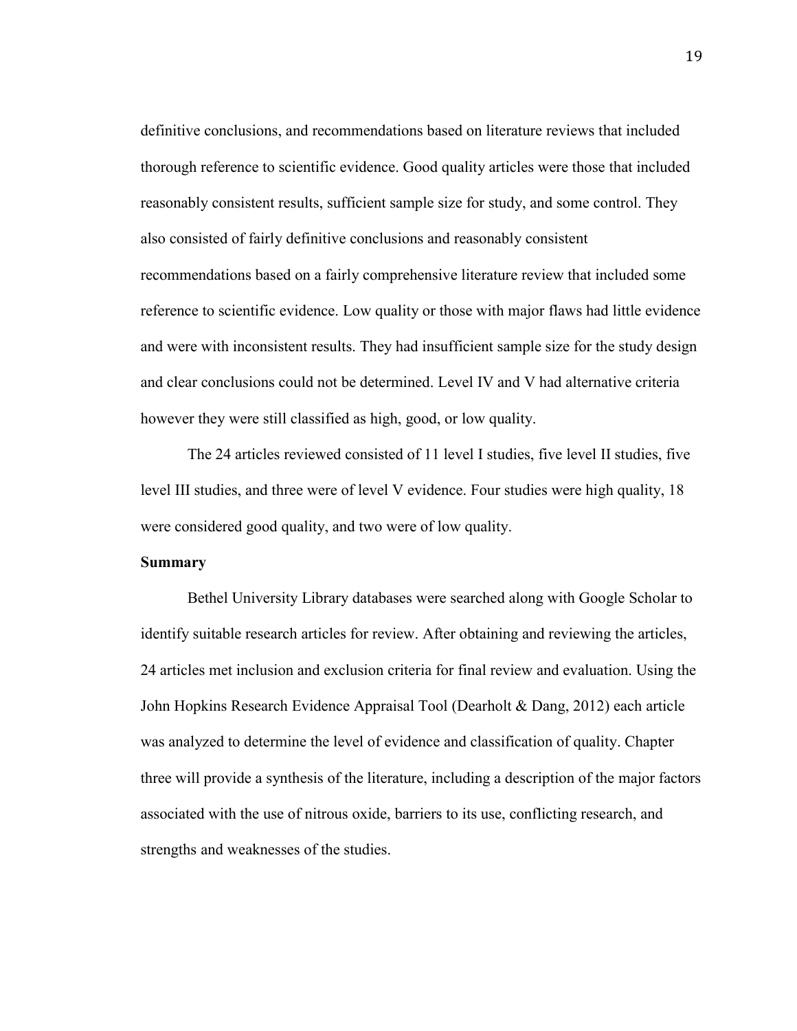definitive conclusions, and recommendations based on literature reviews that included thorough reference to scientific evidence. Good quality articles were those that included reasonably consistent results, sufficient sample size for study, and some control. They also consisted of fairly definitive conclusions and reasonably consistent recommendations based on a fairly comprehensive literature review that included some reference to scientific evidence. Low quality or those with major flaws had little evidence and were with inconsistent results. They had insufficient sample size for the study design and clear conclusions could not be determined. Level IV and V had alternative criteria however they were still classified as high, good, or low quality.

The 24 articles reviewed consisted of 11 level I studies, five level II studies, five level III studies, and three were of level V evidence. Four studies were high quality, 18 were considered good quality, and two were of low quality.

**Summary**

Bethel University Library databases were searched along with Google Scholar to identify suitable research articles for review. After obtaining and reviewing the articles, 24 articles met inclusion and exclusion criteria for final review and evaluation. Using the John Hopkins Research Evidence Appraisal Tool (Dearholt & Dang, 2012) each article was analyzed to determine the level of evidence and classification of quality. Chapter three will provide a synthesis of the literature, including a description of the major factors associated with the use of nitrous oxide, barriers to its use, conflicting research, and strengths and weaknesses of the studies.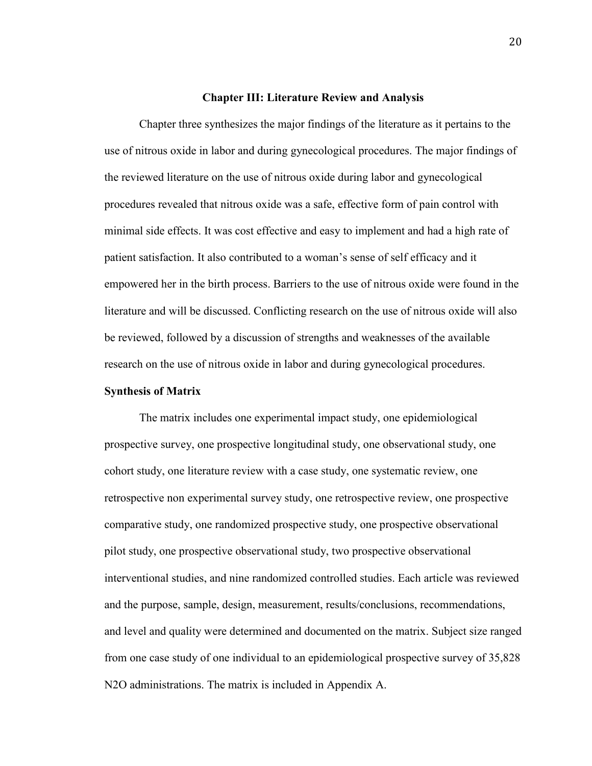# Chapter III: Literature Review and Analysis

Chapter three synthesizes the major findings of the literature as it pertains to the use of nitrous oxide in labor and during gynecological procedures. The major findings of the reviewed literature on the use of nitrous oxide during labor and gynecological procedures revealed that nitrous oxide was a safe, effective form of pain control with minimal side effects. It was cost effective and easy to implement and had a high rate of patient satisfaction. It also contributed to a woman's sense of self efficacy and it empowered her in the birth process. Barriers to the use of nitrous oxide were found in the literature and will be discussed. Conflicting research on the use of nitrous oxide will also be reviewed, followed by a discussion of strengths and weaknesses of the available research on the use of nitrous oxide in labor and during gynecological procedures.

## Synthesis of Matrix

The matrix includes one experimental impact study, one epidemiological prospective survey, one prospective longitudinal study, one observational study, one cohort study, one literature review with a case study, one systematic review, one retrospective non experimental survey study, one retrospective review, one prospective comparative study, one randomized prospective study, one prospective observational pilot study, one prospective observational study, two prospective observational interventional studies, and nine randomized controlled studies. Each article was reviewed and the purpose, sample, design, measurement, results/conclusions, recommendations, and level and quality were determined and documented on the matrix. Subject size ranged from one case study of one individual to an epidemiological prospective survey of 35,828 $N_2O$ administrations. The matrix is included in Appendix A.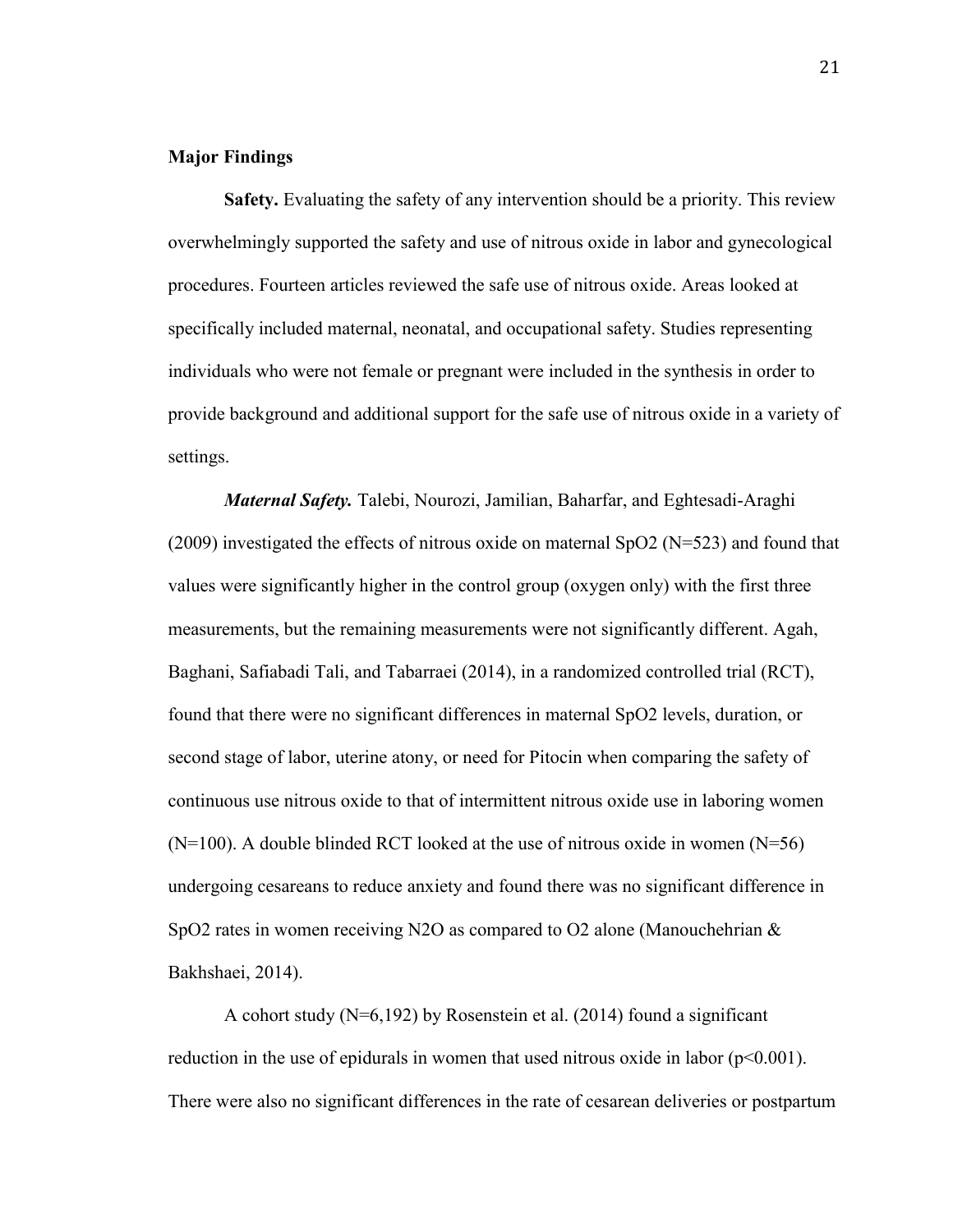## Major Findings

**Safety.** Evaluating the safety of any intervention should be a priority. This review overwhelmingly supported the safety and use of nitrous oxide in labor and gynecological procedures. Fourteen articles reviewed the safe use of nitrous oxide. Areas looked at specifically included maternal, neonatal, and occupational safety. Studies representing individuals who were not female or pregnant were included in the synthesis in order to provide background and additional support for the safe use of nitrous oxide in a variety of settings.

***Maternal Safety.*** Talebi, Nourozi, Jamilian, Baharfar, and Eghtesadi-Araghi (2009) investigated the effects of nitrous oxide on maternal $SpO_2$ (N=523) and found that values were significantly higher in the control group (oxygen only) with the first three measurements, but the remaining measurements were not significantly different. Agah, Baghani, Safiabadi Tali, and Tabarraei (2014), in a randomized controlled trial (RCT), found that there were no significant differences in maternal $SpO_2$ levels, duration, or second stage of labor, uterine atony, or need for Pitocin when comparing the safety of continuous use nitrous oxide to that of intermittent nitrous oxide use in laboring women (N=100). A double blinded RCT looked at the use of nitrous oxide in women (N=56) undergoing cesareans to reduce anxiety and found there was no significant difference in $SpO_2$ rates in women receiving $N_2O$ as compared to $O_2$ alone (Manouchehrian & Bakhshaei, 2014).

A cohort study (N=6,192) by Rosenstein et al. (2014) found a significant reduction in the use of epidurals in women that used nitrous oxide in labor ($p<0.001$). There were also no significant differences in the rate of cesarean deliveries or postpartum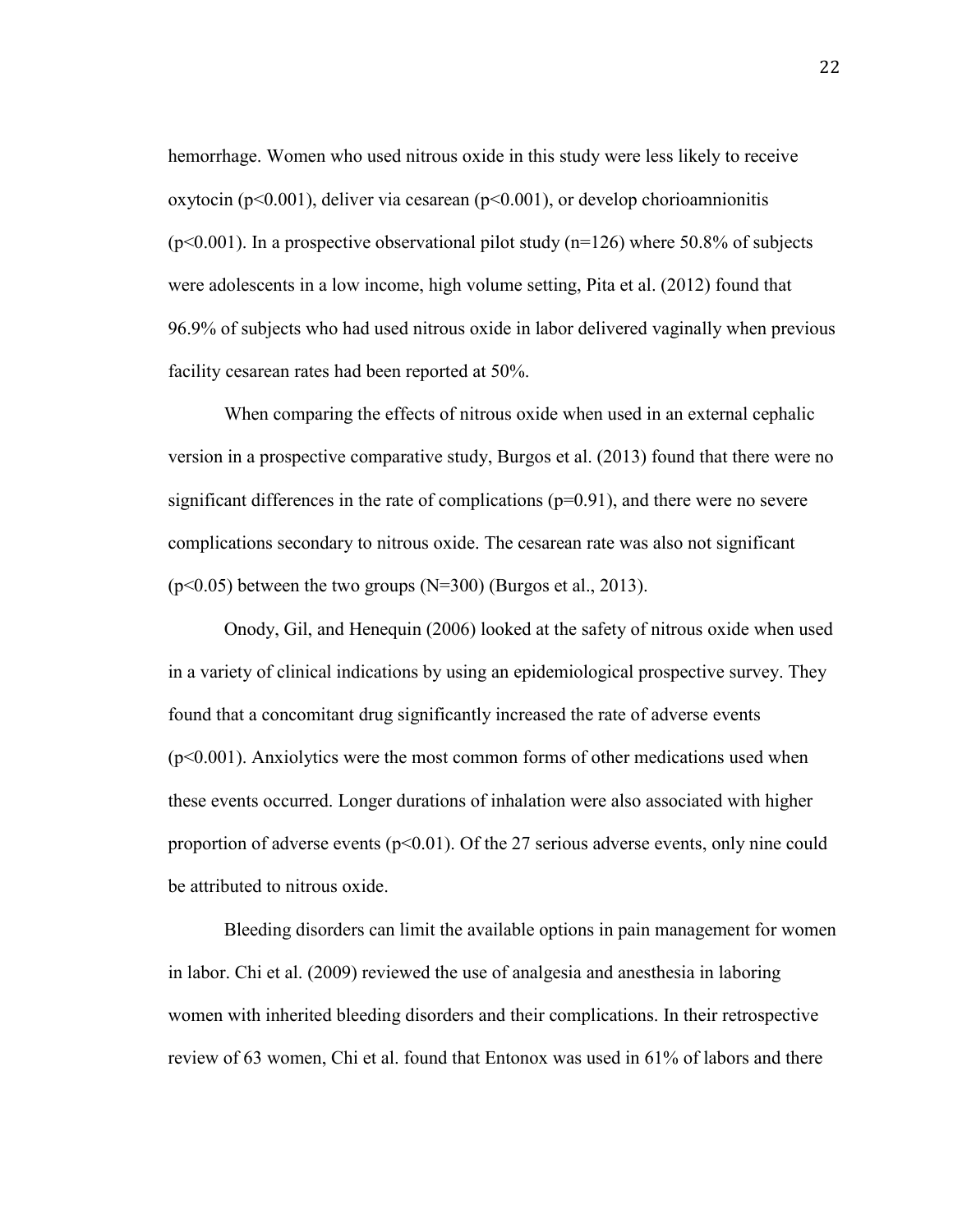hemorrhage. Women who used nitrous oxide in this study were less likely to receive oxytocin ($p<0.001$), deliver via cesarean ($p<0.001$), or develop chorioamnionitis ($p<0.001$). In a prospective observational pilot study ($n=126$) where 50.8% of subjects were adolescents in a low income, high volume setting, Pita et al. (2012) found that 96.9% of subjects who had used nitrous oxide in labor delivered vaginally when previous facility cesarean rates had been reported at 50%.

When comparing the effects of nitrous oxide when used in an external cephalic version in a prospective comparative study, Burgos et al. (2013) found that there were no significant differences in the rate of complications ($p=0.91$), and there were no severe complications secondary to nitrous oxide. The cesarean rate was also not significant ($p<0.05$) between the two groups ($N=300$) (Burgos et al., 2013).

Onody, Gil, and Henequin (2006) looked at the safety of nitrous oxide when used in a variety of clinical indications by using an epidemiological prospective survey. They found that a concomitant drug significantly increased the rate of adverse events ($p<0.001$). Anxiolytics were the most common forms of other medications used when these events occurred. Longer durations of inhalation were also associated with higher proportion of adverse events ($p<0.01$). Of the 27 serious adverse events, only nine could be attributed to nitrous oxide.

Bleeding disorders can limit the available options in pain management for women in labor. Chi et al. (2009) reviewed the use of analgesia and anesthesia in laboring women with inherited bleeding disorders and their complications. In their retrospective review of 63 women, Chi et al. found that Entonox was used in 61% of labors and there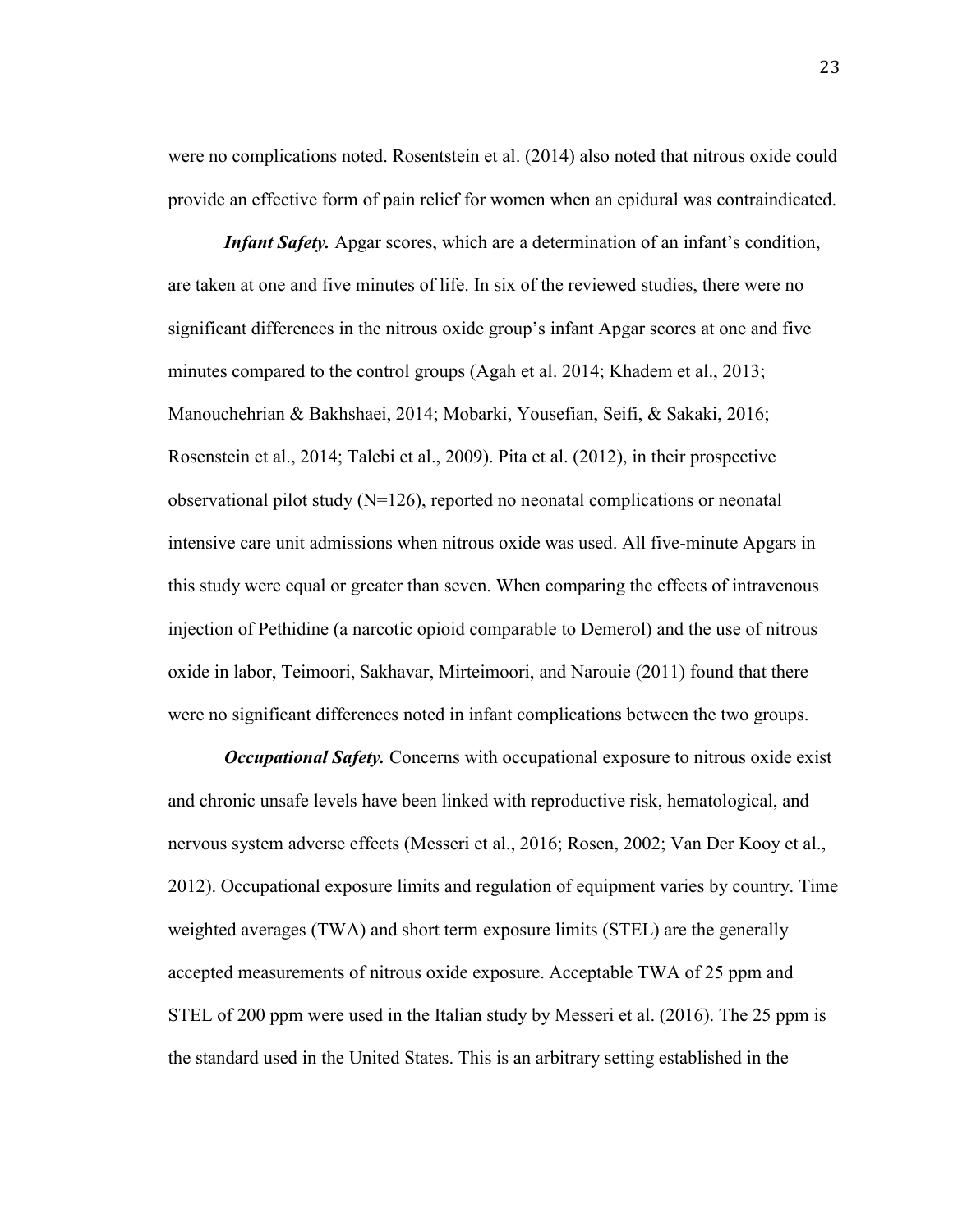were no complications noted. Rosentstein et al. (2014) also noted that nitrous oxide could provide an effective form of pain relief for women when an epidural was contraindicated.

***Infant Safety.*** Apgar scores, which are a determination of an infant's condition, are taken at one and five minutes of life. In six of the reviewed studies, there were no significant differences in the nitrous oxide group's infant Apgar scores at one and five minutes compared to the control groups (Agah et al. 2014; Khadem et al., 2013; Manouchehrian & Bakhshaei, 2014; Mobarki, Yousefian, Seifi, & Sakaki, 2016; Rosenstein et al., 2014; Talebi et al., 2009). Pita et al. (2012), in their prospective observational pilot study (N=126), reported no neonatal complications or neonatal intensive care unit admissions when nitrous oxide was used. All five-minute Apgars in this study were equal or greater than seven. When comparing the effects of intravenous injection of Pethidine (a narcotic opioid comparable to Demerol) and the use of nitrous oxide in labor, Teimoori, Sakhavar, Mirteimoori, and Narouie (2011) found that there were no significant differences noted in infant complications between the two groups.

***Occupational Safety.*** Concerns with occupational exposure to nitrous oxide exist and chronic unsafe levels have been linked with reproductive risk, hematological, and nervous system adverse effects (Messeri et al., 2016; Rosen, 2002; Van Der Kooy et al., 2012). Occupational exposure limits and regulation of equipment varies by country. Time weighted averages (TWA) and short term exposure limits (STEL) are the generally accepted measurements of nitrous oxide exposure. Acceptable TWA of 25 ppm and STEL of 200 ppm were used in the Italian study by Messeri et al. (2016). The 25 ppm is the standard used in the United States. This is an arbitrary setting established in the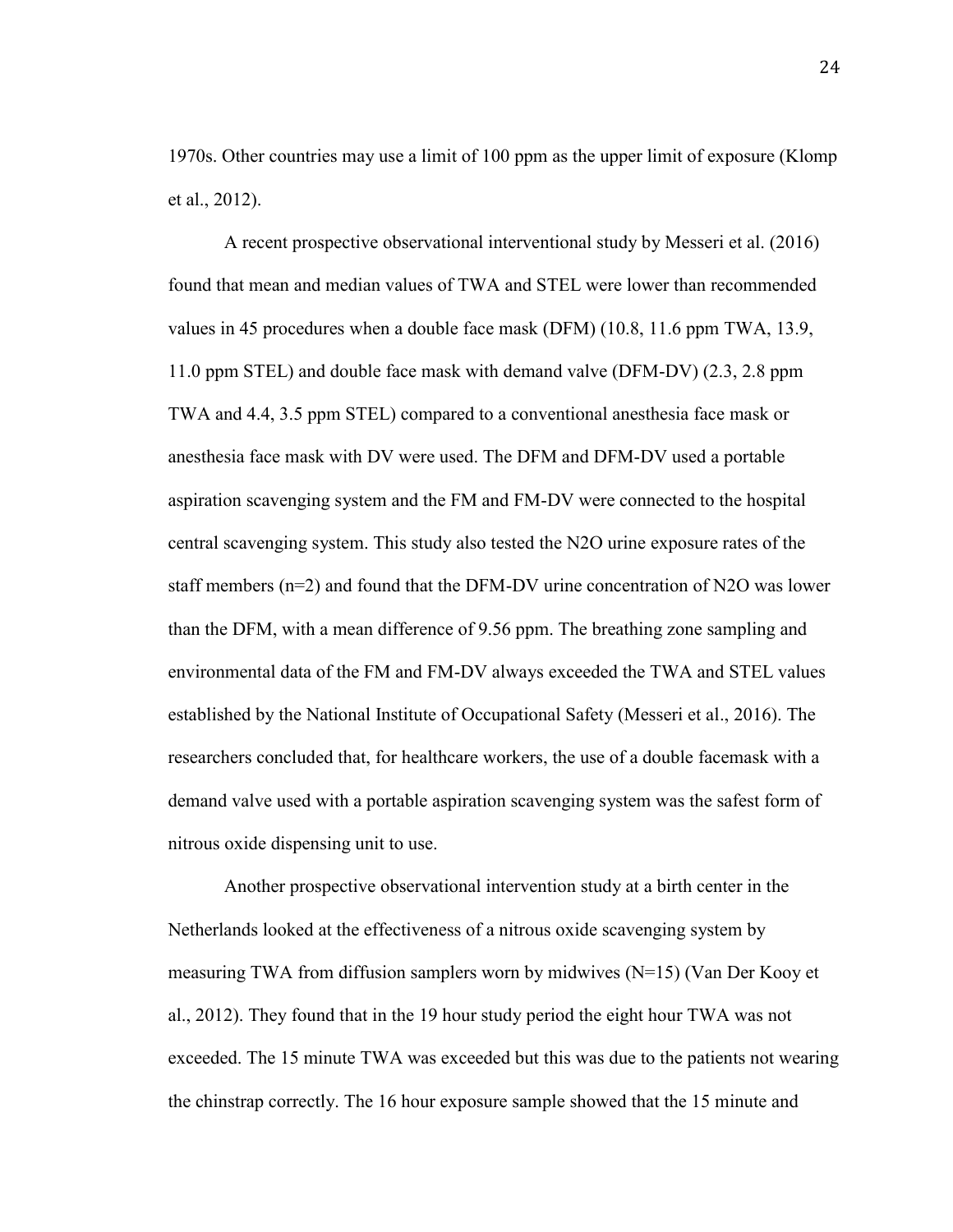1970s. Other countries may use a limit of 100 ppm as the upper limit of exposure (Klomp et al., 2012).

A recent prospective observational interventional study by Messeri et al. (2016) found that mean and median values of TWA and STEL were lower than recommended values in 45 procedures when a double face mask (DFM) (10.8, 11.6 ppm TWA, 13.9, 11.0 ppm STEL) and double face mask with demand valve (DFM-DV) (2.3, 2.8 ppm TWA and 4.4, 3.5 ppm STEL) compared to a conventional anesthesia face mask or anesthesia face mask with DV were used. The DFM and DFM-DV used a portable aspiration scavenging system and the FM and FM-DV were connected to the hospital central scavenging system. This study also tested the $N_2O$ urine exposure rates of the staff members (n=2) and found that the DFM-DV urine concentration of $N_2O$ was lower than the DFM, with a mean difference of 9.56 ppm. The breathing zone sampling and environmental data of the FM and FM-DV always exceeded the TWA and STEL values established by the National Institute of Occupational Safety (Messeri et al., 2016). The researchers concluded that, for healthcare workers, the use of a double facemask with a demand valve used with a portable aspiration scavenging system was the safest form of nitrous oxide dispensing unit to use.

Another prospective observational intervention study at a birth center in the Netherlands looked at the effectiveness of a nitrous oxide scavenging system by measuring TWA from diffusion samplers worn by midwives (N=15) (Van Der Kooy et al., 2012). They found that in the 19 hour study period the eight hour TWA was not exceeded. The 15 minute TWA was exceeded but this was due to the patients not wearing the chinstrap correctly. The 16 hour exposure sample showed that the 15 minute and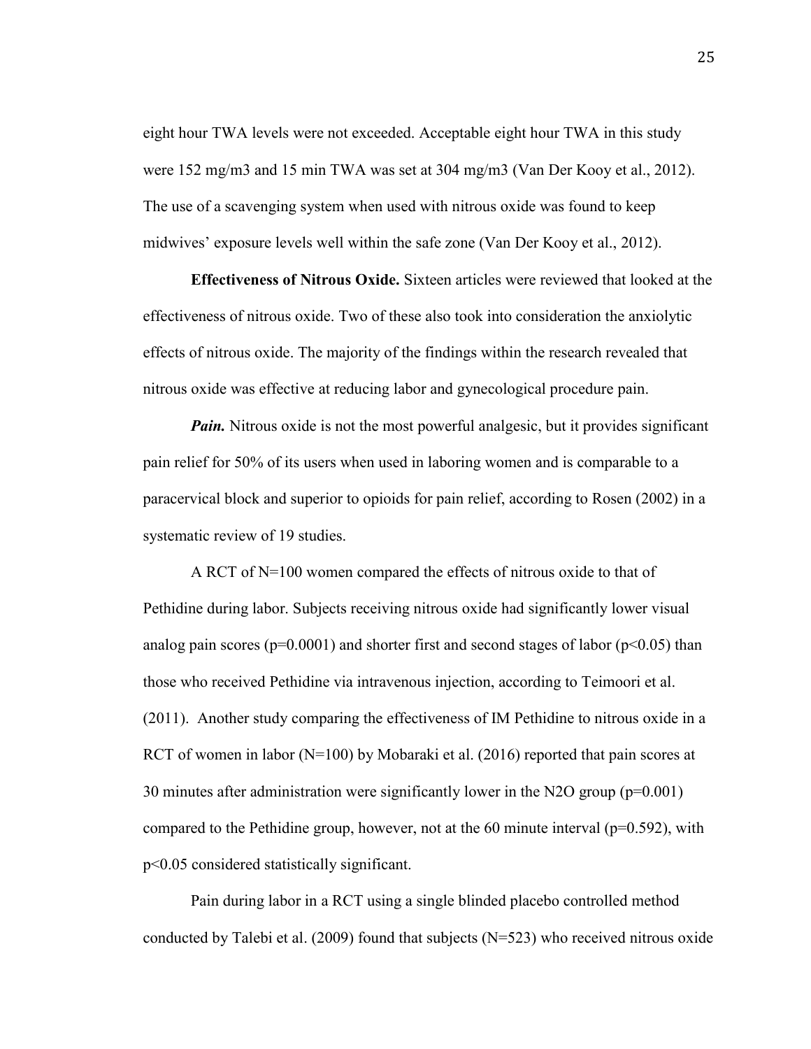eight hour TWA levels were not exceeded. Acceptable eight hour TWA in this study were 152 mg/m3 and 15 min TWA was set at 304 mg/m3 (Van Der Kooy et al., 2012). The use of a scavenging system when used with nitrous oxide was found to keep midwives' exposure levels well within the safe zone (Van Der Kooy et al., 2012).

**Effectiveness of Nitrous Oxide.** Sixteen articles were reviewed that looked at the effectiveness of nitrous oxide. Two of these also took into consideration the anxiolytic effects of nitrous oxide. The majority of the findings within the research revealed that nitrous oxide was effective at reducing labor and gynecological procedure pain.

***Pain.*** Nitrous oxide is not the most powerful analgesic, but it provides significant pain relief for 50% of its users when used in laboring women and is comparable to a paracervical block and superior to opioids for pain relief, according to Rosen (2002) in a systematic review of 19 studies.

A RCT of N=100 women compared the effects of nitrous oxide to that of Pethidine during labor. Subjects receiving nitrous oxide had significantly lower visual analog pain scores ($p=0.0001$) and shorter first and second stages of labor ($p<0.05$) than those who received Pethidine via intravenous injection, according to Teimoori et al. (2011). Another study comparing the effectiveness of IM Pethidine to nitrous oxide in a RCT of women in labor (N=100) by Mobaraki et al. (2016) reported that pain scores at 30 minutes after administration were significantly lower in the $N_2O$ group ($p=0.001$) compared to the Pethidine group, however, not at the 60 minute interval ($p=0.592$), with $p<0.05$ considered statistically significant.

Pain during labor in a RCT using a single blinded placebo controlled method conducted by Talebi et al. (2009) found that subjects (N=523) who received nitrous oxide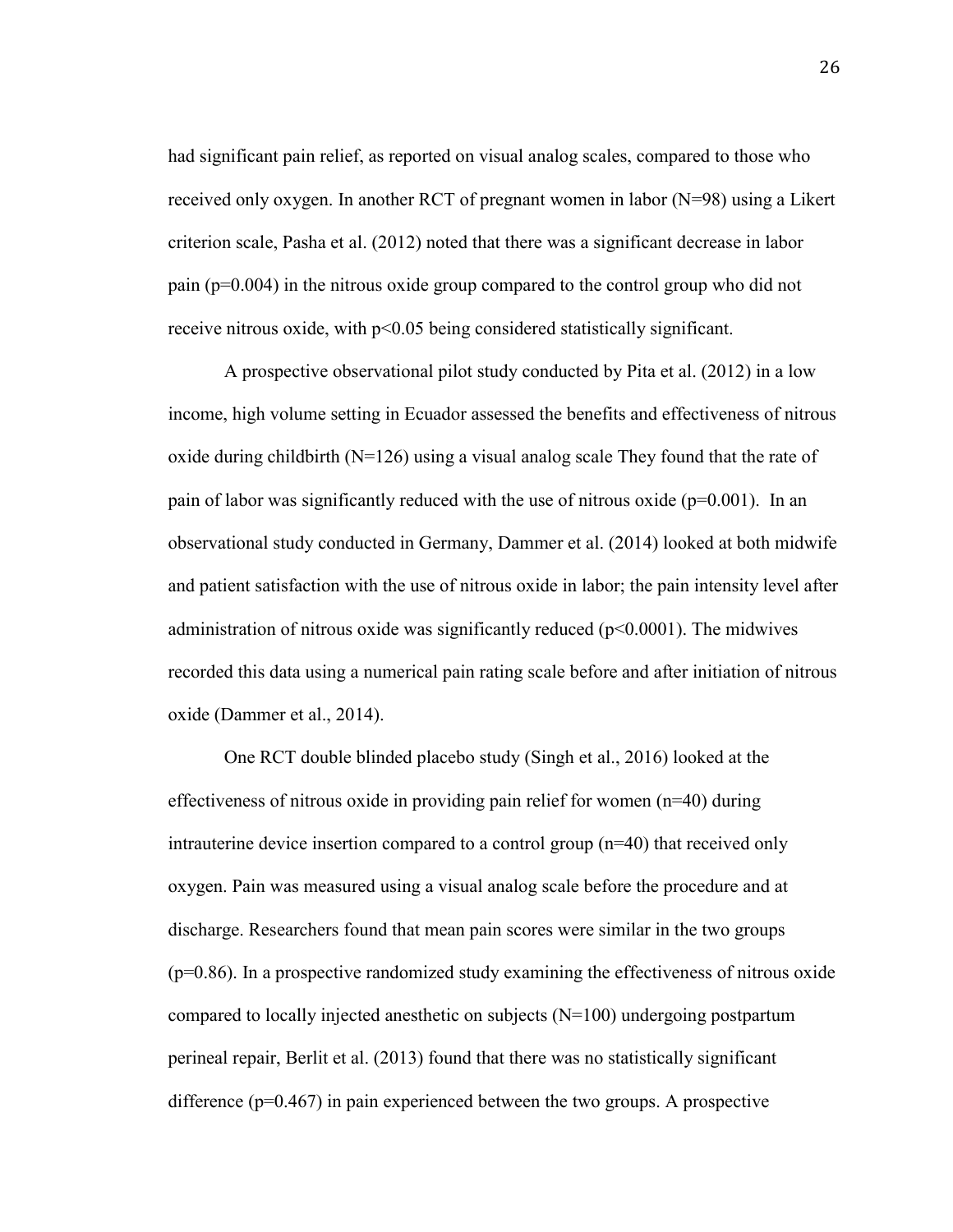had significant pain relief, as reported on visual analog scales, compared to those who received only oxygen. In another RCT of pregnant women in labor (N=98) using a Likert criterion scale, Pasha et al. (2012) noted that there was a significant decrease in labor pain ($p=0.004$) in the nitrous oxide group compared to the control group who did not receive nitrous oxide, with $p<0.05$ being considered statistically significant.

A prospective observational pilot study conducted by Pita et al. (2012) in a low income, high volume setting in Ecuador assessed the benefits and effectiveness of nitrous oxide during childbirth (N=126) using a visual analog scale They found that the rate of pain of labor was significantly reduced with the use of nitrous oxide ($p=0.001$). In an observational study conducted in Germany, Dammer et al. (2014) looked at both midwife and patient satisfaction with the use of nitrous oxide in labor; the pain intensity level after administration of nitrous oxide was significantly reduced ($p<0.0001$). The midwives recorded this data using a numerical pain rating scale before and after initiation of nitrous oxide (Dammer et al., 2014).

One RCT double blinded placebo study (Singh et al., 2016) looked at the effectiveness of nitrous oxide in providing pain relief for women (n=40) during intrauterine device insertion compared to a control group (n=40) that received only oxygen. Pain was measured using a visual analog scale before the procedure and at discharge. Researchers found that mean pain scores were similar in the two groups ($p=0.86$). In a prospective randomized study examining the effectiveness of nitrous oxide compared to locally injected anesthetic on subjects (N=100) undergoing postpartum perineal repair, Berlit et al. (2013) found that there was no statistically significant difference ($p=0.467$) in pain experienced between the two groups. A prospective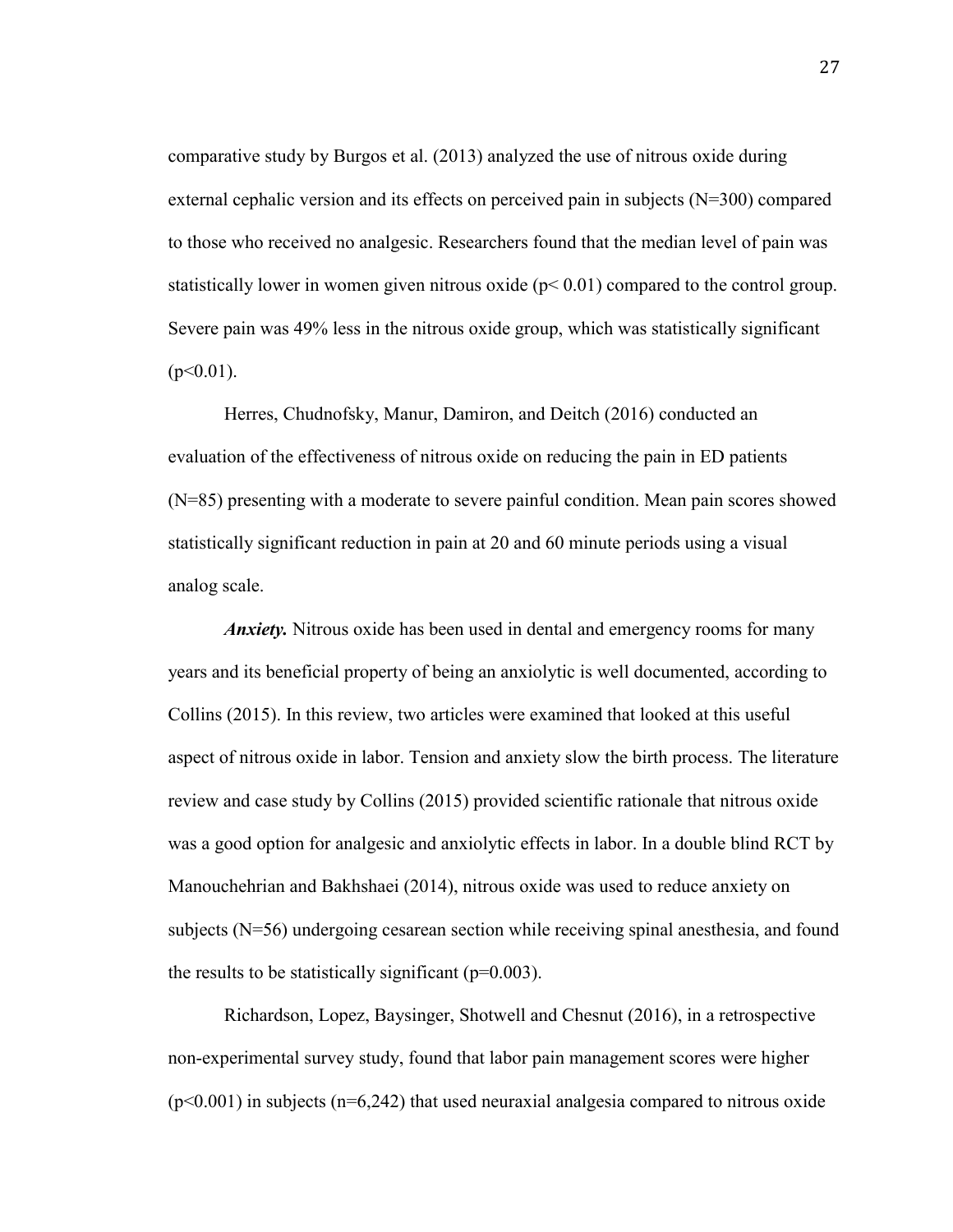comparative study by Burgos et al. (2013) analyzed the use of nitrous oxide during external cephalic version and its effects on perceived pain in subjects (N=300) compared to those who received no analgesic. Researchers found that the median level of pain was statistically lower in women given nitrous oxide ($p < 0.01$) compared to the control group. Severe pain was 49% less in the nitrous oxide group, which was statistically significant ($p < 0.01$).

Herres, Chudnofsky, Manur, Damiron, and Deitch (2016) conducted an evaluation of the effectiveness of nitrous oxide on reducing the pain in ED patients (N=85) presenting with a moderate to severe painful condition. Mean pain scores showed statistically significant reduction in pain at 20 and 60 minute periods using a visual analog scale.

***Anxiety.*** Nitrous oxide has been used in dental and emergency rooms for many years and its beneficial property of being an anxiolytic is well documented, according to Collins (2015). In this review, two articles were examined that looked at this useful aspect of nitrous oxide in labor. Tension and anxiety slow the birth process. The literature review and case study by Collins (2015) provided scientific rationale that nitrous oxide was a good option for analgesic and anxiolytic effects in labor. In a double blind RCT by Manouchehrian and Bakhshaei (2014), nitrous oxide was used to reduce anxiety on subjects (N=56) undergoing cesarean section while receiving spinal anesthesia, and found the results to be statistically significant ($p = 0.003$).

Richardson, Lopez, Baysinger, Shotwell and Chesnut (2016), in a retrospective non-experimental survey study, found that labor pain management scores were higher ($p < 0.001$) in subjects (n=6,242) that used neuraxial analgesia compared to nitrous oxide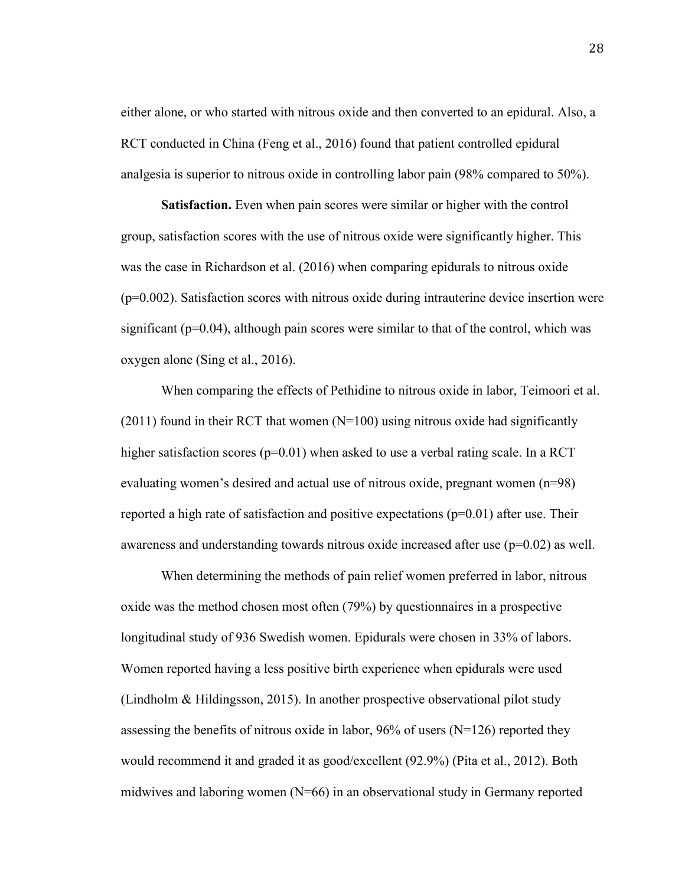either alone, or who started with nitrous oxide and then converted to an epidural. Also, a RCT conducted in China (Feng et al., 2016) found that patient controlled epidural analgesia is superior to nitrous oxide in controlling labor pain (98% compared to 50%).

**Satisfaction.** Even when pain scores were similar or higher with the control group, satisfaction scores with the use of nitrous oxide were significantly higher. This was the case in Richardson et al. (2016) when comparing epidurals to nitrous oxide ($p=0.002$). Satisfaction scores with nitrous oxide during intrauterine device insertion were significant ($p=0.04$), although pain scores were similar to that of the control, which was oxygen alone (Sing et al., 2016).

When comparing the effects of Pethidine to nitrous oxide in labor, Teimoori et al. (2011) found in their RCT that women ($N=100$) using nitrous oxide had significantly higher satisfaction scores ($p=0.01$) when asked to use a verbal rating scale. In a RCT evaluating women's desired and actual use of nitrous oxide, pregnant women ($n=98$) reported a high rate of satisfaction and positive expectations ($p=0.01$) after use. Their awareness and understanding towards nitrous oxide increased after use ($p=0.02$) as well.

When determining the methods of pain relief women preferred in labor, nitrous oxide was the method chosen most often (79%) by questionnaires in a prospective longitudinal study of 936 Swedish women. Epidurals were chosen in 33% of labors. Women reported having a less positive birth experience when epidurals were used (Lindholm & Hildingsson, 2015). In another prospective observational pilot study assessing the benefits of nitrous oxide in labor, 96% of users ($N=126$) reported they would recommend it and graded it as good/excellent (92.9%) (Pita et al., 2012). Both midwives and laboring women ($N=66$) in an observational study in Germany reported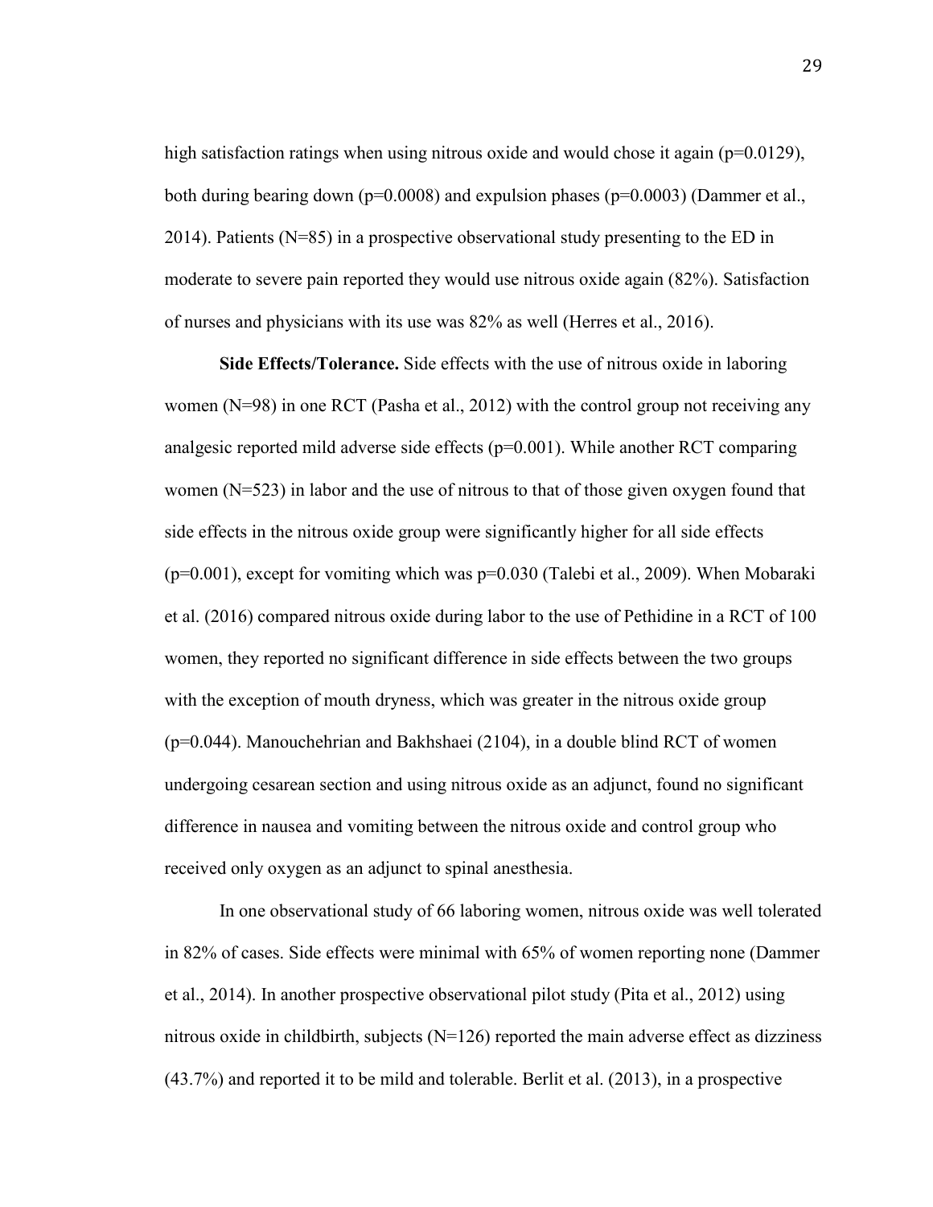high satisfaction ratings when using nitrous oxide and would chose it again ($p=0.0129$), both during bearing down ($p=0.0008$) and expulsion phases ($p=0.0003$) (Dammer et al., 2014). Patients ($N=85$) in a prospective observational study presenting to the ED in moderate to severe pain reported they would use nitrous oxide again (82%). Satisfaction of nurses and physicians with its use was 82% as well (Herres et al., 2016).

**Side Effects/Tolerance.** Side effects with the use of nitrous oxide in laboring women ($N=98$) in one RCT (Pasha et al., 2012) with the control group not receiving any analgesic reported mild adverse side effects ($p=0.001$). While another RCT comparing women ($N=523$) in labor and the use of nitrous to that of those given oxygen found that side effects in the nitrous oxide group were significantly higher for all side effects ($p=0.001$), except for vomiting which was $p=0.030$ (Talebi et al., 2009). When Mobaraki et al. (2016) compared nitrous oxide during labor to the use of Pethidine in a RCT of 100 women, they reported no significant difference in side effects between the two groups with the exception of mouth dryness, which was greater in the nitrous oxide group ($p=0.044$). Manouchehrian and Bakhshaei (2104), in a double blind RCT of women undergoing cesarean section and using nitrous oxide as an adjunct, found no significant difference in nausea and vomiting between the nitrous oxide and control group who received only oxygen as an adjunct to spinal anesthesia.

In one observational study of 66 laboring women, nitrous oxide was well tolerated in 82% of cases. Side effects were minimal with 65% of women reporting none (Dammer et al., 2014). In another prospective observational pilot study (Pita et al., 2012) using nitrous oxide in childbirth, subjects ($N=126$) reported the main adverse effect as dizziness (43.7%) and reported it to be mild and tolerable. Berlit et al. (2013), in a prospective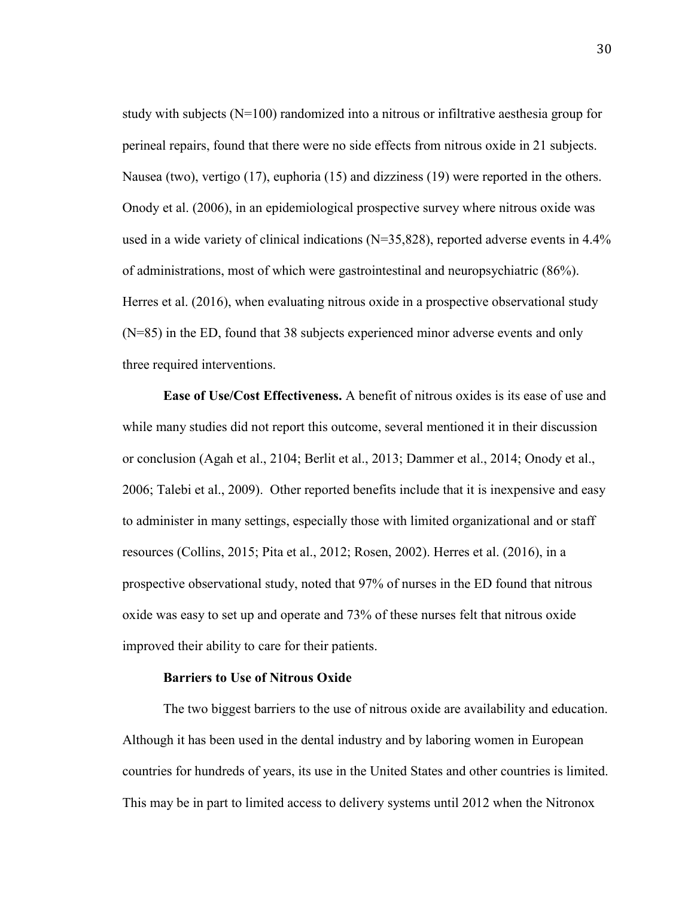study with subjects (N=100) randomized into a nitrous or infiltrative aesthesia group for perineal repairs, found that there were no side effects from nitrous oxide in 21 subjects. Nausea (two), vertigo (17), euphoria (15) and dizziness (19) were reported in the others. Onody et al. (2006), in an epidemiological prospective survey where nitrous oxide was used in a wide variety of clinical indications (N=35,828), reported adverse events in 4.4% of administrations, most of which were gastrointestinal and neuropsychiatric (86%). Herres et al. (2016), when evaluating nitrous oxide in a prospective observational study (N=85) in the ED, found that 38 subjects experienced minor adverse events and only three required interventions.

**Ease of Use/Cost Effectiveness.** A benefit of nitrous oxides is its ease of use and while many studies did not report this outcome, several mentioned it in their discussion or conclusion (Agah et al., 2104; Berlit et al., 2013; Dammer et al., 2014; Onody et al., 2006; Talebi et al., 2009). Other reported benefits include that it is inexpensive and easy to administer in many settings, especially those with limited organizational and or staff resources (Collins, 2015; Pita et al., 2012; Rosen, 2002). Herres et al. (2016), in a prospective observational study, noted that 97% of nurses in the ED found that nitrous oxide was easy to set up and operate and 73% of these nurses felt that nitrous oxide improved their ability to care for their patients.

**Barriers to Use of Nitrous Oxide**

The two biggest barriers to the use of nitrous oxide are availability and education. Although it has been used in the dental industry and by laboring women in European countries for hundreds of years, its use in the United States and other countries is limited. This may be in part to limited access to delivery systems until 2012 when the Nitronox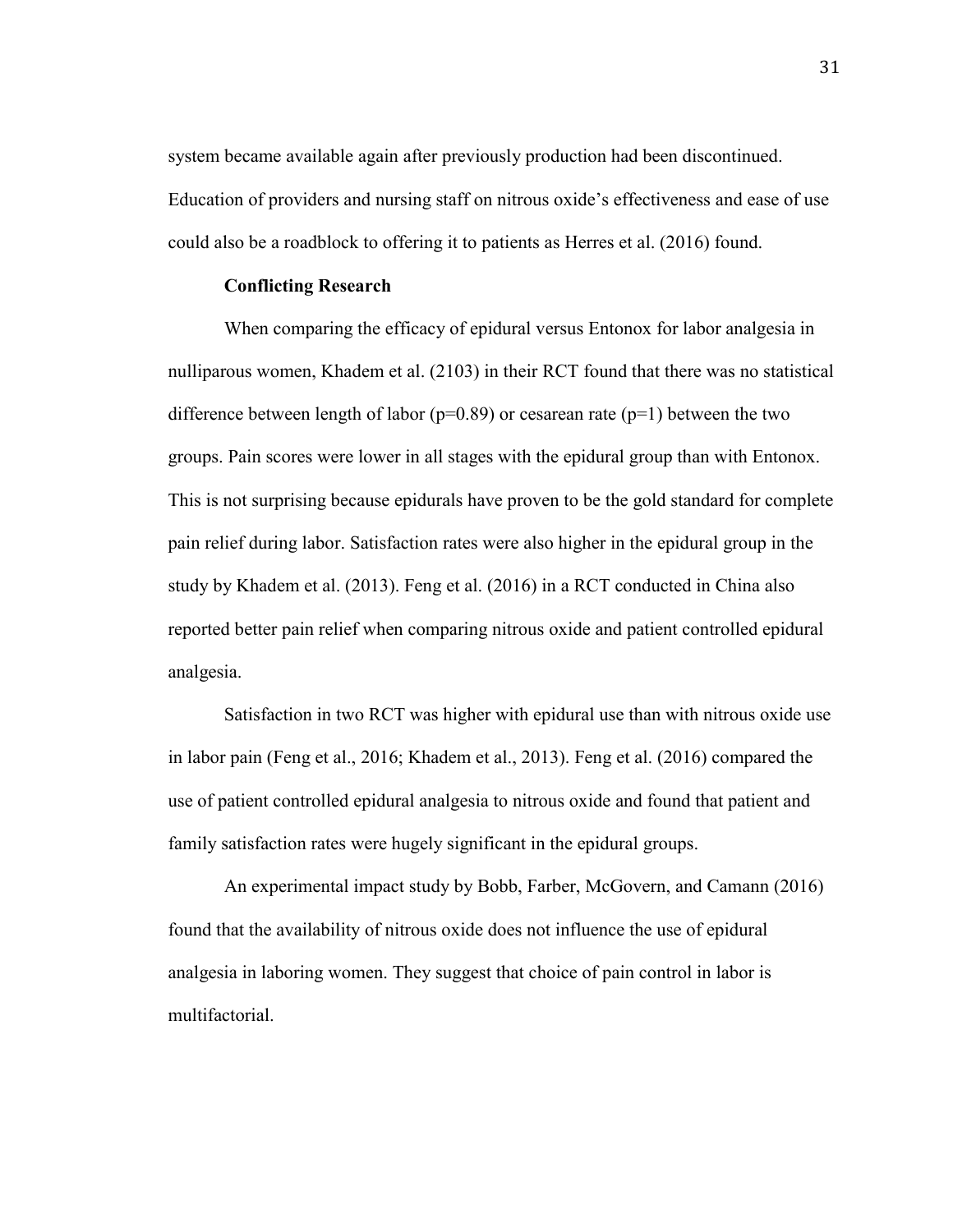system became available again after previously production had been discontinued. Education of providers and nursing staff on nitrous oxide's effectiveness and ease of use could also be a roadblock to offering it to patients as Herres et al. (2016) found.

### Conflicting Research

When comparing the efficacy of epidural versus Entonox for labor analgesia in nulliparous women, Khadem et al. (2103) in their RCT found that there was no statistical difference between length of labor ($p=0.89$) or cesarean rate ($p=1$) between the two groups. Pain scores were lower in all stages with the epidural group than with Entonox. This is not surprising because epidurals have proven to be the gold standard for complete pain relief during labor. Satisfaction rates were also higher in the epidural group in the study by Khadem et al. (2013). Feng et al. (2016) in a RCT conducted in China also reported better pain relief when comparing nitrous oxide and patient controlled epidural analgesia.

Satisfaction in two RCT was higher with epidural use than with nitrous oxide use in labor pain (Feng et al., 2016; Khadem et al., 2013). Feng et al. (2016) compared the use of patient controlled epidural analgesia to nitrous oxide and found that patient and family satisfaction rates were hugely significant in the epidural groups.

An experimental impact study by Bobb, Farber, McGovern, and Camann (2016) found that the availability of nitrous oxide does not influence the use of epidural analgesia in laboring women. They suggest that choice of pain control in labor is multifactorial.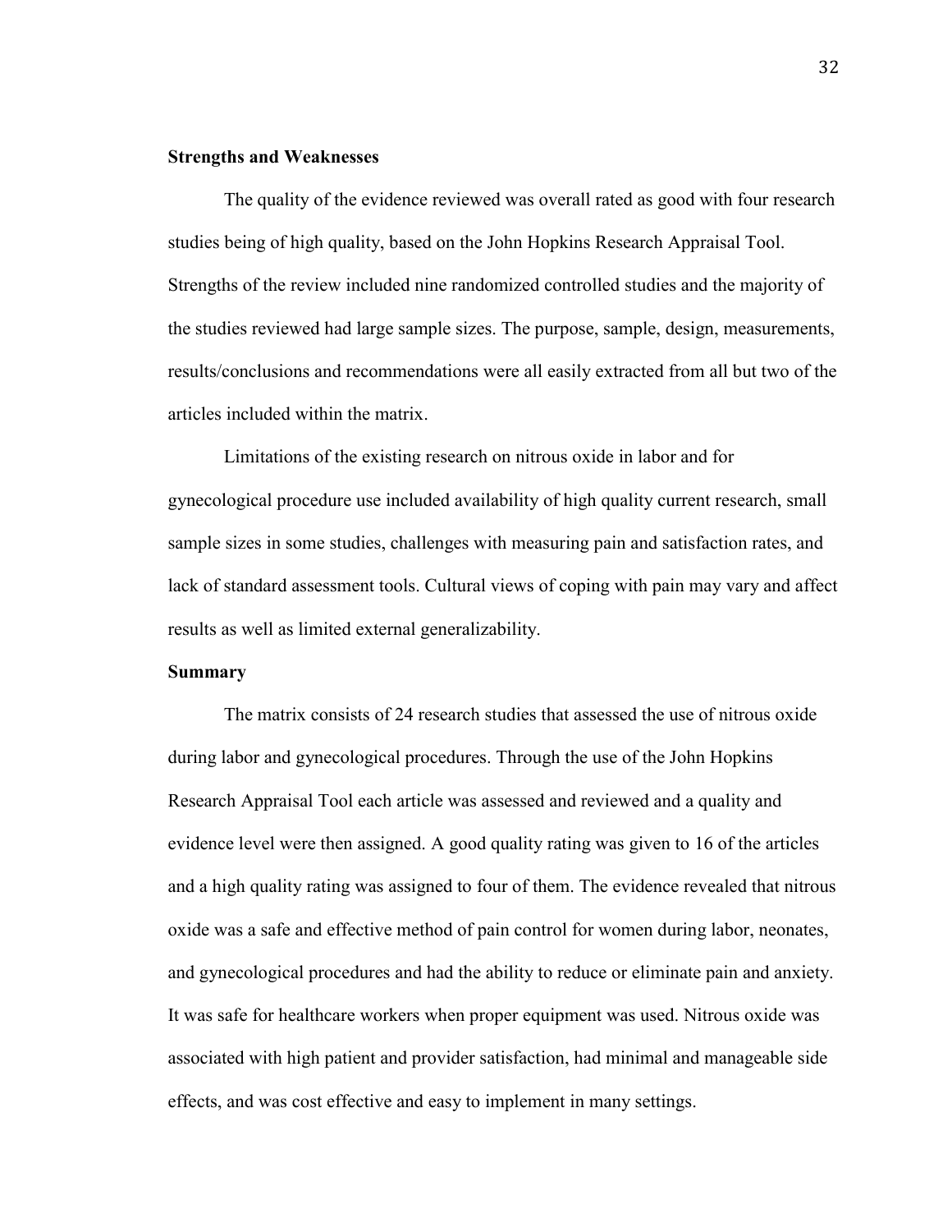## Strengths and Weaknesses

The quality of the evidence reviewed was overall rated as good with four research studies being of high quality, based on the John Hopkins Research Appraisal Tool. Strengths of the review included nine randomized controlled studies and the majority of the studies reviewed had large sample sizes. The purpose, sample, design, measurements, results/conclusions and recommendations were all easily extracted from all but two of the articles included within the matrix.

Limitations of the existing research on nitrous oxide in labor and for gynecological procedure use included availability of high quality current research, small sample sizes in some studies, challenges with measuring pain and satisfaction rates, and lack of standard assessment tools. Cultural views of coping with pain may vary and affect results as well as limited external generalizability.

## Summary

The matrix consists of 24 research studies that assessed the use of nitrous oxide during labor and gynecological procedures. Through the use of the John Hopkins Research Appraisal Tool each article was assessed and reviewed and a quality and evidence level were then assigned. A good quality rating was given to 16 of the articles and a high quality rating was assigned to four of them. The evidence revealed that nitrous oxide was a safe and effective method of pain control for women during labor, neonates, and gynecological procedures and had the ability to reduce or eliminate pain and anxiety. It was safe for healthcare workers when proper equipment was used. Nitrous oxide was associated with high patient and provider satisfaction, had minimal and manageable side effects, and was cost effective and easy to implement in many settings.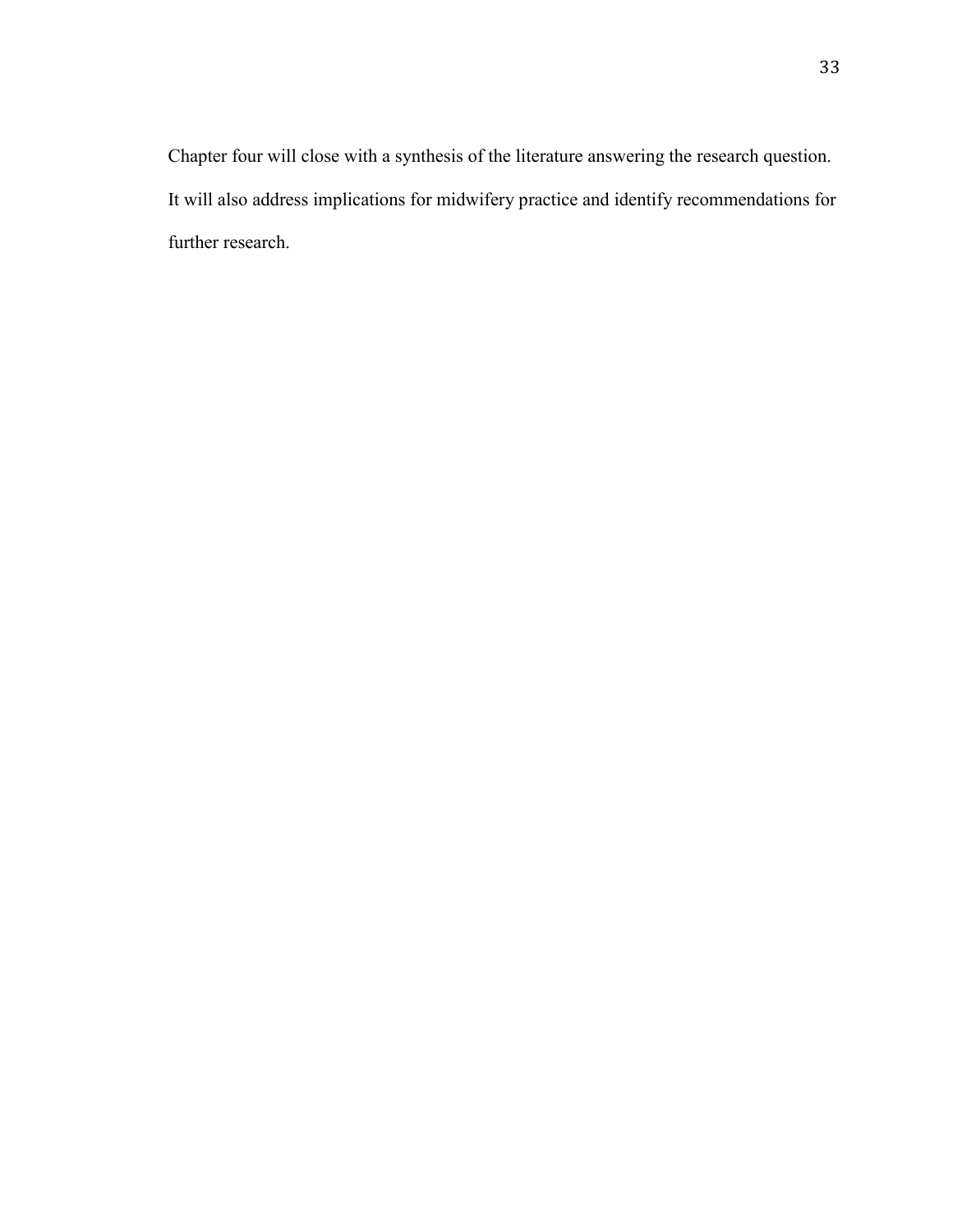Chapter four will close with a synthesis of the literature answering the research question. It will also address implications for midwifery practice and identify recommendations for further research.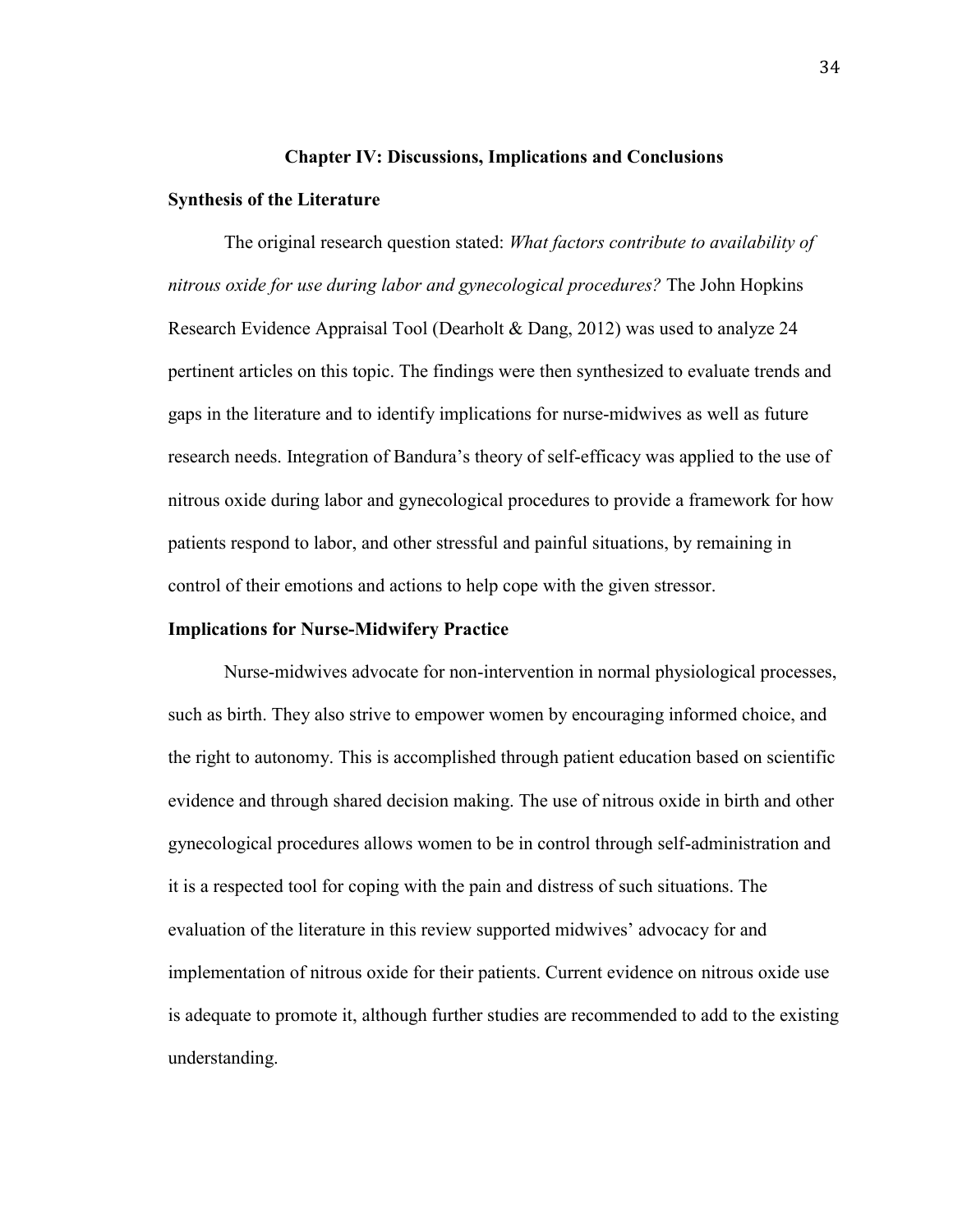# Chapter IV: Discussions, Implications and Conclusions

## Synthesis of the Literature

The original research question stated: *What factors contribute to availability of nitrous oxide for use during labor and gynecological procedures?* The John Hopkins Research Evidence Appraisal Tool (Dearholt & Dang, 2012) was used to analyze 24 pertinent articles on this topic. The findings were then synthesized to evaluate trends and gaps in the literature and to identify implications for nurse-midwives as well as future research needs. Integration of Bandura's theory of self-efficacy was applied to the use of nitrous oxide during labor and gynecological procedures to provide a framework for how patients respond to labor, and other stressful and painful situations, by remaining in control of their emotions and actions to help cope with the given stressor.

## Implications for Nurse-Midwifery Practice

Nurse-midwives advocate for non-intervention in normal physiological processes, such as birth. They also strive to empower women by encouraging informed choice, and the right to autonomy. This is accomplished through patient education based on scientific evidence and through shared decision making. The use of nitrous oxide in birth and other gynecological procedures allows women to be in control through self-administration and it is a respected tool for coping with the pain and distress of such situations. The evaluation of the literature in this review supported midwives' advocacy for and implementation of nitrous oxide for their patients. Current evidence on nitrous oxide use is adequate to promote it, although further studies are recommended to add to the existing understanding.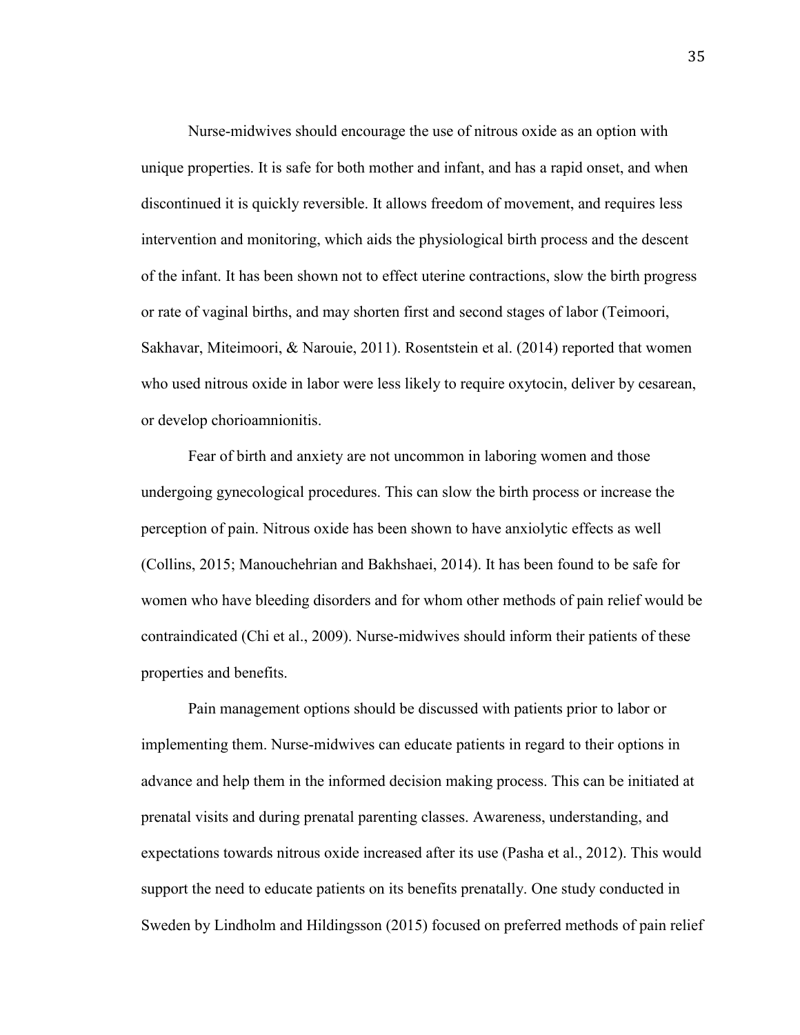Nurse-midwives should encourage the use of nitrous oxide as an option with unique properties. It is safe for both mother and infant, and has a rapid onset, and when discontinued it is quickly reversible. It allows freedom of movement, and requires less intervention and monitoring, which aids the physiological birth process and the descent of the infant. It has been shown not to effect uterine contractions, slow the birth progress or rate of vaginal births, and may shorten first and second stages of labor (Teimoori, Sakhavar, Miteimoori, & Narouie, 2011). Rosentstein et al. (2014) reported that women who used nitrous oxide in labor were less likely to require oxytocin, deliver by cesarean, or develop chorioamnionitis.

Fear of birth and anxiety are not uncommon in laboring women and those undergoing gynecological procedures. This can slow the birth process or increase the perception of pain. Nitrous oxide has been shown to have anxiolytic effects as well (Collins, 2015; Manouchehrian and Bakhshaei, 2014). It has been found to be safe for women who have bleeding disorders and for whom other methods of pain relief would be contraindicated (Chi et al., 2009). Nurse-midwives should inform their patients of these properties and benefits.

Pain management options should be discussed with patients prior to labor or implementing them. Nurse-midwives can educate patients in regard to their options in advance and help them in the informed decision making process. This can be initiated at prenatal visits and during prenatal parenting classes. Awareness, understanding, and expectations towards nitrous oxide increased after its use (Pasha et al., 2012). This would support the need to educate patients on its benefits prenatally. One study conducted in Sweden by Lindholm and Hildingsson (2015) focused on preferred methods of pain relief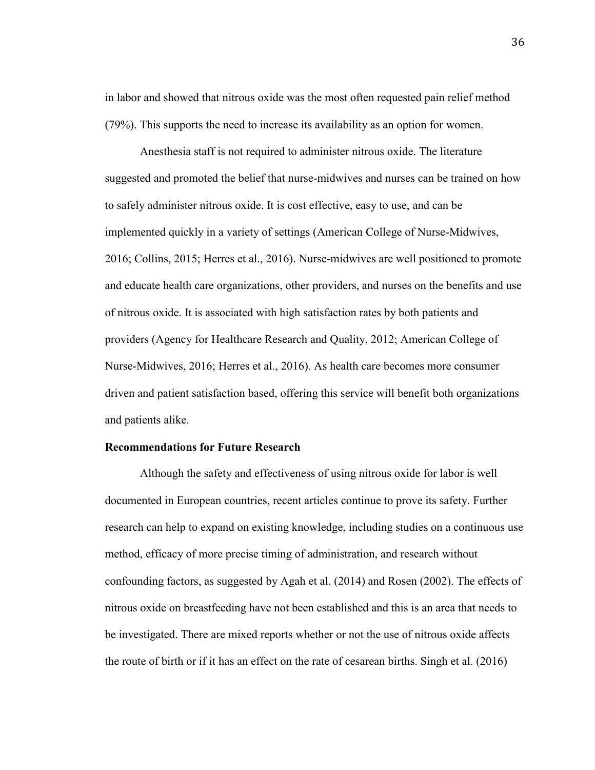in labor and showed that nitrous oxide was the most often requested pain relief method (79%). This supports the need to increase its availability as an option for women.

Anesthesia staff is not required to administer nitrous oxide. The literature suggested and promoted the belief that nurse-midwives and nurses can be trained on how to safely administer nitrous oxide. It is cost effective, easy to use, and can be implemented quickly in a variety of settings (American College of Nurse-Midwives, 2016; Collins, 2015; Herres et al., 2016). Nurse-midwives are well positioned to promote and educate health care organizations, other providers, and nurses on the benefits and use of nitrous oxide. It is associated with high satisfaction rates by both patients and providers (Agency for Healthcare Research and Quality, 2012; American College of Nurse-Midwives, 2016; Herres et al., 2016). As health care becomes more consumer driven and patient satisfaction based, offering this service will benefit both organizations and patients alike.

**Recommendations for Future Research**

Although the safety and effectiveness of using nitrous oxide for labor is well documented in European countries, recent articles continue to prove its safety. Further research can help to expand on existing knowledge, including studies on a continuous use method, efficacy of more precise timing of administration, and research without confounding factors, as suggested by Agah et al. (2014) and Rosen (2002). The effects of nitrous oxide on breastfeeding have not been established and this is an area that needs to be investigated. There are mixed reports whether or not the use of nitrous oxide affects the route of birth or if it has an effect on the rate of cesarean births. Singh et al. (2016)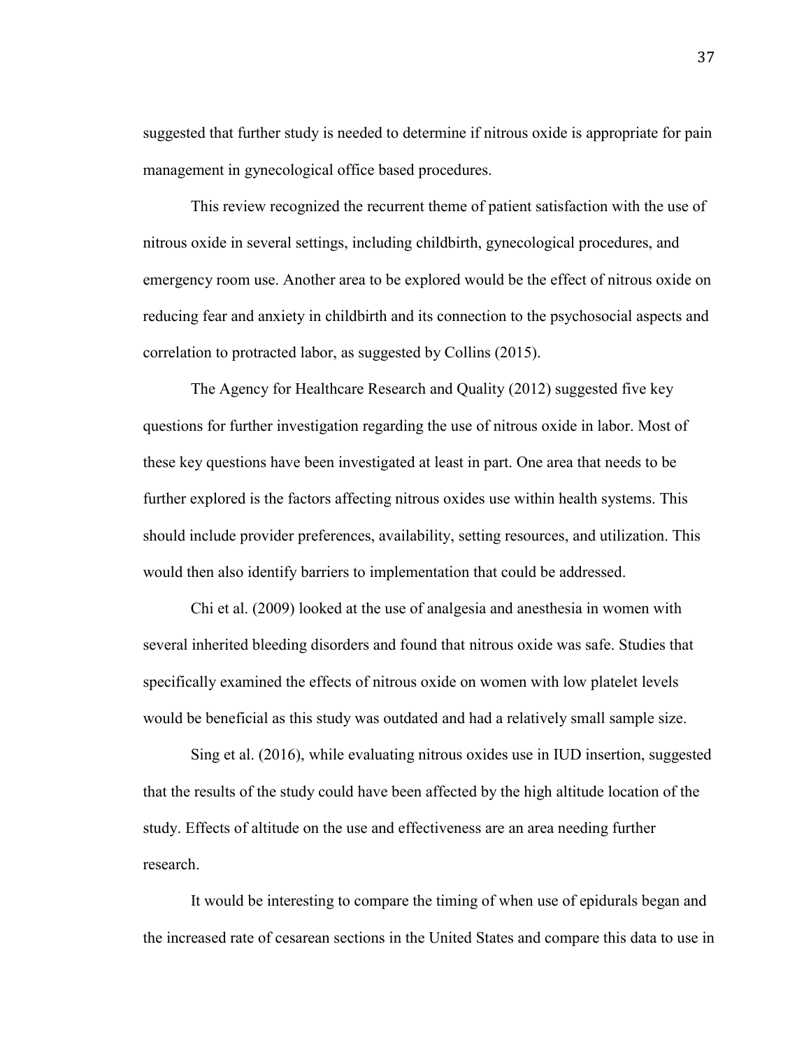suggested that further study is needed to determine if nitrous oxide is appropriate for pain management in gynecological office based procedures.

This review recognized the recurrent theme of patient satisfaction with the use of nitrous oxide in several settings, including childbirth, gynecological procedures, and emergency room use. Another area to be explored would be the effect of nitrous oxide on reducing fear and anxiety in childbirth and its connection to the psychosocial aspects and correlation to protracted labor, as suggested by Collins (2015).

The Agency for Healthcare Research and Quality (2012) suggested five key questions for further investigation regarding the use of nitrous oxide in labor. Most of these key questions have been investigated at least in part. One area that needs to be further explored is the factors affecting nitrous oxides use within health systems. This should include provider preferences, availability, setting resources, and utilization. This would then also identify barriers to implementation that could be addressed.

Chi et al. (2009) looked at the use of analgesia and anesthesia in women with several inherited bleeding disorders and found that nitrous oxide was safe. Studies that specifically examined the effects of nitrous oxide on women with low platelet levels would be beneficial as this study was outdated and had a relatively small sample size.

Sing et al. (2016), while evaluating nitrous oxides use in IUD insertion, suggested that the results of the study could have been affected by the high altitude location of the study. Effects of altitude on the use and effectiveness are an area needing further research.

It would be interesting to compare the timing of when use of epidurals began and the increased rate of cesarean sections in the United States and compare this data to use in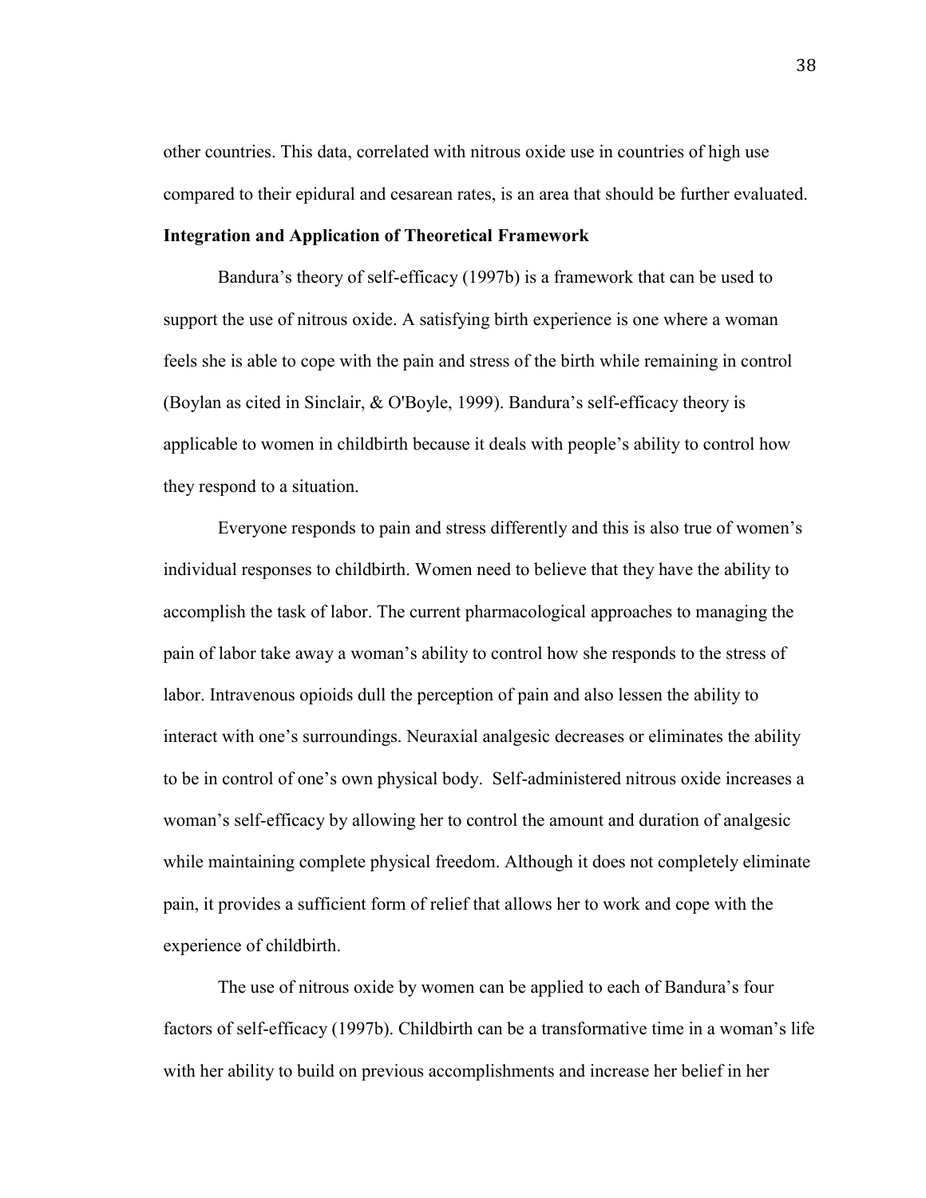other countries. This data, correlated with nitrous oxide use in countries of high use compared to their epidural and cesarean rates, is an area that should be further evaluated.

**Integration and Application of Theoretical Framework**

Bandura's theory of self-efficacy (1997b) is a framework that can be used to support the use of nitrous oxide. A satisfying birth experience is one where a woman feels she is able to cope with the pain and stress of the birth while remaining in control (Boylan as cited in Sinclair, & O'Boyle, 1999). Bandura's self-efficacy theory is applicable to women in childbirth because it deals with people's ability to control how they respond to a situation.

Everyone responds to pain and stress differently and this is also true of women's individual responses to childbirth. Women need to believe that they have the ability to accomplish the task of labor. The current pharmacological approaches to managing the pain of labor take away a woman's ability to control how she responds to the stress of labor. Intravenous opioids dull the perception of pain and also lessen the ability to interact with one's surroundings. Neuraxial analgesic decreases or eliminates the ability to be in control of one's own physical body. Self-administered nitrous oxide increases a woman's self-efficacy by allowing her to control the amount and duration of analgesic while maintaining complete physical freedom. Although it does not completely eliminate pain, it provides a sufficient form of relief that allows her to work and cope with the experience of childbirth.

The use of nitrous oxide by women can be applied to each of Bandura's four factors of self-efficacy (1997b). Childbirth can be a transformative time in a woman's life with her ability to build on previous accomplishments and increase her belief in her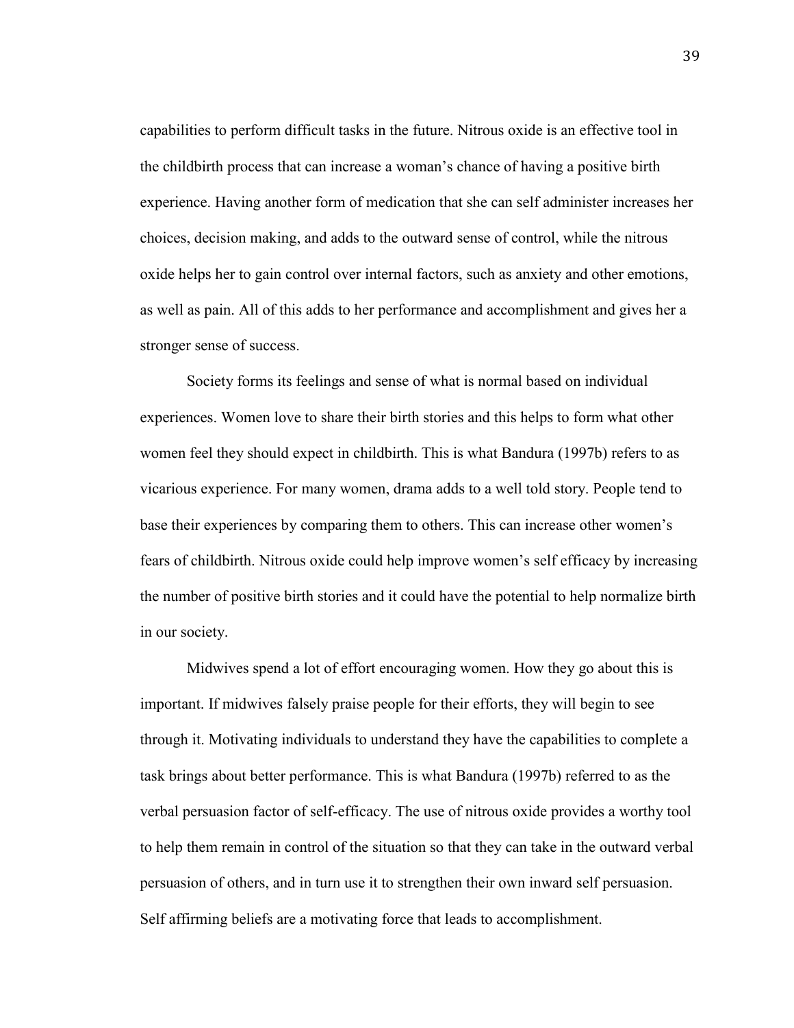capabilities to perform difficult tasks in the future. Nitrous oxide is an effective tool in the childbirth process that can increase a woman's chance of having a positive birth experience. Having another form of medication that she can self administer increases her choices, decision making, and adds to the outward sense of control, while the nitrous oxide helps her to gain control over internal factors, such as anxiety and other emotions, as well as pain. All of this adds to her performance and accomplishment and gives her a stronger sense of success.

Society forms its feelings and sense of what is normal based on individual experiences. Women love to share their birth stories and this helps to form what other women feel they should expect in childbirth. This is what Bandura (1997b) refers to as vicarious experience. For many women, drama adds to a well told story. People tend to base their experiences by comparing them to others. This can increase other women's fears of childbirth. Nitrous oxide could help improve women's self efficacy by increasing the number of positive birth stories and it could have the potential to help normalize birth in our society.

Midwives spend a lot of effort encouraging women. How they go about this is important. If midwives falsely praise people for their efforts, they will begin to see through it. Motivating individuals to understand they have the capabilities to complete a task brings about better performance. This is what Bandura (1997b) referred to as the verbal persuasion factor of self-efficacy. The use of nitrous oxide provides a worthy tool to help them remain in control of the situation so that they can take in the outward verbal persuasion of others, and in turn use it to strengthen their own inward self persuasion. Self affirming beliefs are a motivating force that leads to accomplishment.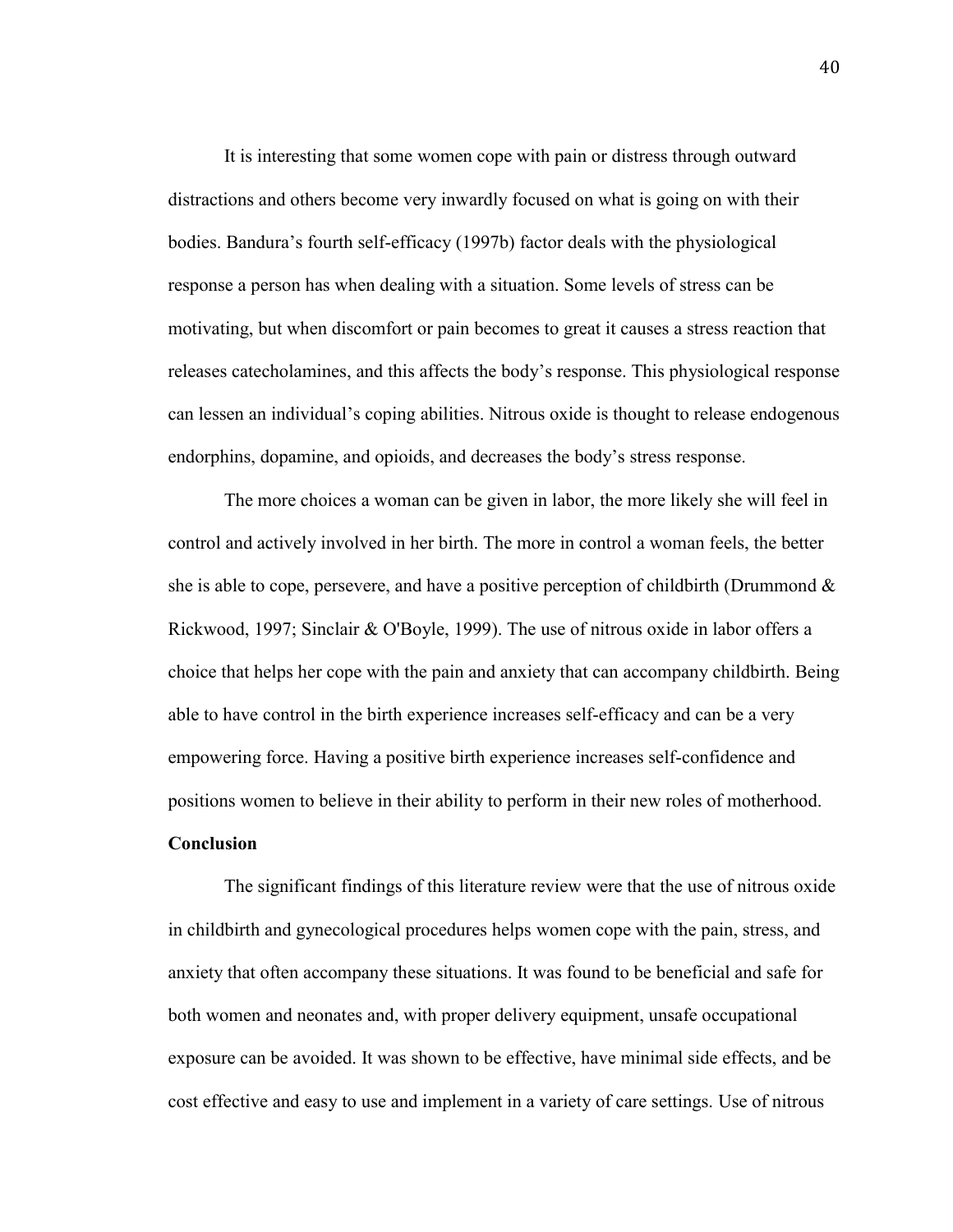It is interesting that some women cope with pain or distress through outward distractions and others become very inwardly focused on what is going on with their bodies. Bandura's fourth self-efficacy (1997b) factor deals with the physiological response a person has when dealing with a situation. Some levels of stress can be motivating, but when discomfort or pain becomes to great it causes a stress reaction that releases catecholamines, and this affects the body's response. This physiological response can lessen an individual's coping abilities. Nitrous oxide is thought to release endogenous endorphins, dopamine, and opioids, and decreases the body's stress response.

The more choices a woman can be given in labor, the more likely she will feel in control and actively involved in her birth. The more in control a woman feels, the better she is able to cope, persevere, and have a positive perception of childbirth (Drummond & Rickwood, 1997; Sinclair & O'Boyle, 1999). The use of nitrous oxide in labor offers a choice that helps her cope with the pain and anxiety that can accompany childbirth. Being able to have control in the birth experience increases self-efficacy and can be a very empowering force. Having a positive birth experience increases self-confidence and positions women to believe in their ability to perform in their new roles of motherhood.

**Conclusion**

The significant findings of this literature review were that the use of nitrous oxide in childbirth and gynecological procedures helps women cope with the pain, stress, and anxiety that often accompany these situations. It was found to be beneficial and safe for both women and neonates and, with proper delivery equipment, unsafe occupational exposure can be avoided. It was shown to be effective, have minimal side effects, and be cost effective and easy to use and implement in a variety of care settings. Use of nitrous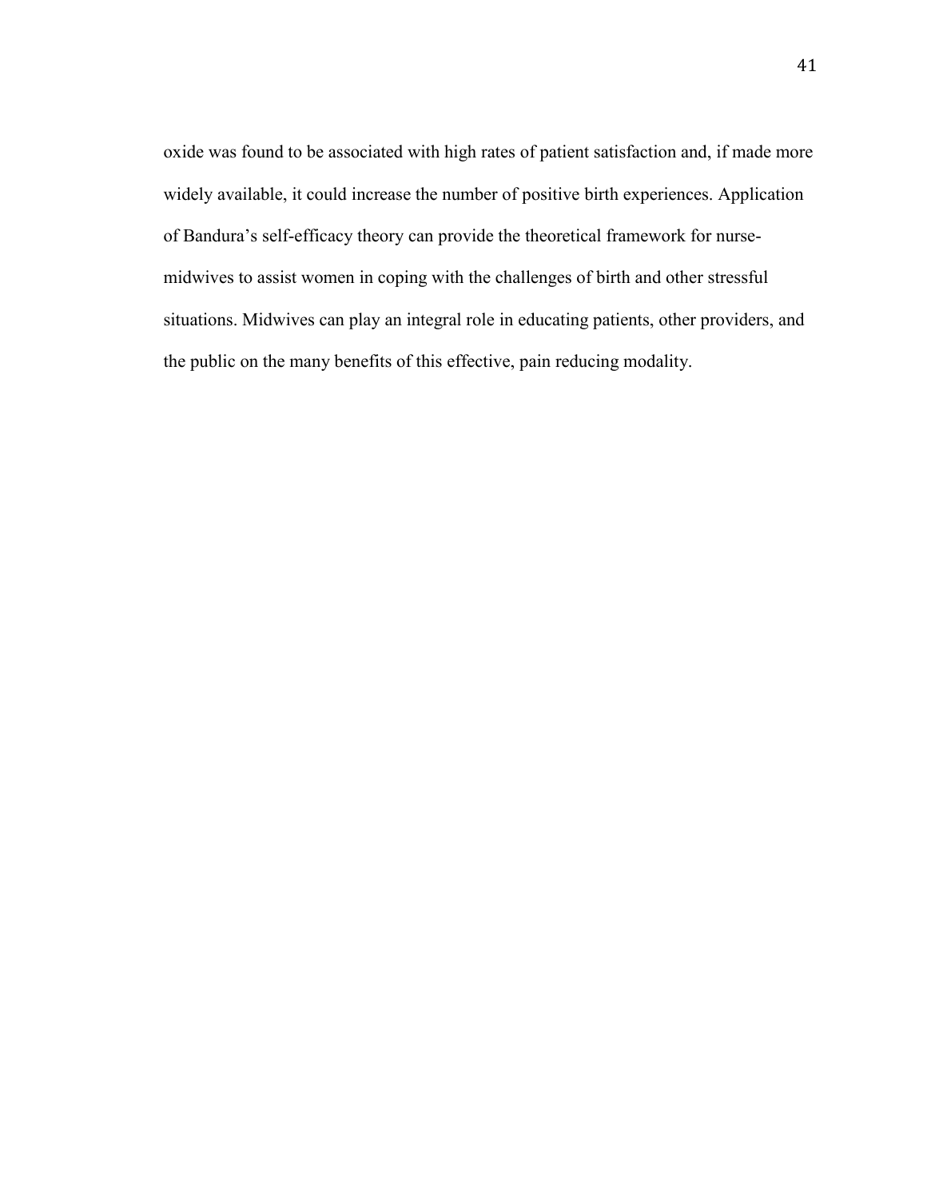oxide was found to be associated with high rates of patient satisfaction and, if made more widely available, it could increase the number of positive birth experiences. Application of Bandura's self-efficacy theory can provide the theoretical framework for nurse-midwives to assist women in coping with the challenges of birth and other stressful situations. Midwives can play an integral role in educating patients, other providers, and the public on the many benefits of this effective, pain reducing modality.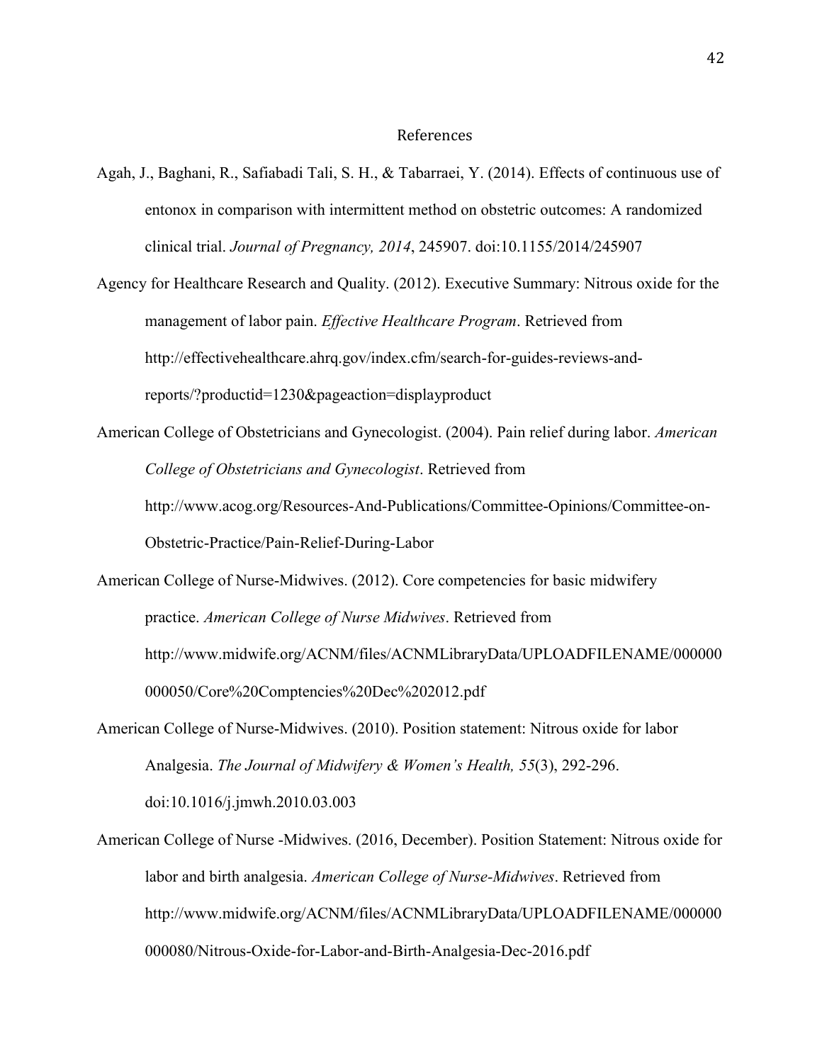# References

Agah, J., Baghani, R., Safiabadi Tali, S. H., & Tabarraei, Y. (2014). Effects of continuous use of entonox in comparison with intermittent method on obstetric outcomes: A randomized clinical trial. *Journal of Pregnancy, 2014*, 245907. doi:10.1155/2014/245907

Agency for Healthcare Research and Quality. (2012). Executive Summary: Nitrous oxide for the management of labor pain. *Effective Healthcare Program*. Retrieved from http://effectivehealthcare.ahrq.gov/index.cfm/search-for-guides-reviews-and-reports/?productid=1230&pageaction=displayproduct

American College of Obstetricians and Gynecologist. (2004). Pain relief during labor. *American College of Obstetricians and Gynecologist*. Retrieved from http://www.acog.org/Resources-And-Publications/Committee-Opinions/Committee-on-Obstetric-Practice/Pain-Relief-During-Labor

American College of Nurse-Midwives. (2012). Core competencies for basic midwifery practice. *American College of Nurse Midwives*. Retrieved from http://www.midwife.org/ACNM/files/ACNMLibraryData/UPLOADFILENAME/000000000050/Core%20Comptencies%20Dec%202012.pdf

American College of Nurse-Midwives. (2010). Position statement: Nitrous oxide for labor Analgesia. *The Journal of Midwifery & Women's Health, 55*(3), 292-296. doi:10.1016/j.jmwh.2010.03.003

American College of Nurse -Midwives. (2016, December). Position Statement: Nitrous oxide for labor and birth analgesia. *American College of Nurse-Midwives*. Retrieved from http://www.midwife.org/ACNM/files/ACNMLibraryData/UPLOADFILENAME/000000000080/Nitrous-Oxide-for-Labor-and-Birth-Analgesia-Dec-2016.pdf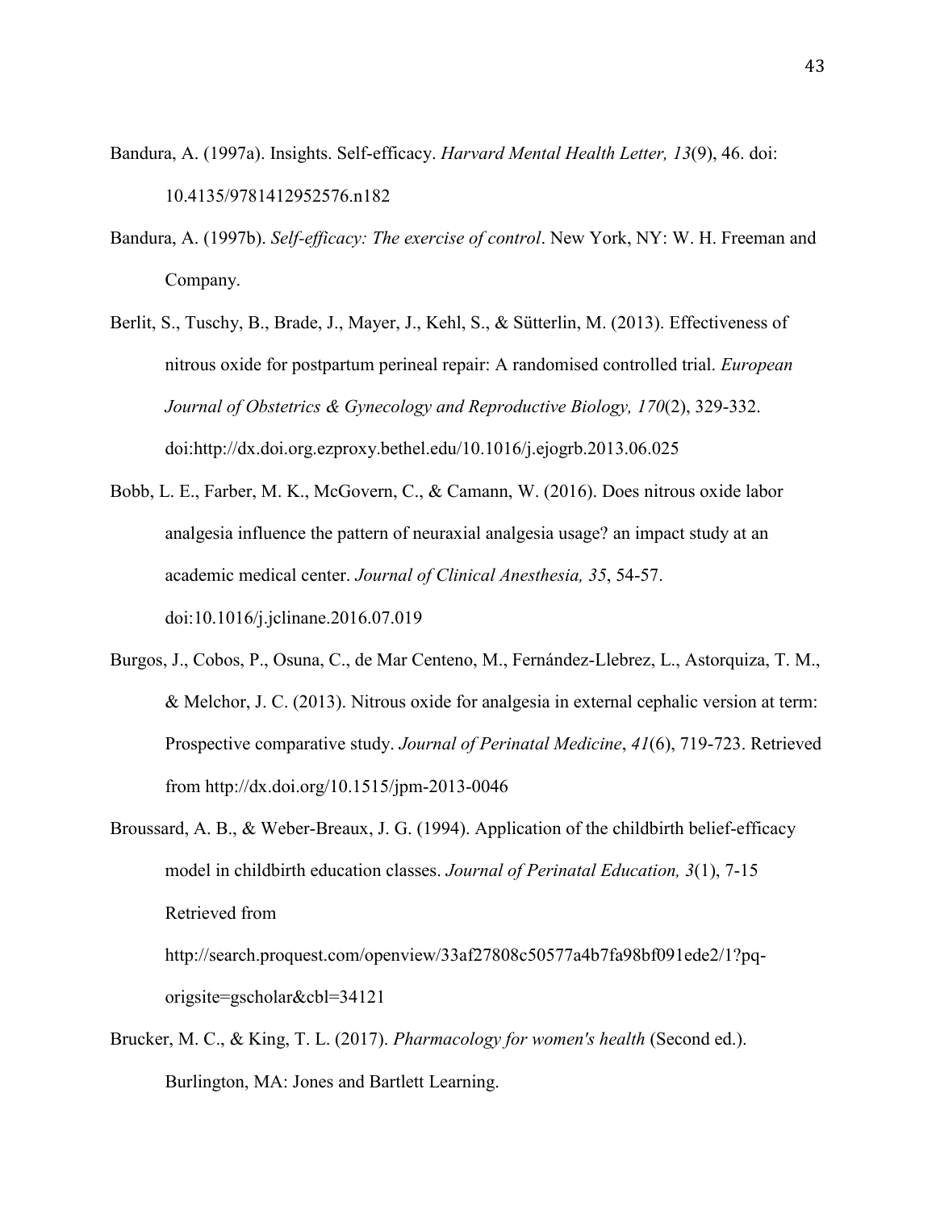Bandura, A. (1997a). Insights. Self-efficacy. *Harvard Mental Health Letter, 13*(9), 46. doi: 10.4135/9781412952576.n182

Bandura, A. (1997b). *Self-efficacy: The exercise of control*. New York, NY: W. H. Freeman and Company.

Berlit, S., Tuschy, B., Brade, J., Mayer, J., Kehl, S., & Sütterlin, M. (2013). Effectiveness of nitrous oxide for postpartum perineal repair: A randomised controlled trial. *European Journal of Obstetrics & Gynecology and Reproductive Biology, 170*(2), 329-332. doi:http://dx.doi.org.ezproxy.bethel.edu/10.1016/j.ejogrb.2013.06.025

Bobb, L. E., Farber, M. K., McGovern, C., & Camann, W. (2016). Does nitrous oxide labor analgesia influence the pattern of neuraxial analgesia usage? an impact study at an academic medical center. *Journal of Clinical Anesthesia, 35*, 54-57. doi:10.1016/j.jclinane.2016.07.019

Burgos, J., Cobos, P., Osuna, C., de Mar Centeno, M., Fernández-Llebrez, L., Astorquiza, T. M., & Melchor, J. C. (2013). Nitrous oxide for analgesia in external cephalic version at term: Prospective comparative study. *Journal of Perinatal Medicine*, *41*(6), 719-723. Retrieved from http://dx.doi.org/10.1515/jpm-2013-0046

Broussard, A. B., & Weber-Breaux, J. G. (1994). Application of the childbirth belief-efficacy model in childbirth education classes. *Journal of Perinatal Education, 3*(1), 7-15 Retrieved from http://search.proquest.com/openview/33af27808c50577a4b7fa98bf091ede2/1?pq-origsite=gscholar&cbl=34121

Brucker, M. C., & King, T. L. (2017). *Pharmacology for women's health* (Second ed.). Burlington, MA: Jones and Bartlett Learning.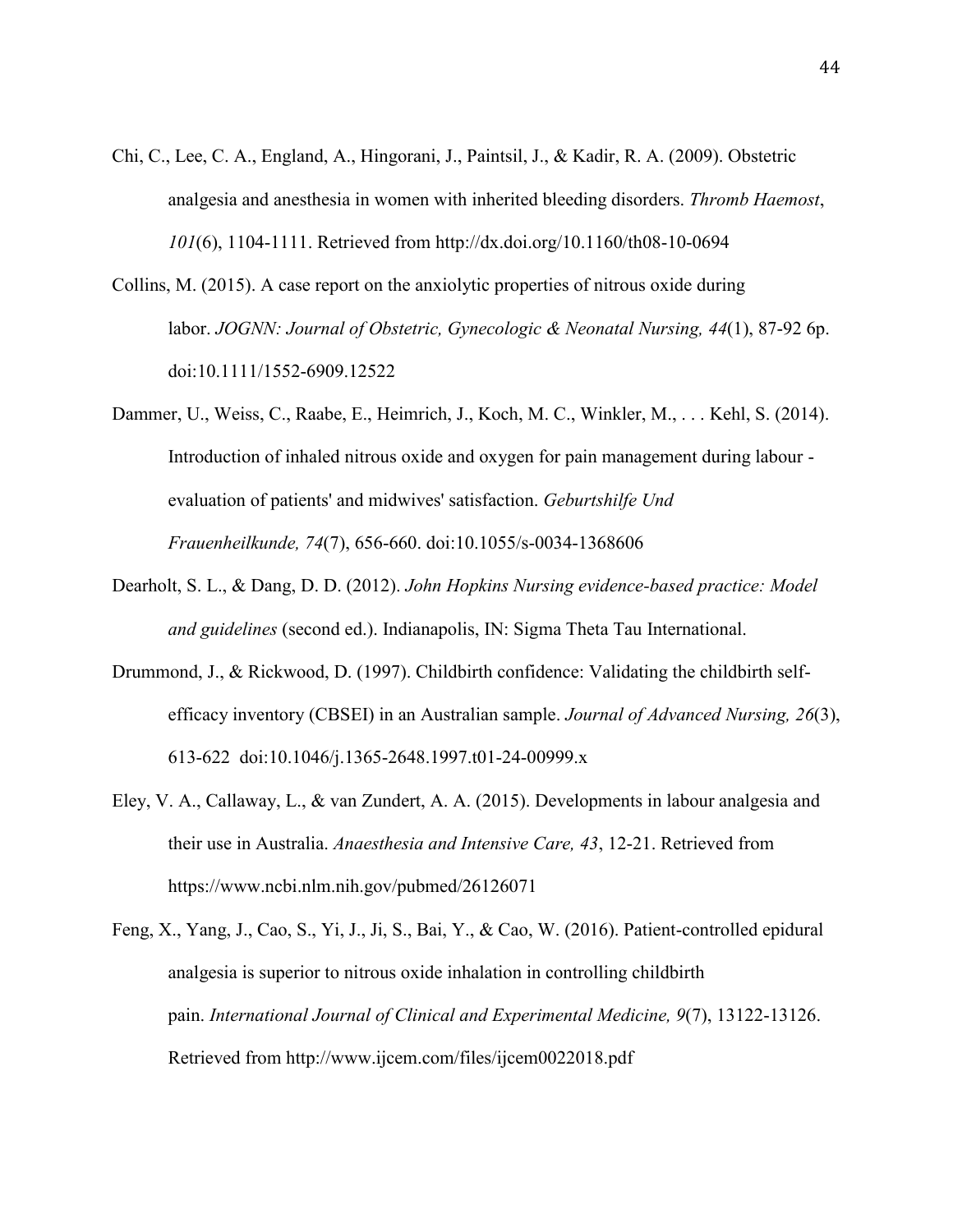Chi, C., Lee, C. A., England, A., Hingorani, J., Paintsil, J., & Kadir, R. A. (2009). Obstetric analgesia and anesthesia in women with inherited bleeding disorders. *Thromb Haemost*, *101*(6), 1104-1111. Retrieved from http://dx.doi.org/10.1160/th08-10-0694

Collins, M. (2015). A case report on the anxiolytic properties of nitrous oxide during labor. *JOGNN: Journal of Obstetric, Gynecologic & Neonatal Nursing, 44*(1), 87-92 6p. doi:10.1111/1552-6909.12522

Dammer, U., Weiss, C., Raabe, E., Heimrich, J., Koch, M. C., Winkler, M., . . . Kehl, S. (2014). Introduction of inhaled nitrous oxide and oxygen for pain management during labour - evaluation of patients' and midwives' satisfaction. *Geburtshilfe Und Frauenheilkunde, 74*(7), 656-660. doi:10.1055/s-0034-1368606

Dearholt, S. L., & Dang, D. D. (2012). *John Hopkins Nursing evidence-based practice: Model and guidelines* (second ed.). Indianapolis, IN: Sigma Theta Tau International.

Drummond, J., & Rickwood, D. (1997). Childbirth confidence: Validating the childbirth self-efficacy inventory (CBSEI) in an Australian sample. *Journal of Advanced Nursing, 26*(3), 613-622 doi:10.1046/j.1365-2648.1997.t01-24-00999.x

Eley, V. A., Callaway, L., & van Zundert, A. A. (2015). Developments in labour analgesia and their use in Australia. *Anaesthesia and Intensive Care, 43*, 12-21. Retrieved from https://www.ncbi.nlm.nih.gov/pubmed/26126071

Feng, X., Yang, J., Cao, S., Yi, J., Ji, S., Bai, Y., & Cao, W. (2016). Patient-controlled epidural analgesia is superior to nitrous oxide inhalation in controlling childbirth pain. *International Journal of Clinical and Experimental Medicine, 9*(7), 13122-13126. Retrieved from http://www.ijcem.com/files/ijcem0022018.pdf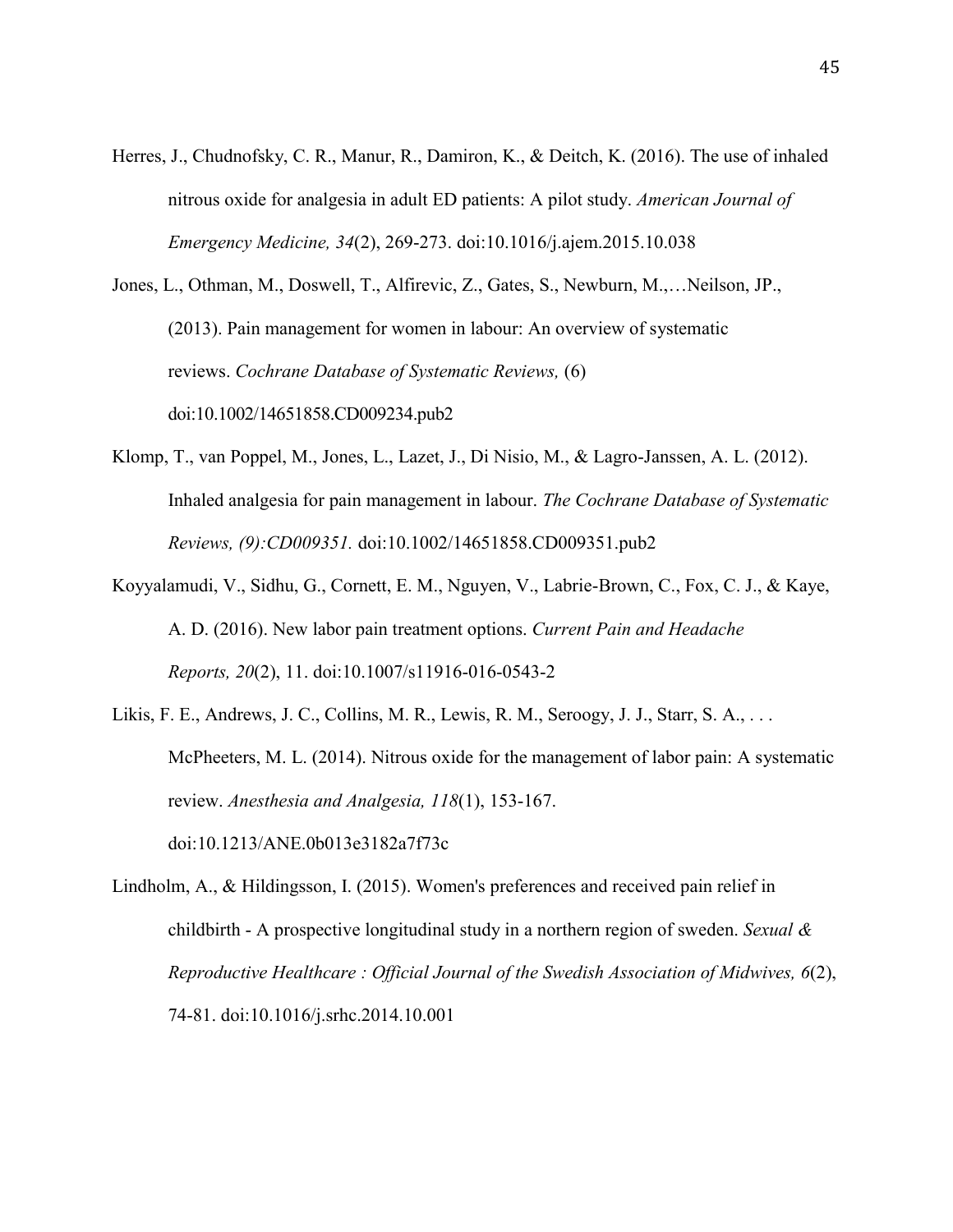Herres, J., Chudnofsky, C. R., Manur, R., Damiron, K., & Deitch, K. (2016). The use of inhaled nitrous oxide for analgesia in adult ED patients: A pilot study. *American Journal of Emergency Medicine, 34*(2), 269-273. doi:10.1016/j.ajem.2015.10.038

Jones, L., Othman, M., Doswell, T., Alfirevic, Z., Gates, S., Newburn, M.,…Neilson, JP., (2013). Pain management for women in labour: An overview of systematic reviews. *Cochrane Database of Systematic Reviews,* (6) doi:10.1002/14651858.CD009234.pub2

Klomp, T., van Poppel, M., Jones, L., Lazet, J., Di Nisio, M., & Lagro-Janssen, A. L. (2012). Inhaled analgesia for pain management in labour. *The Cochrane Database of Systematic Reviews, (9):CD009351.* doi:10.1002/14651858.CD009351.pub2

Koyyalamudi, V., Sidhu, G., Cornett, E. M., Nguyen, V., Labrie-Brown, C., Fox, C. J., & Kaye, A. D. (2016). New labor pain treatment options. *Current Pain and Headache Reports, 20*(2), 11. doi:10.1007/s11916-016-0543-2

Likis, F. E., Andrews, J. C., Collins, M. R., Lewis, R. M., Seroogy, J. J., Starr, S. A., . . . McPheeters, M. L. (2014). Nitrous oxide for the management of labor pain: A systematic review. *Anesthesia and Analgesia, 118*(1), 153-167. doi:10.1213/ANE.0b013e3182a7f73c

Lindholm, A., & Hildingsson, I. (2015). Women's preferences and received pain relief in childbirth - A prospective longitudinal study in a northern region of sweden. *Sexual & Reproductive Healthcare : Official Journal of the Swedish Association of Midwives, 6*(2), 74-81. doi:10.1016/j.srhc.2014.10.001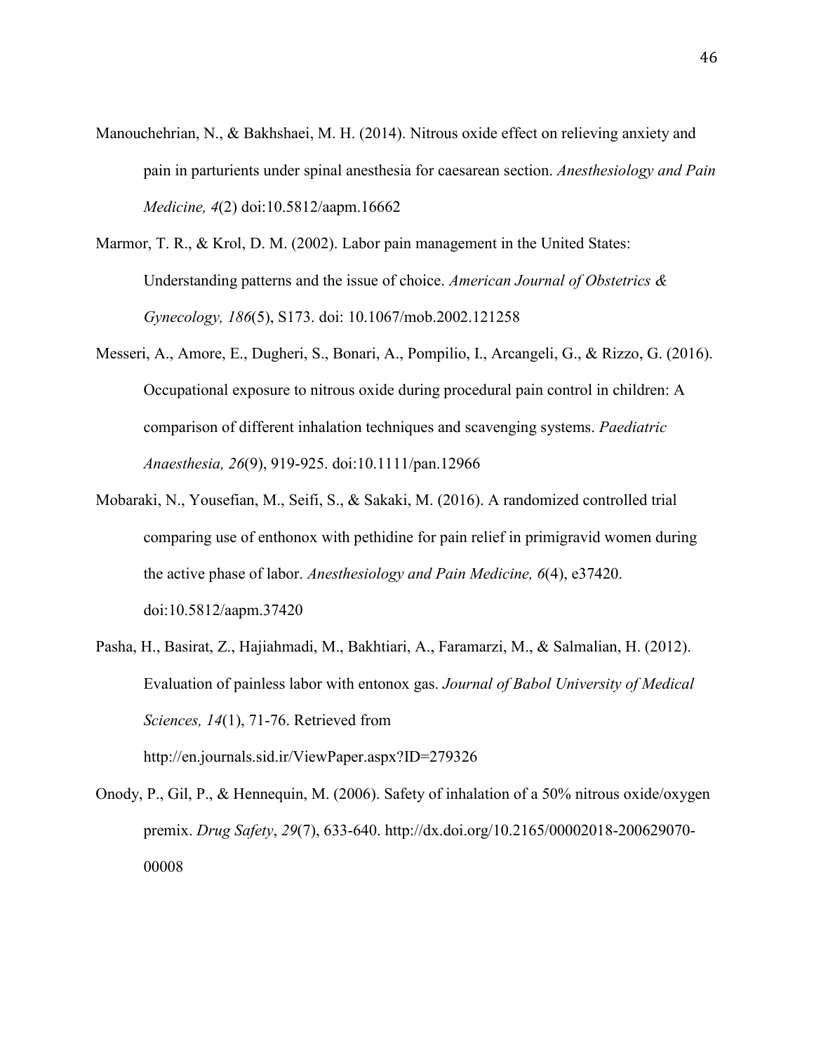Manouchehrian, N., & Bakhshaei, M. H. (2014). Nitrous oxide effect on relieving anxiety and pain in parturients under spinal anesthesia for caesarean section. *Anesthesiology and Pain Medicine, 4*(2) doi:10.5812/aapm.16662

Marmor, T. R., & Krol, D. M. (2002). Labor pain management in the United States: Understanding patterns and the issue of choice. *American Journal of Obstetrics & Gynecology, 186*(5), S173. doi: 10.1067/mob.2002.121258

Messeri, A., Amore, E., Dugheri, S., Bonari, A., Pompilio, I., Arcangeli, G., & Rizzo, G. (2016). Occupational exposure to nitrous oxide during procedural pain control in children: A comparison of different inhalation techniques and scavenging systems. *Paediatric Anaesthesia, 26*(9), 919-925. doi:10.1111/pan.12966

Mobaraki, N., Yousefian, M., Seifi, S., & Sakaki, M. (2016). A randomized controlled trial comparing use of enthonox with pethidine for pain relief in primigravid women during the active phase of labor. *Anesthesiology and Pain Medicine, 6*(4), e37420. doi:10.5812/aapm.37420

Pasha, H., Basirat, Z., Hajiahmadi, M., Bakhtiari, A., Faramarzi, M., & Salmalian, H. (2012). Evaluation of painless labor with entonox gas. *Journal of Babol University of Medical Sciences, 14*(1), 71-76. Retrieved from http://en.journals.sid.ir/ViewPaper.aspx?ID=279326

Onody, P., Gil, P., & Hennequin, M. (2006). Safety of inhalation of a 50% nitrous oxide/oxygen premix. *Drug Safety*, *29*(7), 633-640. http://dx.doi.org/10.2165/00002018-200629070-00008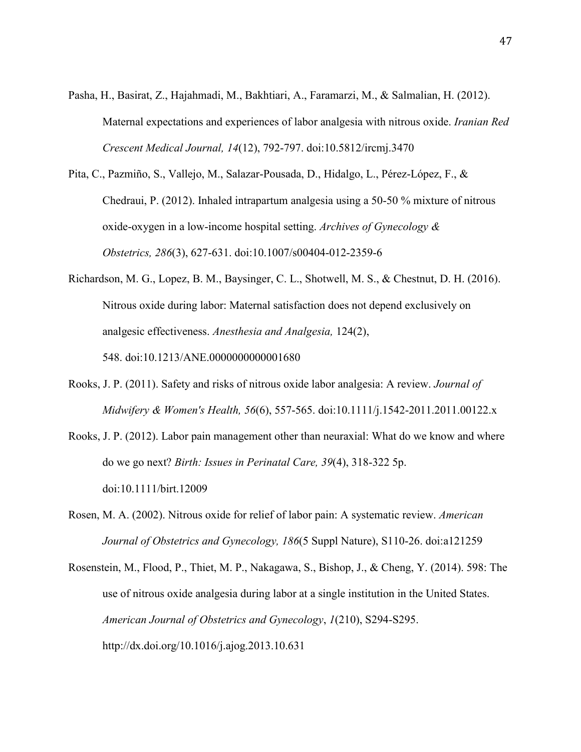Pasha, H., Basirat, Z., Hajahmadi, M., Bakhtiari, A., Faramarzi, M., & Salmalian, H. (2012). Maternal expectations and experiences of labor analgesia with nitrous oxide. *Iranian Red Crescent Medical Journal, 14*(12), 792-797. doi:10.5812/ircmj.3470

Pita, C., Pazmiño, S., Vallejo, M., Salazar-Pousada, D., Hidalgo, L., Pérez-López, F., & Chedraui, P. (2012). Inhaled intrapartum analgesia using a 50-50 % mixture of nitrous oxide-oxygen in a low-income hospital setting. *Archives of Gynecology & Obstetrics, 286*(3), 627-631. doi:10.1007/s00404-012-2359-6

Richardson, M. G., Lopez, B. M., Baysinger, C. L., Shotwell, M. S., & Chestnut, D. H. (2016). Nitrous oxide during labor: Maternal satisfaction does not depend exclusively on analgesic effectiveness. *Anesthesia and Analgesia,* 124(2), 548. doi:10.1213/ANE.0000000000001680

Rooks, J. P. (2011). Safety and risks of nitrous oxide labor analgesia: A review. *Journal of Midwifery & Women's Health, 56*(6), 557-565. doi:10.1111/j.1542-2011.2011.00122.x

Rooks, J. P. (2012). Labor pain management other than neuraxial: What do we know and where do we go next? *Birth: Issues in Perinatal Care, 39*(4), 318-322 5p. doi:10.1111/birt.12009

Rosen, M. A. (2002). Nitrous oxide for relief of labor pain: A systematic review. *American Journal of Obstetrics and Gynecology, 186*(5 Suppl Nature), S110-26. doi:a121259

Rosenstein, M., Flood, P., Thiet, M. P., Nakagawa, S., Bishop, J., & Cheng, Y. (2014). 598: The use of nitrous oxide analgesia during labor at a single institution in the United States. *American Journal of Obstetrics and Gynecology*, *1*(210), S294-S295. http://dx.doi.org/10.1016/j.ajog.2013.10.631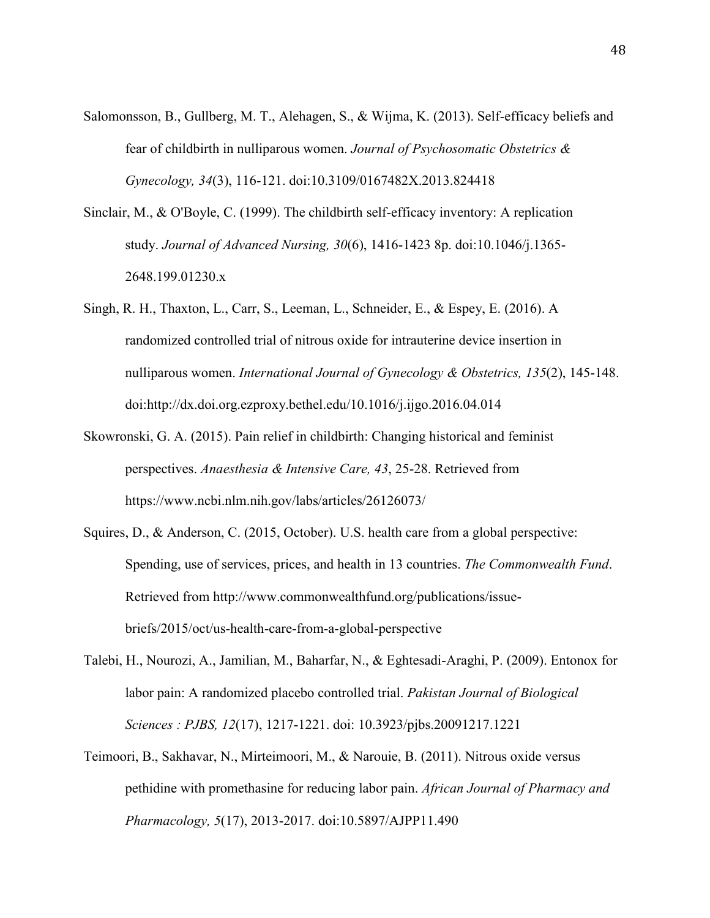Salomonsson, B., Gullberg, M. T., Alehagen, S., & Wijma, K. (2013). Self-efficacy beliefs and fear of childbirth in nulliparous women. *Journal of Psychosomatic Obstetrics & Gynecology, 34*(3), 116-121. doi:10.3109/0167482X.2013.824418

Sinclair, M., & O'Boyle, C. (1999). The childbirth self-efficacy inventory: A replication study. *Journal of Advanced Nursing, 30*(6), 1416-1423 8p. doi:10.1046/j.1365-2648.199.01230.x

Singh, R. H., Thaxton, L., Carr, S., Leeman, L., Schneider, E., & Espey, E. (2016). A randomized controlled trial of nitrous oxide for intrauterine device insertion in nulliparous women. *International Journal of Gynecology & Obstetrics, 135*(2), 145-148. doi:http://dx.doi.org.ezproxy.bethel.edu/10.1016/j.ijgo.2016.04.014

Skowronski, G. A. (2015). Pain relief in childbirth: Changing historical and feminist perspectives. *Anaesthesia & Intensive Care, 43*, 25-28. Retrieved from https://www.ncbi.nlm.nih.gov/labs/articles/26126073/

Squires, D., & Anderson, C. (2015, October). U.S. health care from a global perspective: Spending, use of services, prices, and health in 13 countries. *The Commonwealth Fund*. Retrieved from http://www.commonwealthfund.org/publications/issue-briefs/2015/oct/us-health-care-from-a-global-perspective

Talebi, H., Nourozi, A., Jamilian, M., Baharfar, N., & Eghtesadi-Araghi, P. (2009). Entonox for labor pain: A randomized placebo controlled trial. *Pakistan Journal of Biological Sciences : PJBS, 12*(17), 1217-1221. doi: 10.3923/pjbs.20091217.1221

Teimoori, B., Sakhavar, N., Mirteimoori, M., & Narouie, B. (2011). Nitrous oxide versus pethidine with promethasine for reducing labor pain. *African Journal of Pharmacy and Pharmacology, 5*(17), 2013-2017. doi:10.5897/AJPP11.490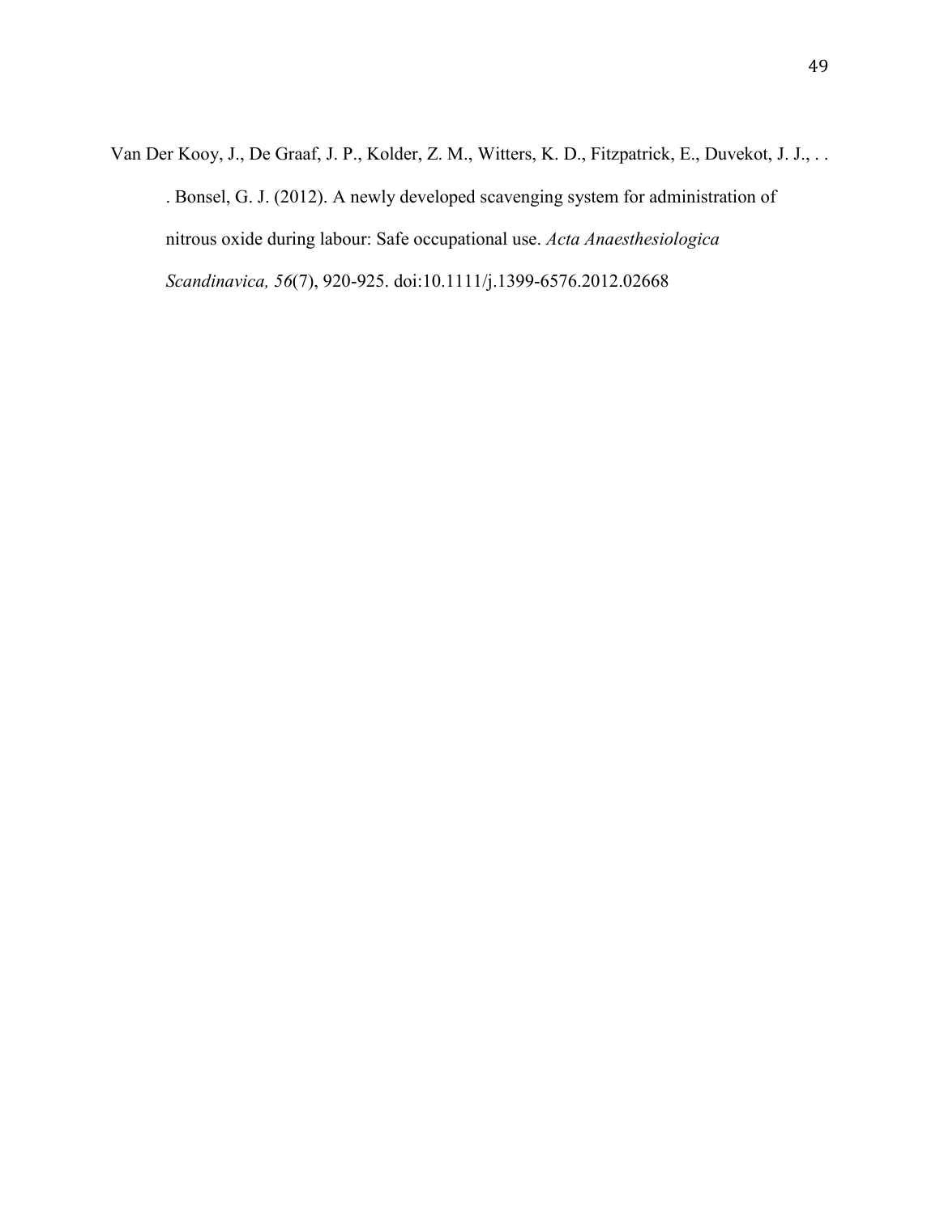Van Der Kooy, J., De Graaf, J. P., Kolder, Z. M., Witters, K. D., Fitzpatrick, E., Duvekot, J. J., . . . Bonsel, G. J. (2012). A newly developed scavenging system for administration of nitrous oxide during labour: Safe occupational use. *Acta Anaesthesiologica Scandinavica, 56*(7), 920-925. doi:10.1111/j.1399-6576.2012.02668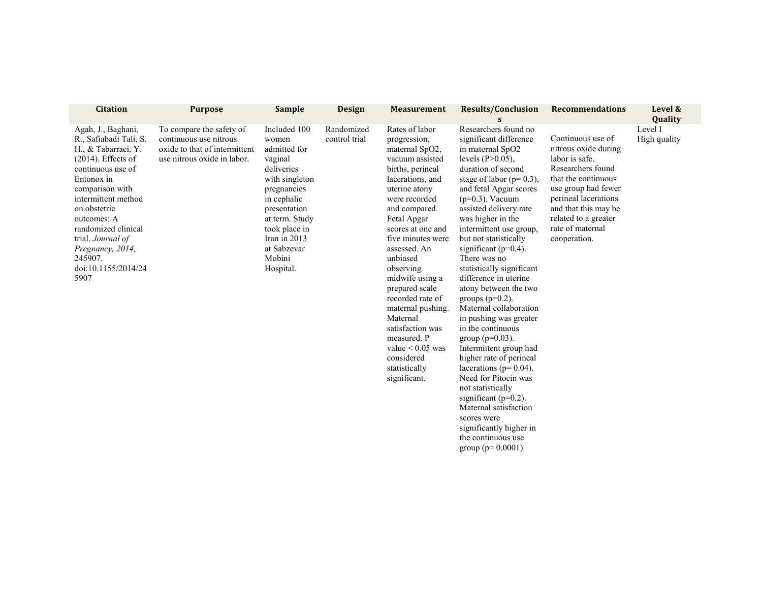| Citation | Purpose | Sample | Design | Measurement | Results/Conclusions | Recommendations | Level & Quality |
|---|---|---|---|---|---|---|---|
| Agah, J., Baghani, R., Safiabadi Tali, S. H., & Tabarraei, Y. (2014). Effects of continuous use of Entonox in comparison with intermittent method on obstetric outcomes: A randomized clinical trial. *Journal of Pregnancy, 2014*, 245907. doi:10.1155/2014/245907 | To compare the safety of continuous use nitrous oxide to that of intermittent use nitrous oxide in labor. | Included 100 women admitted for vaginal deliveries with singleton pregnancies in cephalic presentation at term. Study took place in Iran in 2013 at Sabzevar Mobini Hospital. | Randomized control trial | Rates of labor progression, maternal $SpO_2$, vacuum assisted births, perineal lacerations, and uterine atony were recorded and compared. Fetal Apgar scores at one and five minutes were assessed. An unbiased observing midwife using a prepared scale recorded rate of maternal pushing. Maternal satisfaction was measured. P value $< 0.05$ was considered statistically significant. | Researchers found no significant difference in maternal $SpO_2$ levels ($P>0.05$), duration of second stage of labor ($p= 0.3$), and fetal Apgar scores ($p=0.3$). Vacuum assisted delivery rate was higher in the intermittent use group, but not statistically significant ($p=0.4$). There was no statistically significant difference in uterine atony between the two groups ($p=0.2$). Maternal collaboration in pushing was greater in the continuous group ($p=0.03$). Intermittent group had higher rate of perineal lacerations ($p= 0.04$). Need for Pitocin was not statistically significant ($p=0.2$). Maternal satisfaction scores were significantly higher in the continuous use group ($p= 0.0001$). | Continuous use of nitrous oxide during labor is safe. Researchers found that the continuous use group had fewer perineal lacerations and that this may be related to a greater rate of maternal cooperation. | Level I High quality |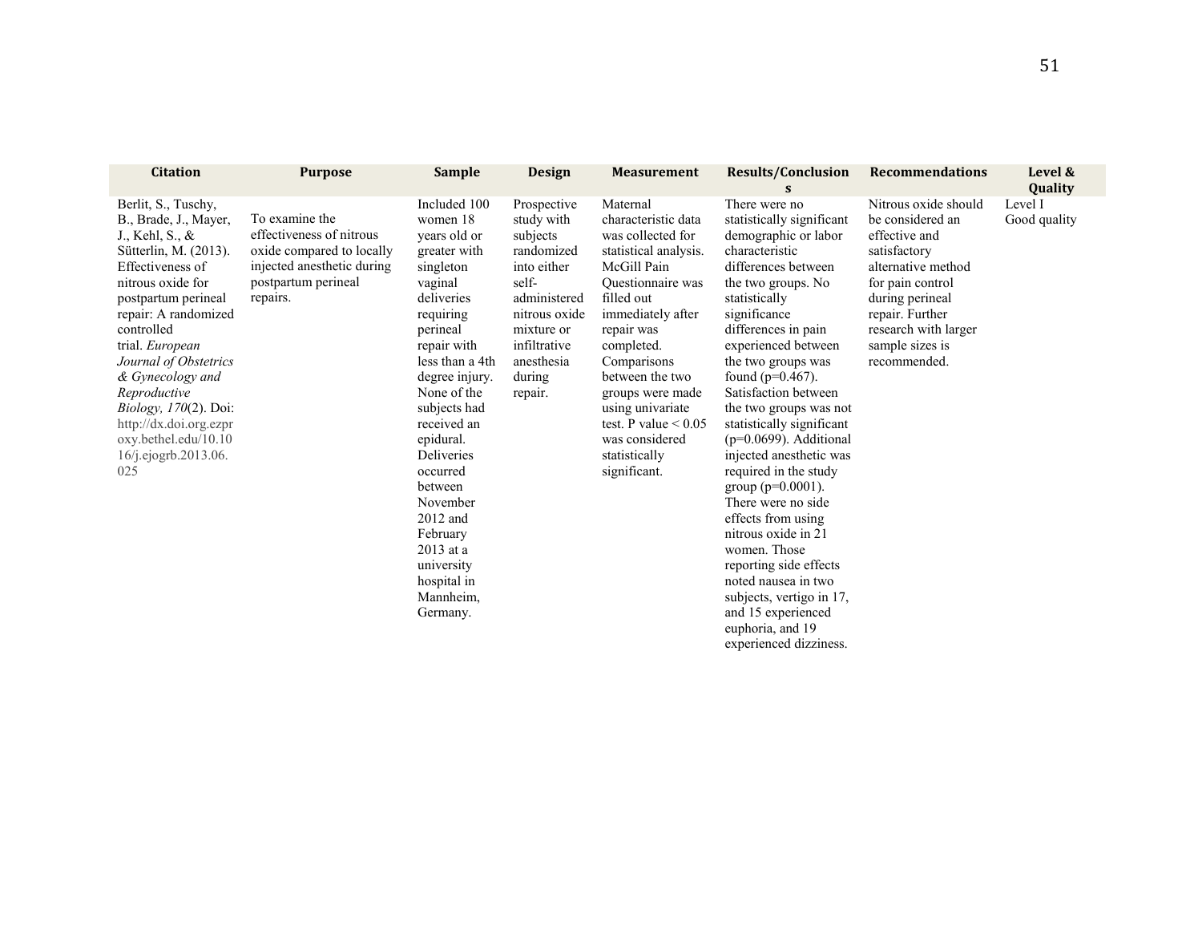| Citation | Purpose | Sample | Design | Measurement | Results/Conclusions | Recommendations | Level & Quality |
|---|---|---|---|---|---|---|---|
| Berlit, S., Tuschy, B., Brade, J., Mayer, J., Kehl, S., & Sütterlin, M. (2013). Effectiveness of nitrous oxide for postpartum perineal repair: A randomized controlled trial. *European Journal of Obstetrics & Gynecology and Reproductive Biology, 170*(2). Doi: http://dx.doi.org.ezproxy.bethel.edu/10.1016/j.ejogrb.2013.06.025 | To examine the effectiveness of nitrous oxide compared to locally injected anesthetic during postpartum perineal repairs. | Included 100 women 18 years old or greater with singleton vaginal deliveries requiring perineal repair with less than a 4th degree injury. None of the subjects had received an epidural. Deliveries occurred between November 2012 and February 2013 at a university hospital in Mannheim, Germany. | Prospective study with subjects randomized into either self-administered nitrous oxide mixture or infiltrative anesthesia during repair. | Maternal characteristic data was collected for statistical analysis. McGill Pain Questionnaire was filled out immediately after repair was completed. Comparisons between the two groups were made using univariate test. P value < 0.05 was considered statistically significant. | There were no statistically significant demographic or labor characteristic differences between the two groups. No statistically significance differences in pain experienced between the two groups was found (p=0.467). Satisfaction between the two groups was not statistically significant (p=0.0699). Additional injected anesthetic was required in the study group (p=0.0001). There were no side effects from using nitrous oxide in 21 women. Those reporting side effects noted nausea in two subjects, vertigo in 17, and 15 experienced euphoria, and 19 experienced dizziness. | Nitrous oxide should be considered an effective and satisfactory alternative method for pain control during perineal repair. Further research with larger sample sizes is recommended. | Level I Good quality |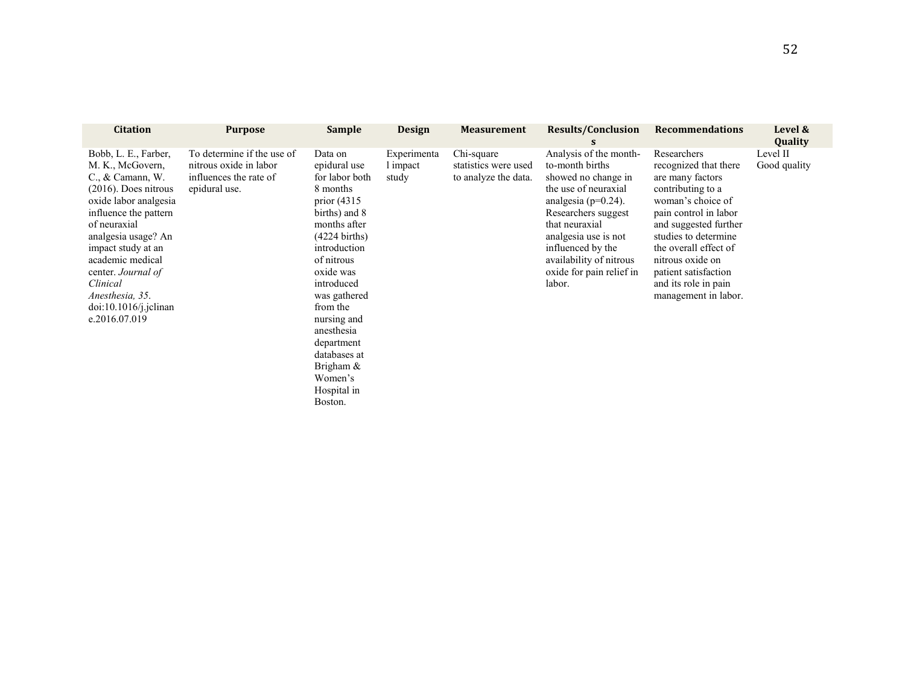| Citation | Purpose | Sample | Design | Measurement | Results/Conclusions | Recommendations | Level & Quality |
|---|---|---|---|---|---|---|---|
| Bobb, L. E., Farber, M. K., McGovern, C., & Camann, W. (2016). Does nitrous oxide labor analgesia influence the pattern of neuraxial analgesia usage? An impact study at an academic medical center. *Journal of Clinical Anesthesia, 35*. doi:10.1016/j.jclinane.2016.07.019 | To determine if the use of nitrous oxide in labor influences the rate of epidural use. | Data on epidural use for labor both 8 months prior (4315 births) and 8 months after (4224 births) introduction of nitrous oxide was introduced was gathered from the nursing and anesthesia department databases at Brigham & Women's Hospital in Boston. | Experimental impact study | Chi-square statistics were used to analyze the data. | Analysis of the month-to-month births showed no change in the use of neuraxial analgesia ($p=0.24$). Researchers suggest that neuraxial analgesia use is not influenced by the availability of nitrous oxide for pain relief in labor. | Researchers recognized that there are many factors contributing to a woman's choice of pain control in labor and suggested further studies to determine the overall effect of nitrous oxide on patient satisfaction and its role in pain management in labor. | Level II Good quality |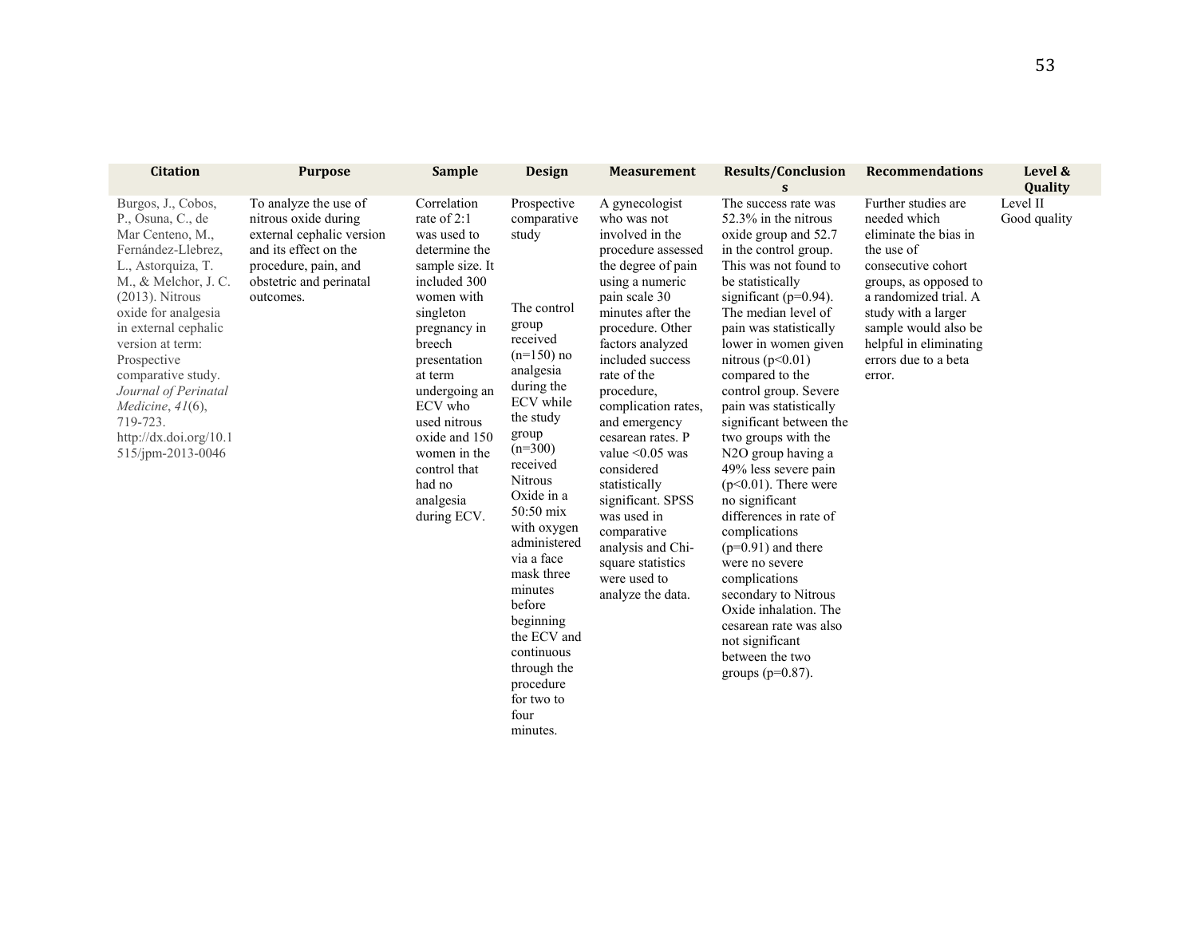| Citation | Purpose | Sample | Design | Measurement | Results/Conclusions | Recommendations | Level & Quality |
|---|---|---|---|---|---|---|---|
| Burgos, J., Cobos, P., Osuna, C., de Mar Centeno, M., Fernández-Llebrez, L., Astorquiza, T. M., & Melchor, J. C. (2013). Nitrous oxide for analgesia in external cephalic version at term: Prospective comparative study. *Journal of Perinatal Medicine*, *41*(6), 719-723. http://dx.doi.org/10.1515/jpm-2013-0046 | To analyze the use of nitrous oxide during external cephalic version and its effect on the procedure, pain, and obstetric and perinatal outcomes. | Correlation rate of 2:1 was used to determine the sample size. It included 300 women with singleton pregnancy in breech presentation at term undergoing an ECV who used nitrous oxide and 150 women in the control that had no analgesia during ECV. | Prospective comparative study<br><br>The control group received (n=150) no analgesia during the ECV while the study group (n=300) received Nitrous Oxide in a 50:50 mix with oxygen administered via a face mask three minutes before beginning the ECV and continuous through the procedure for two to four minutes. | A gynecologist who was not involved in the procedure assessed the degree of pain using a numeric pain scale 30 minutes after the procedure. Other factors analyzed included success rate of the procedure, complication rates, and emergency cesarean rates. P value <0.05 was considered statistically significant. SPSS was used in comparative analysis and Chi-square statistics were used to analyze the data. | The success rate was 52.3% in the nitrous oxide group and 52.7 in the control group. This was not found to be statistically significant (p=0.94). The median level of pain was statistically lower in women given nitrous (p<0.01) compared to the control group. Severe pain was statistically significant between the two groups with the N2O group having a 49% less severe pain (p<0.01). There were no significant differences in rate of complications (p=0.91) and there were no severe complications secondary to Nitrous Oxide inhalation. The cesarean rate was also not significant between the two groups (p=0.87). | Further studies are needed which eliminate the bias in the use of consecutive cohort groups, as opposed to a randomized trial. A study with a larger sample would also be helpful in eliminating errors due to a beta error. | Level II<br>Good quality |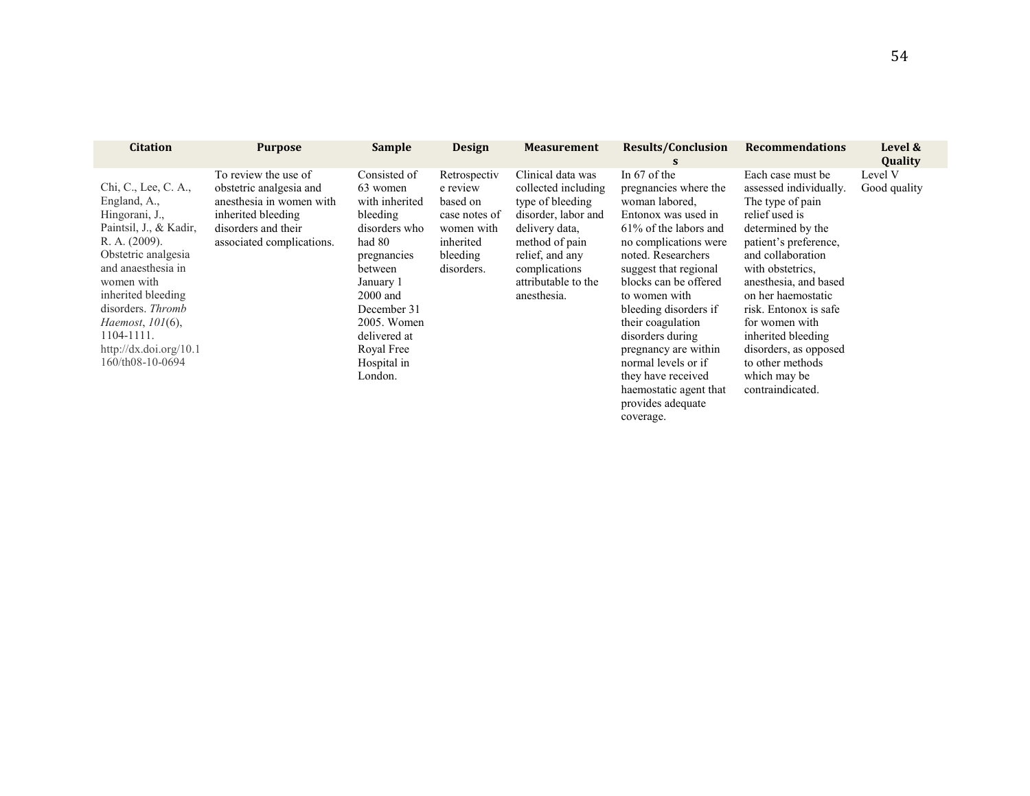| Citation | Purpose | Sample | Design | Measurement | Results/Conclusions | Recommendations | Level & Quality |
|---|---|---|---|---|---|---|---|
| Chi, C., Lee, C. A., England, A., Hingorani, J., Paintsil, J., & Kadir, R. A. (2009). Obstetric analgesia and anaesthesia in women with inherited bleeding disorders. *Thromb Haemost*, *101*(6), 1104-1111. http://dx.doi.org/10.1160/th08-10-0694 | To review the use of obstetric analgesia and anesthesia in women with inherited bleeding disorders and their associated complications. | Consisted of 63 women with inherited bleeding disorders who had 80 pregnancies between January 1 2000 and December 31 2005. Women delivered at Royal Free Hospital in London. | Retrospective review based on case notes of women with inherited bleeding disorders. | Clinical data was collected including type of bleeding disorder, labor and delivery data, method of pain relief, and any complications attributable to the anesthesia. | In 67 of the pregnancies where the woman labored, Entonox was used in 61% of the labors and no complications were noted. Researchers suggest that regional blocks can be offered to women with bleeding disorders if their coagulation disorders during pregnancy are within normal levels or if they have received haemostatic agent that provides adequate coverage. | Each case must be assessed individually. The type of pain relief used is determined by the patient's preference, and collaboration with obstetrics, anesthesia, and based on her haemostatic risk. Entonox is safe for women with inherited bleeding disorders, as opposed to other methods which may be contraindicated. | Level V Good quality |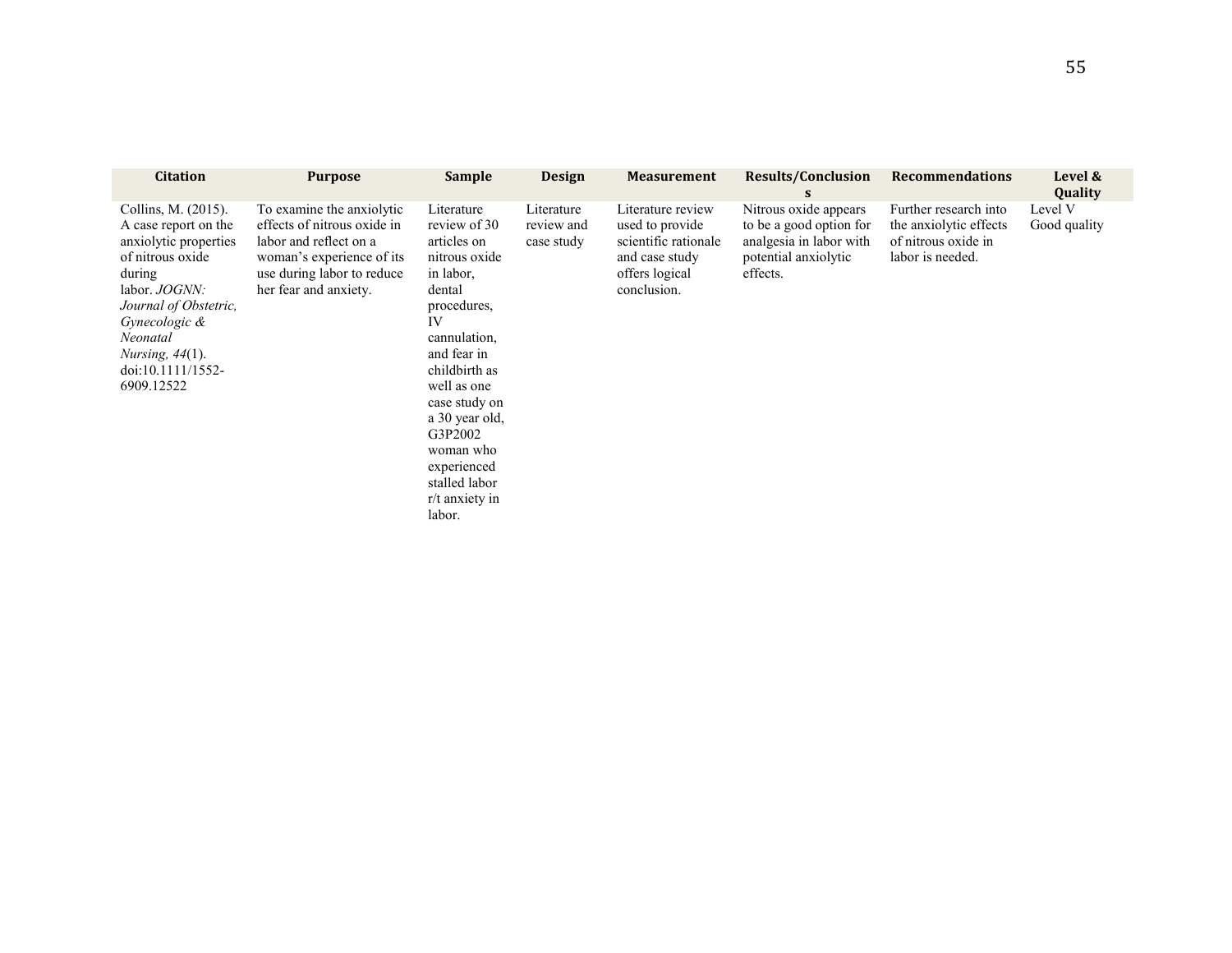| Citation | Purpose | Sample | Design | Measurement | Results/Conclusions | Recommendations | Level & Quality |
|---|---|---|---|---|---|---|---|
| Collins, M. (2015). A case report on the anxiolytic properties of nitrous oxide during labor. *JOGNN: Journal of Obstetric, Gynecologic & Neonatal Nursing, 44*(1). doi:10.1111/1552-6909.12522 | To examine the anxiolytic effects of nitrous oxide in labor and reflect on a woman's experience of its use during labor to reduce her fear and anxiety. | Literature review of 30 articles on nitrous oxide in labor, dental procedures, IV cannulation, and fear in childbirth as well as one case study on a 30 year old, G3P2002 woman who experienced stalled labor r/t anxiety in labor. | Literature review and case study | Literature review used to provide scientific rationale and case study offers logical conclusion. | Nitrous oxide appears to be a good option for analgesia in labor with potential anxiolytic effects. | Further research into the anxiolytic effects of nitrous oxide in labor is needed. | Level V Good quality |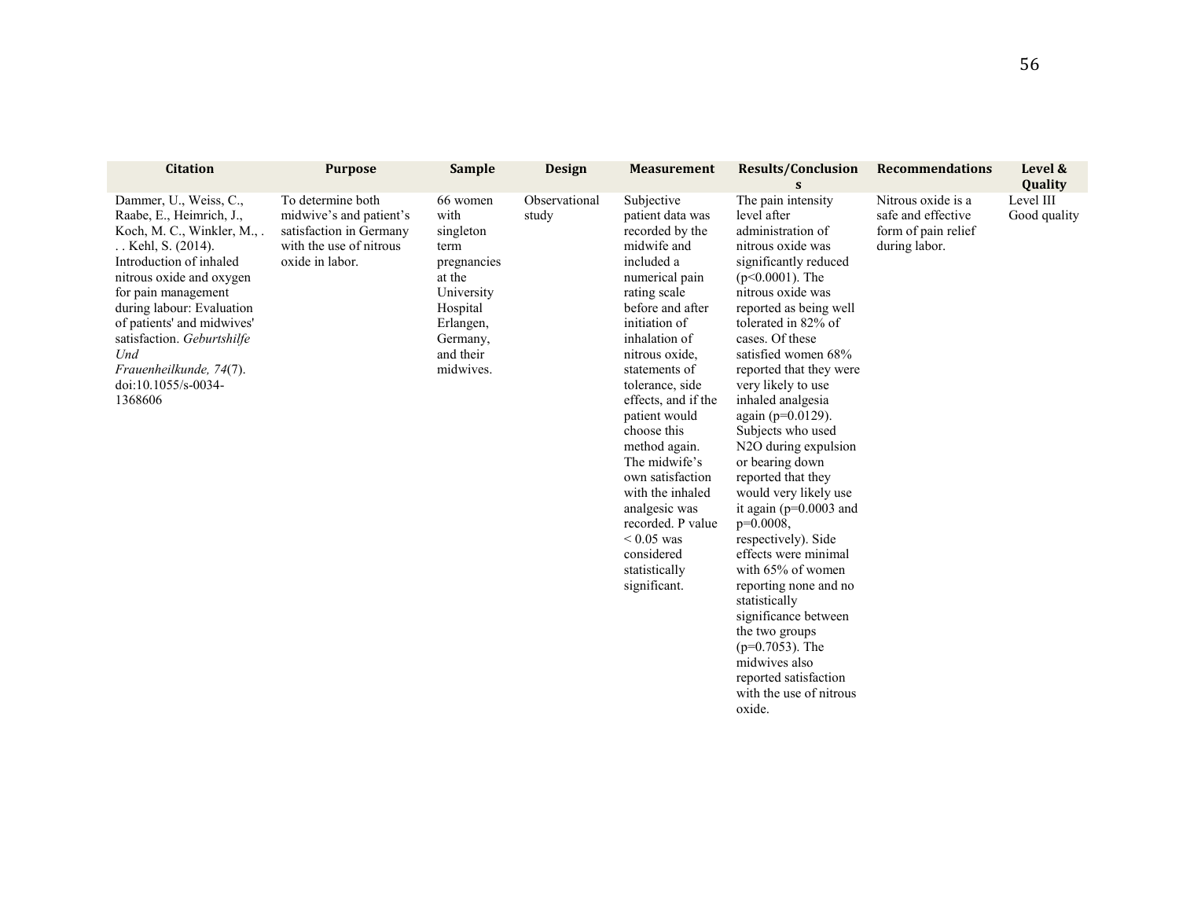| Citation | Purpose | Sample | Design | Measurement | Results/Conclusions | Recommendations | Level & Quality |
|---|---|---|---|---|---|---|---|
| Dammer, U., Weiss, C., Raabe, E., Heimrich, J., Koch, M. C., Winkler, M., . . . Kehl, S. (2014). Introduction of inhaled nitrous oxide and oxygen for pain management during labour: Evaluation of patients' and midwives' satisfaction. *Geburtshilfe Und Frauenheilkunde, 74*(7). doi:10.1055/s-0034-1368606 | To determine both midwive's and patient's satisfaction in Germany with the use of nitrous oxide in labor. | 66 women with singleton term pregnancies at the University Hospital Erlangen, Germany, and their midwives. | Observational study | Subjective patient data was recorded by the midwife and included a numerical pain rating scale before and after initiation of inhalation of nitrous oxide, statements of tolerance, side effects, and if the patient would choose this method again. The midwife's own satisfaction with the inhaled analgesic was recorded. P value $< 0.05$ was considered statistically significant. | The pain intensity level after administration of nitrous oxide was significantly reduced ($p<0.0001$). The nitrous oxide was reported as being well tolerated in 82% of cases. Of these satisfied women 68% reported that they were very likely to use inhaled analgesia again ($p=0.0129$). Subjects who used $N_2O$ during expulsion or bearing down reported that they would very likely use it again ($p=0.0003$ and $p=0.0008$, respectively). Side effects were minimal with 65% of women reporting none and no statistically significance between the two groups ($p=0.7053$). The midwives also reported satisfaction with the use of nitrous oxide. | Nitrous oxide is a safe and effective form of pain relief during labor. | Level III Good quality |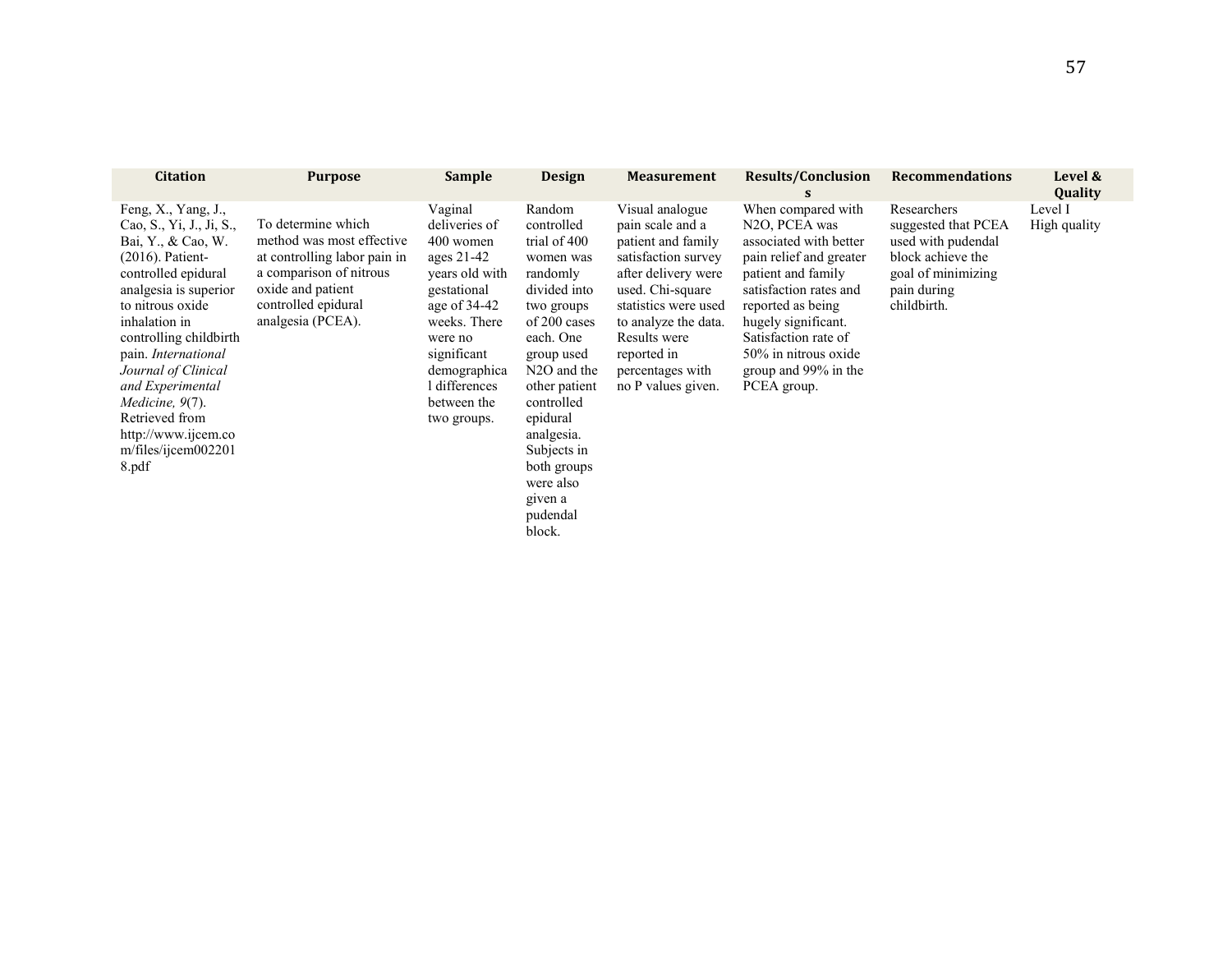| Citation | Purpose | Sample | Design | Measurement | Results/Conclusions | Recommendations | Level & Quality |
|---|---|---|---|---|---|---|---|
| Feng, X., Yang, J., Cao, S., Yi, J., Ji, S., Bai, Y., & Cao, W. (2016). Patient-controlled epidural analgesia is superior to nitrous oxide inhalation in controlling childbirth pain. *International Journal of Clinical and Experimental Medicine, 9*(7). Retrieved from http://www.ijcem.com/files/ijcem0022018.pdf | To determine which method was most effective at controlling labor pain in a comparison of nitrous oxide and patient controlled epidural analgesia (PCEA). | Vaginal deliveries of 400 women ages 21-42 years old with gestational age of 34-42 weeks. There were no significant demographical differences between the two groups. | Random controlled trial of 400 women was randomly divided into two groups of 200 cases each. One group used $N_2O$ and the other patient controlled epidural analgesia. Subjects in both groups were also given a pudendal block. | Visual analogue pain scale and a patient and family satisfaction survey after delivery were used. Chi-square statistics were used to analyze the data. Results were reported in percentages with no P values given. | When compared with $N_2O$, PCEA was associated with better pain relief and greater patient and family satisfaction rates and reported as being hugely significant. Satisfaction rate of 50% in nitrous oxide group and 99% in the PCEA group. | Researchers suggested that PCEA used with pudendal block achieve the goal of minimizing pain during childbirth. | Level I High quality |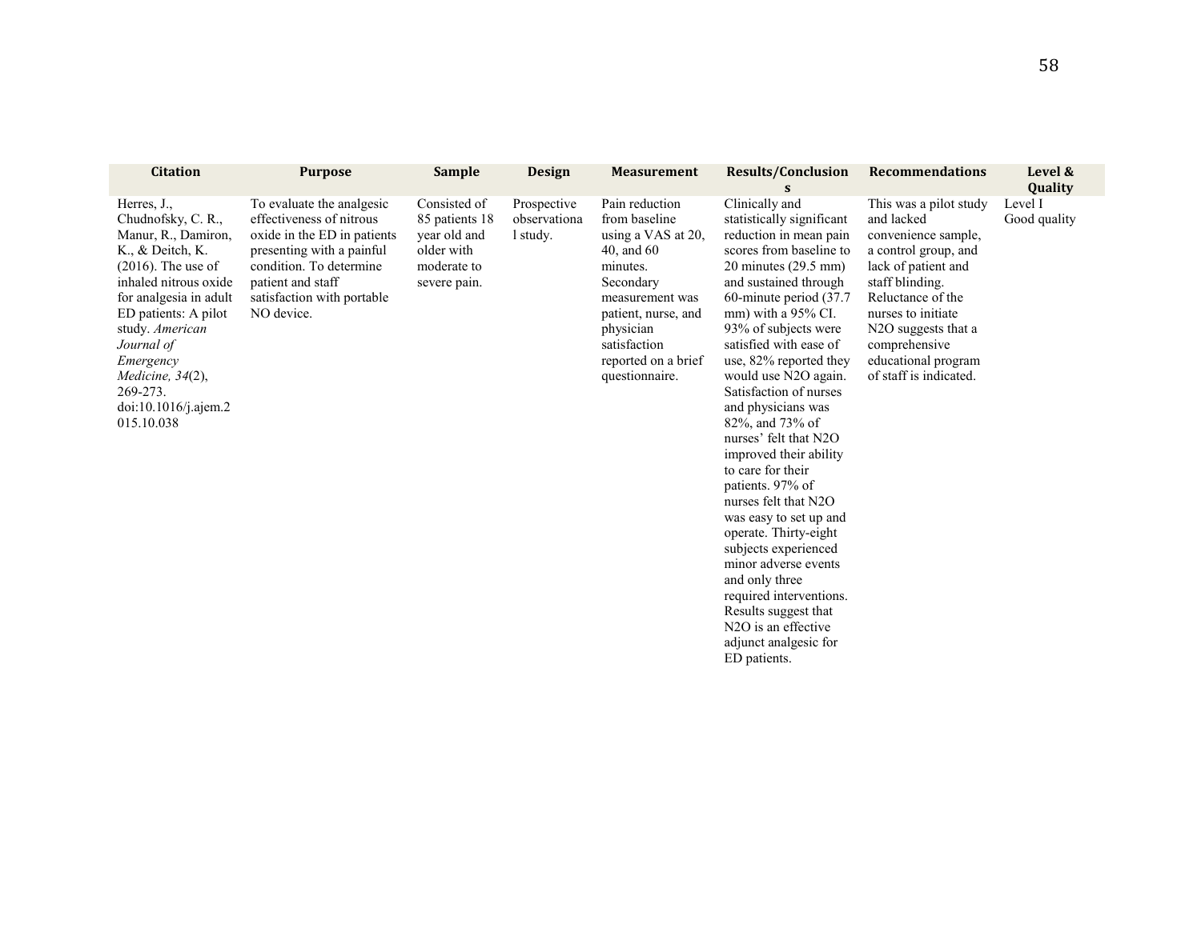| Citation | Purpose | Sample | Design | Measurement | Results/Conclusions | Recommendations | Level & Quality |
|---|---|---|---|---|---|---|---|
| Herres, J., Chudnofsky, C. R., Manur, R., Damiron, K., & Deitch, K. (2016). The use of inhaled nitrous oxide for analgesia in adult ED patients: A pilot study. *American Journal of Emergency Medicine, 34*(2), 269-273. doi:10.1016/j.ajem.2015.10.038 | To evaluate the analgesic effectiveness of nitrous oxide in the ED in patients presenting with a painful condition. To determine patient and staff satisfaction with portable NO device. | Consisted of 85 patients 18 year old and older with moderate to severe pain. | Prospective observational study. | Pain reduction from baseline using a VAS at 20, 40, and 60 minutes. Secondary measurement was patient, nurse, and physician satisfaction reported on a brief questionnaire. | Clinically and statistically significant reduction in mean pain scores from baseline to 20 minutes (29.5 mm) and sustained through 60-minute period (37.7 mm) with a 95% CI. 93% of subjects were satisfied with ease of use, 82% reported they would use $N_2O$ again. Satisfaction of nurses and physicians was 82%, and 73% of nurses' felt that $N_2O$ improved their ability to care for their patients. 97% of nurses felt that $N_2O$ was easy to set up and operate. Thirty-eight subjects experienced minor adverse events and only three required interventions. Results suggest that $N_2O$ is an effective adjunct analgesic for ED patients. | This was a pilot study and lacked convenience sample, a control group, and lack of patient and staff blinding. Reluctance of the nurses to initiate $N_2O$ suggests that a comprehensive educational program of staff is indicated. | Level I Good quality |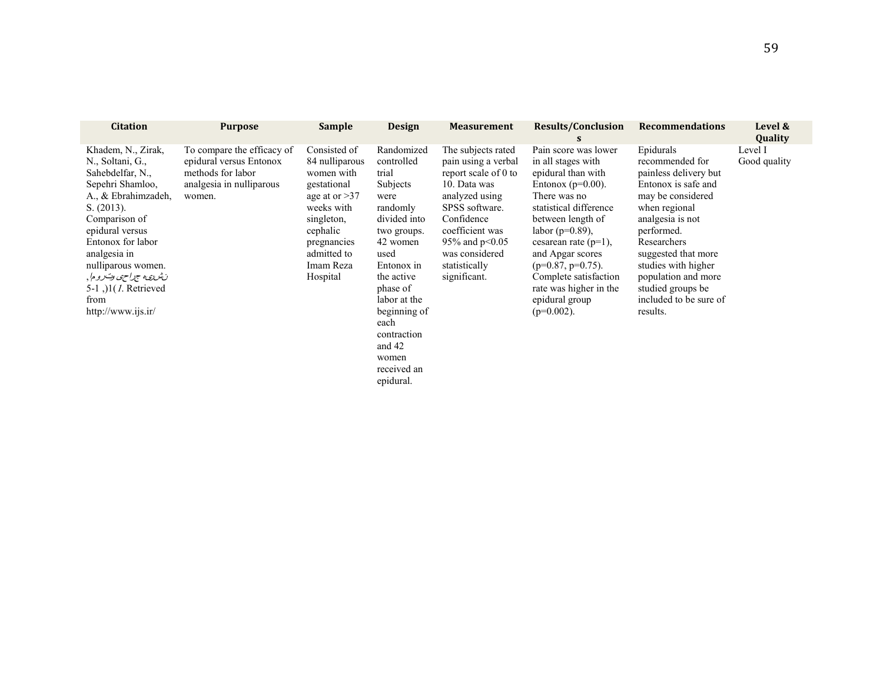| Citation | Purpose | Sample | Design | Measurement | Results/Conclusions | Recommendations | Level & Quality |
|---|---|---|---|---|---|---|---|
| Khadem, N., Zirak, N., Soltani, G., Sahebdelfar, N., Sepehri Shamloo, A., & Ebrahimzadeh, S. (2013). Comparison of epidural versus Entonox for labor analgesia in nulliparous women. نشریه جراحی وتروما, 5-1 ,)1( *1*. Retrieved from http://www.ijs.ir/ | To compare the efficacy of epidural versus Entonox methods for labor analgesia in nulliparous women. | Consisted of 84 nulliparous women with gestational age at or >37 weeks with singleton, cephalic pregnancies admitted to Imam Reza Hospital | Randomized controlled trial Subjects were randomly divided into two groups. 42 women used Entonox in the active phase of labor at the beginning of each contraction and 42 women received an epidural. | The subjects rated pain using a verbal report scale of 0 to 10. Data was analyzed using SPSS software. Confidence coefficient was 95% and p<0.05 was considered statistically significant. | Pain score was lower in all stages with epidural than with Entonox (p=0.00). There was no statistical difference between length of labor (p=0.89), cesarean rate (p=1), and Apgar scores (p=0.87, p=0.75). Complete satisfaction rate was higher in the epidural group (p=0.002). | Epidurals recommended for painless delivery but Entonox is safe and may be considered when regional analgesia is not performed. Researchers suggested that more studies with higher population and more studied groups be included to be sure of results. | Level I Good quality |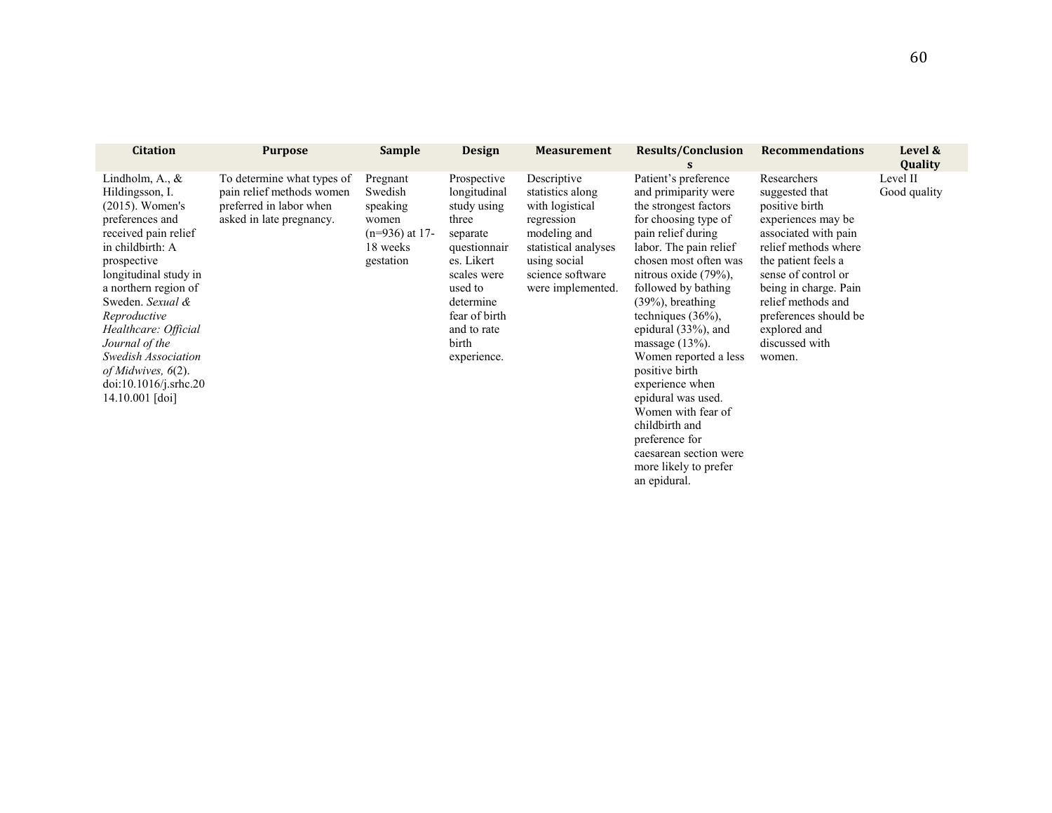| Citation | Purpose | Sample | Design | Measurement | Results/Conclusions | Recommendations | Level & Quality |
|---|---|---|---|---|---|---|---|
| Lindholm, A., & Hildingsson, I. (2015). Women's preferences and received pain relief in childbirth: A prospective longitudinal study in a northern region of Sweden. *Sexual & Reproductive Healthcare: Official Journal of the Swedish Association of Midwives, 6*(2). doi:10.1016/j.srhc.2014.10.001 [doi] | To determine what types of pain relief methods women preferred in labor when asked in late pregnancy. | Pregnant Swedish speaking women (n=936) at 17-18 weeks gestation | Prospective longitudinal study using three separate questionnaires. Likert scales were used to determine fear of birth and to rate birth experience. | Descriptive statistics along with logistical regression modeling and statistical analyses using social science software were implemented. | Patient's preference and primiparity were the strongest factors for choosing type of pain relief during labor. The pain relief chosen most often was nitrous oxide (79%), followed by bathing (39%), breathing techniques (36%), epidural (33%), and massage (13%). Women reported a less positive birth experience when epidural was used. Women with fear of childbirth and preference for caesarean section were more likely to prefer an epidural. | Researchers suggested that positive birth experiences may be associated with pain relief methods where the patient feels a sense of control or being in charge. Pain relief methods and preferences should be explored and discussed with women. | Level II Good quality |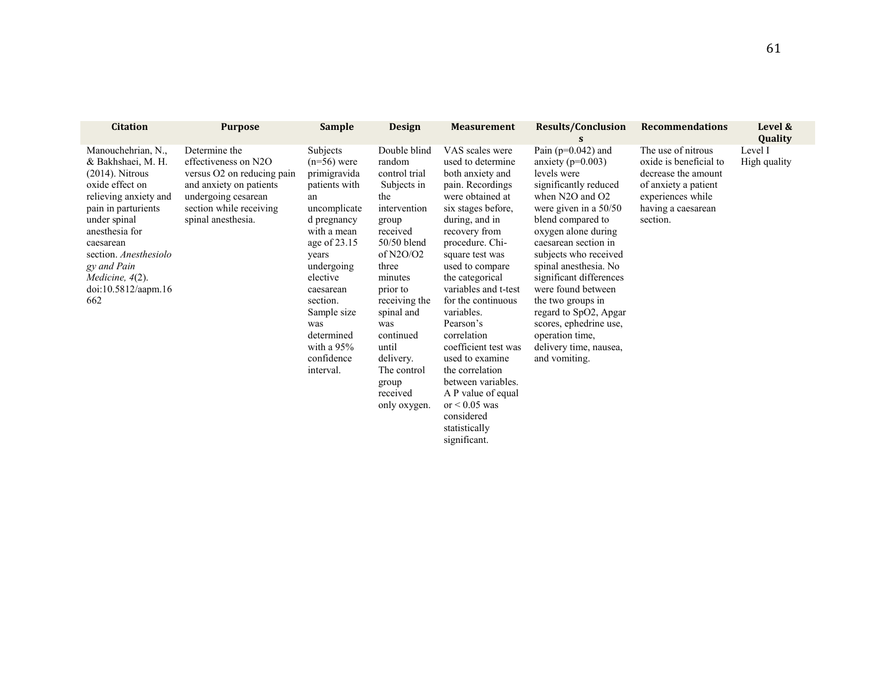| Citation | Purpose | Sample | Design | Measurement | Results/Conclusions | Recommendations | Level & Quality |
|---|---|---|---|---|---|---|---|
| Manouchehrian, N., & Bakhshaei, M. H. (2014). Nitrous oxide effect on relieving anxiety and pain in parturients under spinal anesthesia for caesarean section. *Anesthesiology and Pain Medicine, 4*(2). doi:10.5812/aapm.16662 | Determine the effectiveness on $N_2O$ versus $O_2$ on reducing pain and anxiety on patients undergoing cesarean section while receiving spinal anesthesia. | Subjects ($n=56$) were primigravida patients with an uncomplicated pregnancy with a mean age of 23.15 years undergoing elective caesarean section. Sample size was determined with a 95% confidence interval. | Double blind random control trial Subjects in the intervention group received 50/50 blend of $N_2O/O_2$ three minutes prior to receiving the spinal and was continued until delivery. The control group received only oxygen. | VAS scales were used to determine both anxiety and pain. Recordings were obtained at six stages before, during, and in recovery from procedure. Chi-square test was used to compare the categorical variables and t-test for the continuous variables. Pearson's correlation coefficient test was used to examine the correlation between variables. A P value of equal or $< 0.05$ was considered statistically significant. | Pain ($p=0.042$) and anxiety ($p=0.003$) levels were significantly reduced when $N_2O$ and $O_2$ were given in a 50/50 blend compared to oxygen alone during caesarean section in subjects who received spinal anesthesia. No significant differences were found between the two groups in regard to $SpO_2$, Apgar scores, ephedrine use, operation time, delivery time, nausea, and vomiting. | The use of nitrous oxide is beneficial to decrease the amount of anxiety a patient experiences while having a caesarean section. | Level I High quality |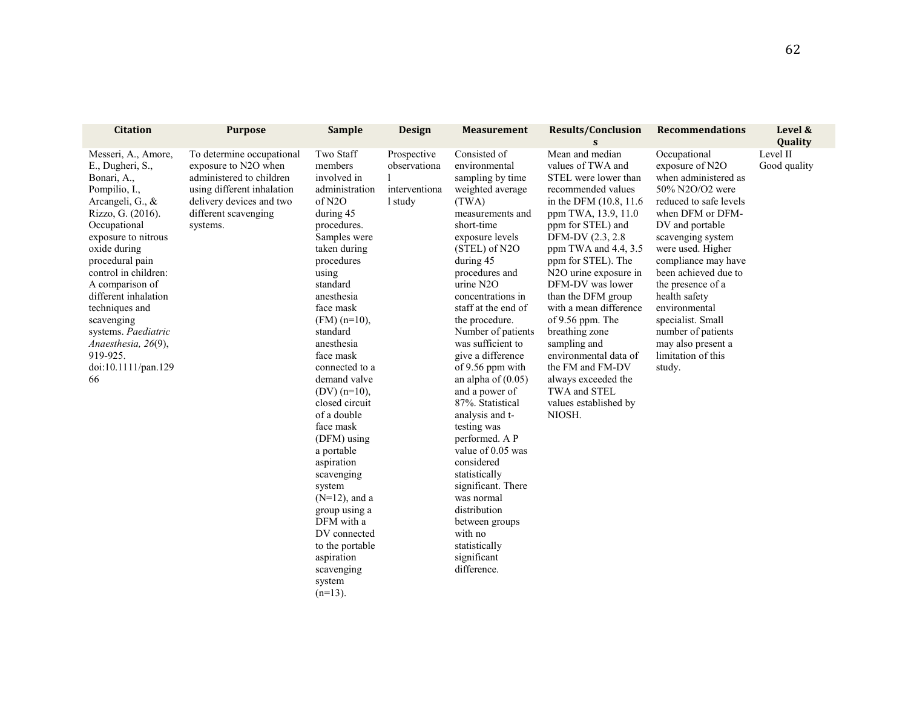| Citation | Purpose | Sample | Design | Measurement | Results/Conclusions | Recommendations | Level & Quality |
|---|---|---|---|---|---|---|---|
| Messeri, A., Amore, E., Dugheri, S., Bonari, A., Pompilio, I., Arcangeli, G., & Rizzo, G. (2016). Occupational exposure to nitrous oxide during procedural pain control in children: A comparison of different inhalation techniques and scavenging systems. *Paediatric Anaesthesia, 26*(9), 919-925. doi:10.1111/pan.12966 | To determine occupational exposure to $N_2O$ when administered to children using different inhalation delivery devices and two different scavenging systems. | Two Staff members involved in administration of $N_2O$ during 45 procedures. Samples were taken during procedures using standard anesthesia face mask (FM) (n=10), standard anesthesia face mask connected to a demand valve (DV) (n=10), closed circuit of a double face mask (DFM) using a portable aspiration scavenging system (N=12), and a group using a DFM with a DV connected to the portable aspiration scavenging system (n=13). | Prospective observational interventional study | Consisted of environmental sampling by time weighted average (TWA) measurements and short-time exposure levels (STEL) of $N_2O$ during 45 procedures and urine $N_2O$ concentrations in staff at the end of the procedure. Number of patients was sufficient to give a difference of 9.56 ppm with an alpha of (0.05) and a power of 87%. Statistical analysis and t-testing was performed. A P value of 0.05 was considered statistically significant. There was normal distribution between groups with no statistically significant difference. | Mean and median values of TWA and STEL were lower than recommended values in the DFM (10.8, 11.6 ppm TWA, 13.9, 11.0 ppm for STEL) and DFM-DV (2.3, 2.8 ppm TWA and 4.4, 3.5 ppm for STEL). The $N_2O$ urine exposure in DFM-DV was lower than the DFM group with a mean difference of 9.56 ppm. The breathing zone sampling and environmental data of the FM and FM-DV always exceeded the TWA and STEL values established by NIOSH. | Occupational exposure of $N_2O$ when administered as 50% $N_2O/O_2$ were reduced to safe levels when DFM or DFM-DV and portable scavenging system were used. Higher compliance may have been achieved due to the presence of a health safety environmental specialist. Small number of patients may also present a limitation of this study. | Level II Good quality |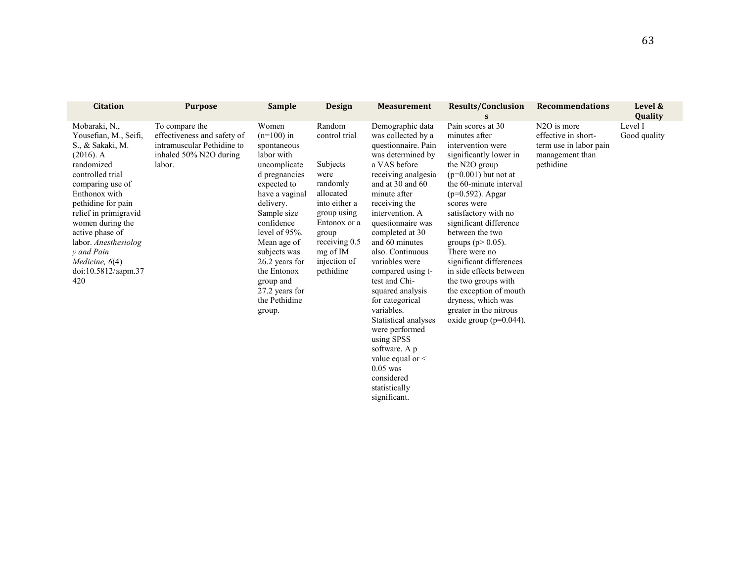| Citation | Purpose | Sample | Design | Measurement | Results/Conclusions | Recommendations | Level & Quality |
|---|---|---|---|---|---|---|---|
| Mobaraki, N., Yousefian, M., Seifi, S., & Sakaki, M. (2016). A randomized controlled trial comparing use of Enthonox with pethidine for pain relief in primigravid women during the active phase of labor. *Anesthesiology and Pain Medicine, 6*(4) doi:10.5812/aapm.37420 | To compare the effectiveness and safety of intramuscular Pethidine to inhaled 50% N2O during labor. | Women (n=100) in spontaneous labor with uncomplicated pregnancies expected to have a vaginal delivery. Sample size confidence level of 95%. Mean age of subjects was 26.2 years for the Entonox group and 27.2 years for the Pethidine group. | Random control trial<br><br>Subjects were randomly allocated into either a group using Entonox or a group receiving 0.5 mg of IM injection of pethidine | Demographic data was collected by a questionnaire. Pain was determined by a VAS before receiving analgesia and at 30 and 60 minute after receiving the intervention. A questionnaire was completed at 30 and 60 minutes also. Continuous variables were compared using t-test and Chi-squared analysis for categorical variables. Statistical analyses were performed using SPSS software. A p value equal or < 0.05 was considered statistically significant. | Pain scores at 30 minutes after intervention were significantly lower in the N2O group (p=0.001) but not at the 60-minute interval (p=0.592). Apgar scores were satisfactory with no significant difference between the two groups (p> 0.05). There were no significant differences in side effects between the two groups with the exception of mouth dryness, which was greater in the nitrous oxide group (p=0.044). | N2O is more effective in short-term use in labor pain management than pethidine | Level I<br>Good quality |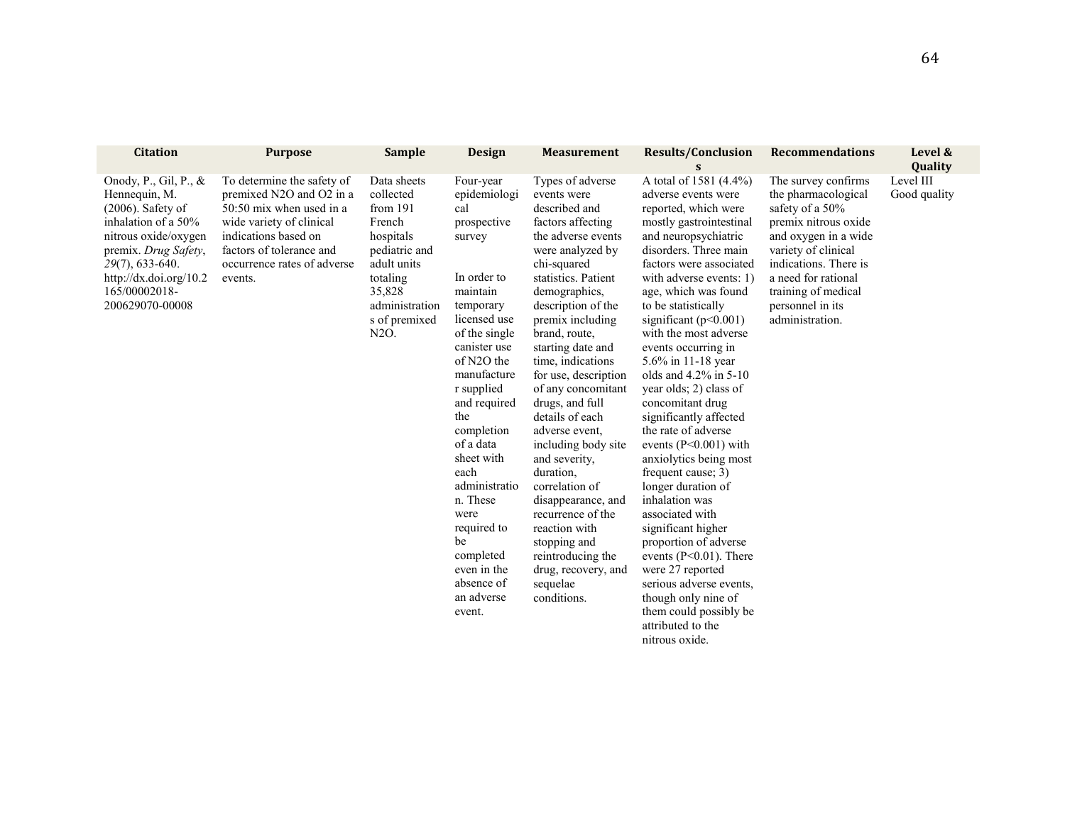| Citation | Purpose | Sample | Design | Measurement | Results/Conclusions | Recommendations | Level & Quality |
|---|---|---|---|---|---|---|---|
| Onody, P., Gil, P., & Hennequin, M. (2006). Safety of inhalation of a 50% nitrous oxide/oxygen premix. *Drug Safety*, *29*(7), 633-640. http://dx.doi.org/10.2165/00002018-200629070-00008 | To determine the safety of premixed $N_2O$ and $O_2$ in a 50:50 mix when used in a wide variety of clinical indications based on factors of tolerance and occurrence rates of adverse events. | Data sheets collected from 191 French hospitals pediatric and adult units totaling 35,828 administrations of premixed $N_2O$. | Four-year epidemiological prospective survey<br><br>In order to maintain temporary licensed use of the single canister use of $N_2O$ the manufacturer supplied and required the completion of a data sheet with each administration. These were required to be completed even in the absence of an adverse event. | Types of adverse events were described and factors affecting the adverse events were analyzed by chi-squared statistics. Patient demographics, description of the premix including brand, route, starting date and time, indications for use, description of any concomitant drugs, and full details of each adverse event, including body site and severity, duration, correlation of disappearance, and recurrence of the reaction with stopping and reintroducing the drug, recovery, and sequelae conditions. | A total of 1581 (4.4%) adverse events were reported, which were mostly gastrointestinal and neuropsychiatric disorders. Three main factors were associated with adverse events: 1) age, which was found to be statistically significant ($p<0.001$) with the most adverse events occurring in 5.6% in 11-18 year olds and 4.2% in 5-10 year olds; 2) class of concomitant drug significantly affected the rate of adverse events ($P<0.001$) with anxiolytics being most frequent cause; 3) longer duration of inhalation was associated with significant higher proportion of adverse events ($P<0.01$). There were 27 reported serious adverse events, though only nine of them could possibly be attributed to the nitrous oxide. | The survey confirms the pharmacological safety of a 50% premix nitrous oxide and oxygen in a wide variety of clinical indications. There is a need for rational training of medical personnel in its administration. | Level III<br>Good quality |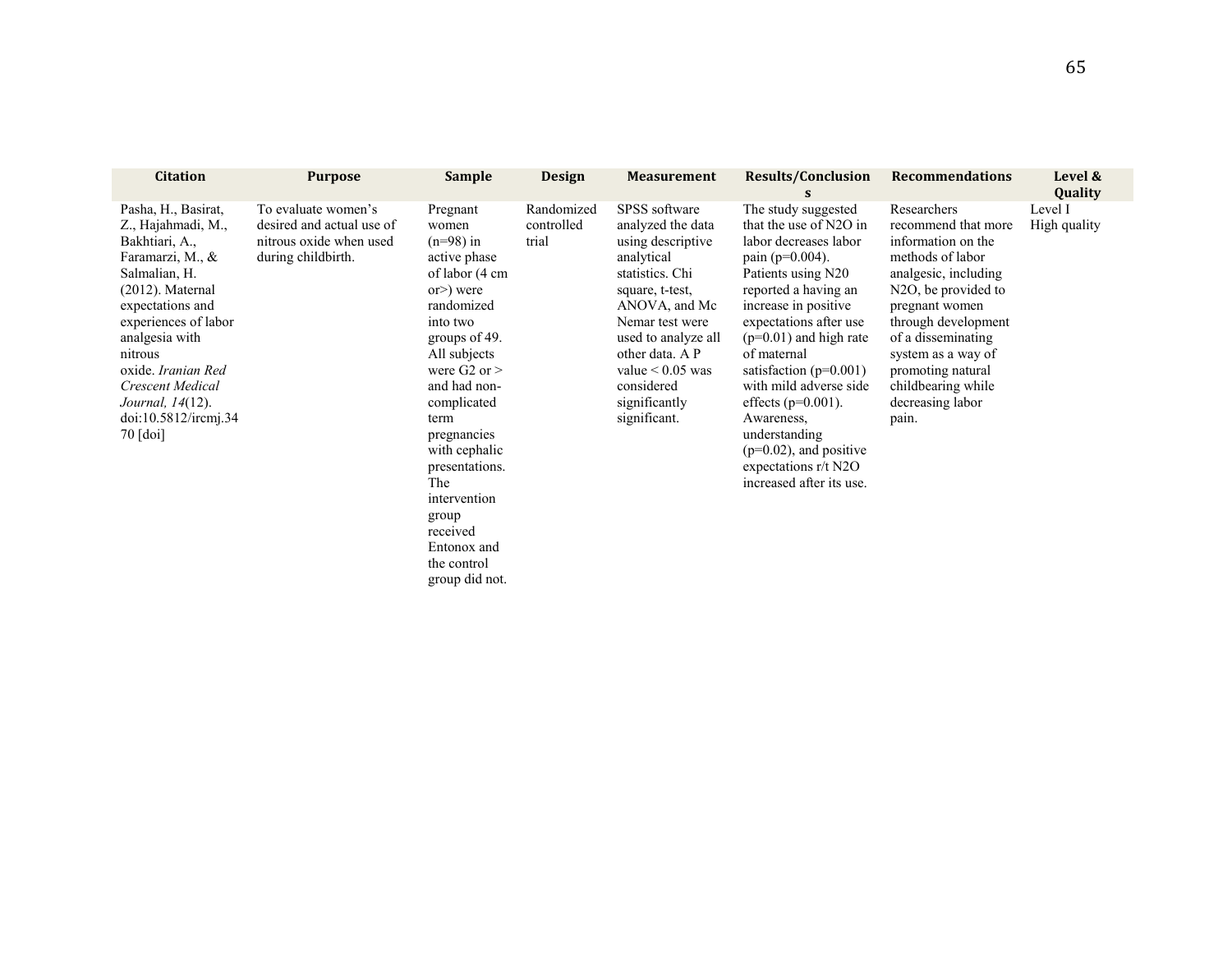| Citation | Purpose | Sample | Design | Measurement | Results/Conclusions | Recommendations | Level & Quality |
|---|---|---|---|---|---|---|---|
| Pasha, H., Basirat, Z., Hajahmadi, M., Bakhtiari, A., Faramarzi, M., & Salmalian, H. (2012). Maternal expectations and experiences of labor analgesia with nitrous oxide. *Iranian Red Crescent Medical Journal, 14*(12). doi:10.5812/ircmj.3470 [doi] | To evaluate women's desired and actual use of nitrous oxide when used during childbirth. | Pregnant women (n=98) in active phase of labor (4 cm or>) were randomized into two groups of 49. All subjects were G2 or > and had non-complicated term pregnancies with cephalic presentations. The intervention group received Entonox and the control group did not. | Randomized controlled trial | SPSS software analyzed the data using descriptive analytical statistics. Chi square, t-test, ANOVA, and Mc Nemar test were used to analyze all other data. A P value < 0.05 was considered significantly significant. | The study suggested that the use of N2O in labor decreases labor pain (p=0.004). Patients using N20 reported a having an increase in positive expectations after use (p=0.01) and high rate of maternal satisfaction (p=0.001) with mild adverse side effects (p=0.001). Awareness, understanding (p=0.02), and positive expectations r/t N2O increased after its use. | Researchers recommend that more information on the methods of labor analgesic, including N2O, be provided to pregnant women through development of a disseminating system as a way of promoting natural childbearing while decreasing labor pain. | Level I High quality |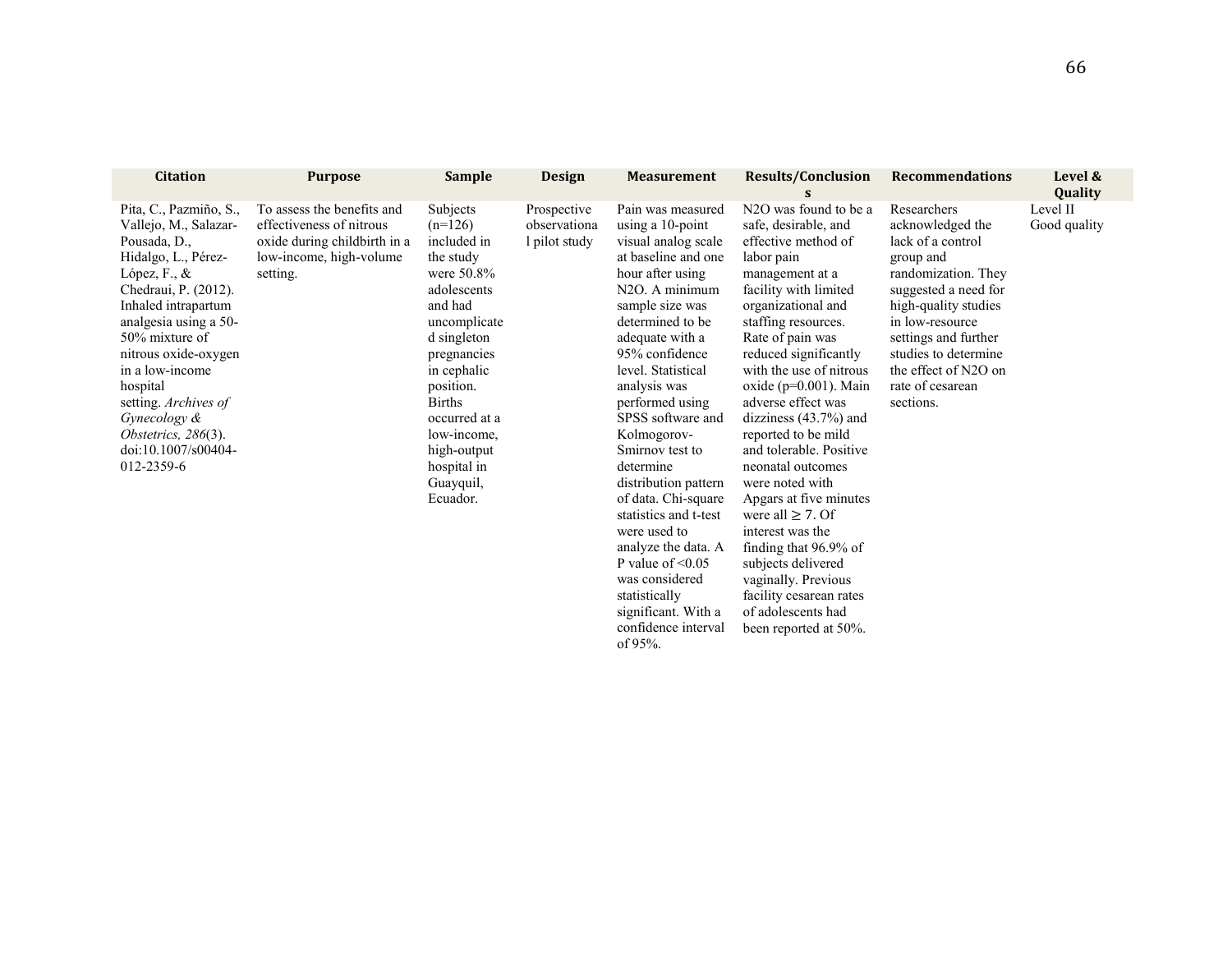| Citation | Purpose | Sample | Design | Measurement | Results/Conclusions | Recommendations | Level & Quality |
|---|---|---|---|---|---|---|---|
| Pita, C., Pazmiño, S., Vallejo, M., Salazar-Pousada, D., Hidalgo, L., Pérez-López, F., & Chedraui, P. (2012). Inhaled intrapartum analgesia using a 50-50% mixture of nitrous oxide-oxygen in a low-income hospital setting. *Archives of Gynecology & Obstetrics, 286*(3). doi:10.1007/s00404-012-2359-6 | To assess the benefits and effectiveness of nitrous oxide during childbirth in a low-income, high-volume setting. | Subjects (n=126) included in the study were 50.8% adolescents and had uncomplicated singleton pregnancies in cephalic position. Births occurred at a low-income, high-output hospital in Guayquil, Ecuador. | Prospective observational pilot study | Pain was measured using a 10-point visual analog scale at baseline and one hour after using $N_2O$. A minimum sample size was determined to be adequate with a 95% confidence level. Statistical analysis was performed using SPSS software and Kolmogorov-Smirnov test to determine distribution pattern of data. Chi-square statistics and t-test were used to analyze the data. A P value of $<0.05$ was considered statistically significant. With a confidence interval of 95%. | $N_2O$ was found to be a safe, desirable, and effective method of labor pain management at a facility with limited organizational and staffing resources. Rate of pain was reduced significantly with the use of nitrous oxide ($p=0.001$). Main adverse effect was dizziness (43.7%) and reported to be mild and tolerable. Positive neonatal outcomes were noted with Apgars at five minutes were all $\geq 7$. Of interest was the finding that 96.9% of subjects delivered vaginally. Previous facility cesarean rates of adolescents had been reported at 50%. | Researchers acknowledged the lack of a control group and randomization. They suggested a need for high-quality studies in low-resource settings and further studies to determine the effect of $N_2O$ on rate of cesarean sections. | Level II Good quality |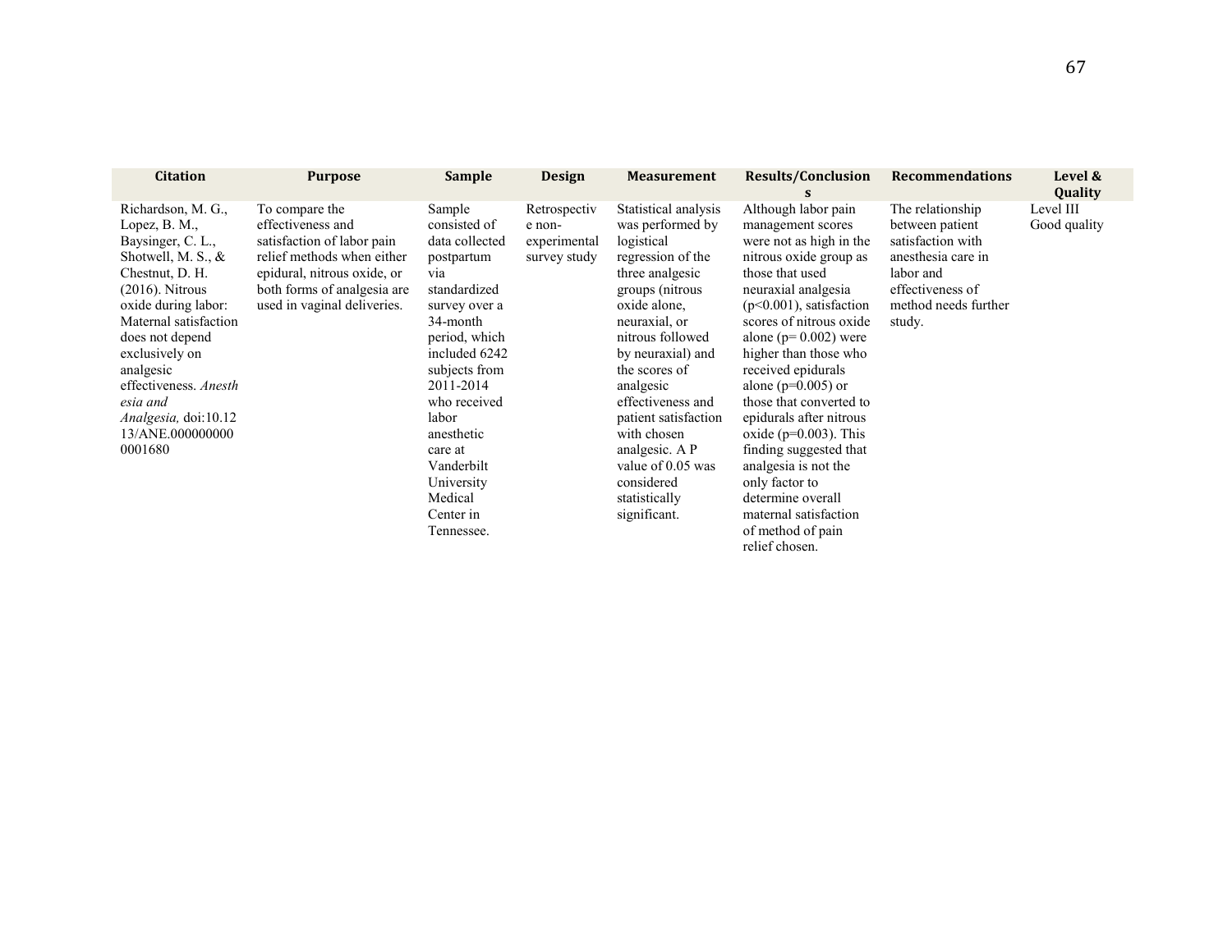| Citation | Purpose | Sample | Design | Measurement | Results/Conclusions | Recommendations | Level & Quality |
|---|---|---|---|---|---|---|---|
| Richardson, M. G., Lopez, B. M., Baysinger, C. L., Shotwell, M. S., & Chestnut, D. H. (2016). Nitrous oxide during labor: Maternal satisfaction does not depend exclusively on analgesic effectiveness. *Anesthesia and Analgesia,* doi:10.1213/ANE.0000000000001680 | To compare the effectiveness and satisfaction of labor pain relief methods when either epidural, nitrous oxide, or both forms of analgesia are used in vaginal deliveries. | Sample consisted of data collected postpartum via standardized survey over a 34-month period, which included 6242 subjects from 2011-2014 who received labor anesthetic care at Vanderbilt University Medical Center in Tennessee. | Retrospective non-experimental survey study | Statistical analysis was performed by logistical regression of the three analgesic groups (nitrous oxide alone, neuraxial, or nitrous followed by neuraxial) and the scores of analgesic effectiveness and patient satisfaction with chosen analgesic. A P value of 0.05 was considered statistically significant. | Although labor pain management scores were not as high in the nitrous oxide group as those that used neuraxial analgesia ($p<0.001$), satisfaction scores of nitrous oxide alone ($p= 0.002$) were higher than those who received epidurals alone ($p=0.005$) or those that converted to epidurals after nitrous oxide ($p=0.003$). This finding suggested that analgesia is not the only factor to determine overall maternal satisfaction of method of pain relief chosen. | The relationship between patient satisfaction with anesthesia care in labor and effectiveness of method needs further study. | Level III Good quality |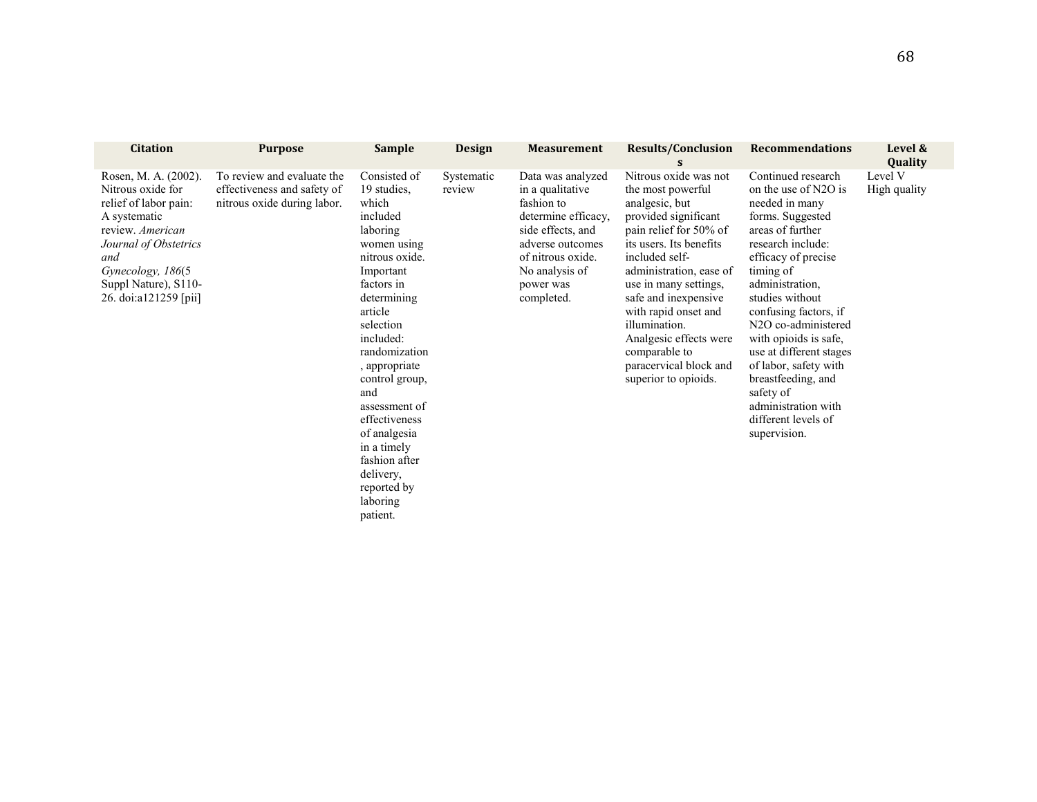| Citation | Purpose | Sample | Design | Measurement | Results/Conclusions | Recommendations | Level & Quality |
|---|---|---|---|---|---|---|---|
| Rosen, M. A. (2002). Nitrous oxide for relief of labor pain: A systematic review. *American Journal of Obstetrics and Gynecology, 186*(5 Suppl Nature), S110-26. doi:a121259 [pii] | To review and evaluate the effectiveness and safety of nitrous oxide during labor. | Consisted of 19 studies, which included laboring women using nitrous oxide. Important factors in determining article selection included: randomization, appropriate control group, and assessment of effectiveness of analgesia in a timely fashion after delivery, reported by laboring patient. | Systematic review | Data was analyzed in a qualitative fashion to determine efficacy, side effects, and adverse outcomes of nitrous oxide. No analysis of power was completed. | Nitrous oxide was not the most powerful analgesic, but provided significant pain relief for 50% of its users. Its benefits included self-administration, ease of use in many settings, safe and inexpensive with rapid onset and illumination. Analgesic effects were comparable to paracervical block and superior to opioids. | Continued research on the use of N2O is needed in many forms. Suggested areas of further research include: efficacy of precise timing of administration, studies without confusing factors, if N2O co-administered with opioids is safe, use at different stages of labor, safety with breastfeeding, and safety of administration with different levels of supervision. | Level V High quality |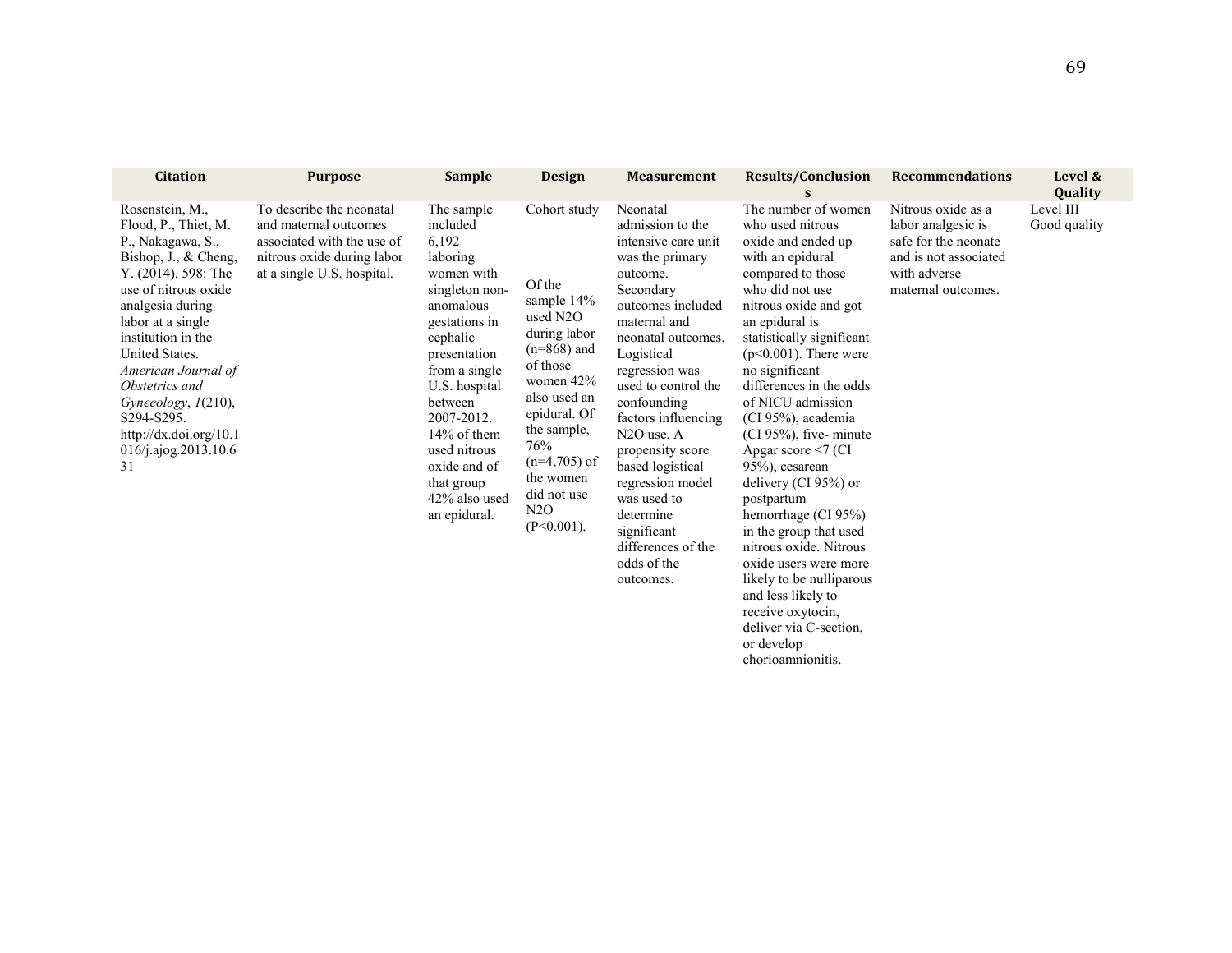| Citation | Purpose | Sample | Design | Measurement | Results/Conclusions | Recommendations | Level & Quality |
|---|---|---|---|---|---|---|---|
| Rosenstein, M., Flood, P., Thiet, M. P., Nakagawa, S., Bishop, J., & Cheng, Y. (2014). 598: The use of nitrous oxide analgesia during labor at a single institution in the United States. *American Journal of Obstetrics and Gynecology*, *1*(210), S294-S295. http://dx.doi.org/10.1016/j.ajog.2013.10.631 | To describe the neonatal and maternal outcomes associated with the use of nitrous oxide during labor at a single U.S. hospital. | The sample included 6,192 laboring women with singleton non-anomalous gestations in cephalic presentation from a single U.S. hospital between 2007-2012. 14% of them used nitrous oxide and of that group 42% also used an epidural. | Cohort study<br><br>Of the sample 14% used N2O during labor (n=868) and of those women 42% also used an epidural. Of the sample, 76% (n=4,705) of the women did not use N2O (P<0.001). | Neonatal admission to the intensive care unit was the primary outcome. Secondary outcomes included maternal and neonatal outcomes. Logistical regression was used to control the confounding factors influencing N2O use. A propensity score based logistical regression model was used to determine significant differences of the odds of the outcomes. | The number of women who used nitrous oxide and ended up with an epidural compared to those who did not use nitrous oxide and got an epidural is statistically significant (p<0.001). There were no significant differences in the odds of NICU admission (CI 95%), academia (CI 95%), five- minute Apgar score <7 (CI 95%), cesarean delivery (CI 95%) or postpartum hemorrhage (CI 95%) in the group that used nitrous oxide. Nitrous oxide users were more likely to be nulliparous and less likely to receive oxytocin, deliver via C-section, or develop chorioamnionitis. | Nitrous oxide as a labor analgesic is safe for the neonate and is not associated with adverse maternal outcomes. | Level III<br>Good quality |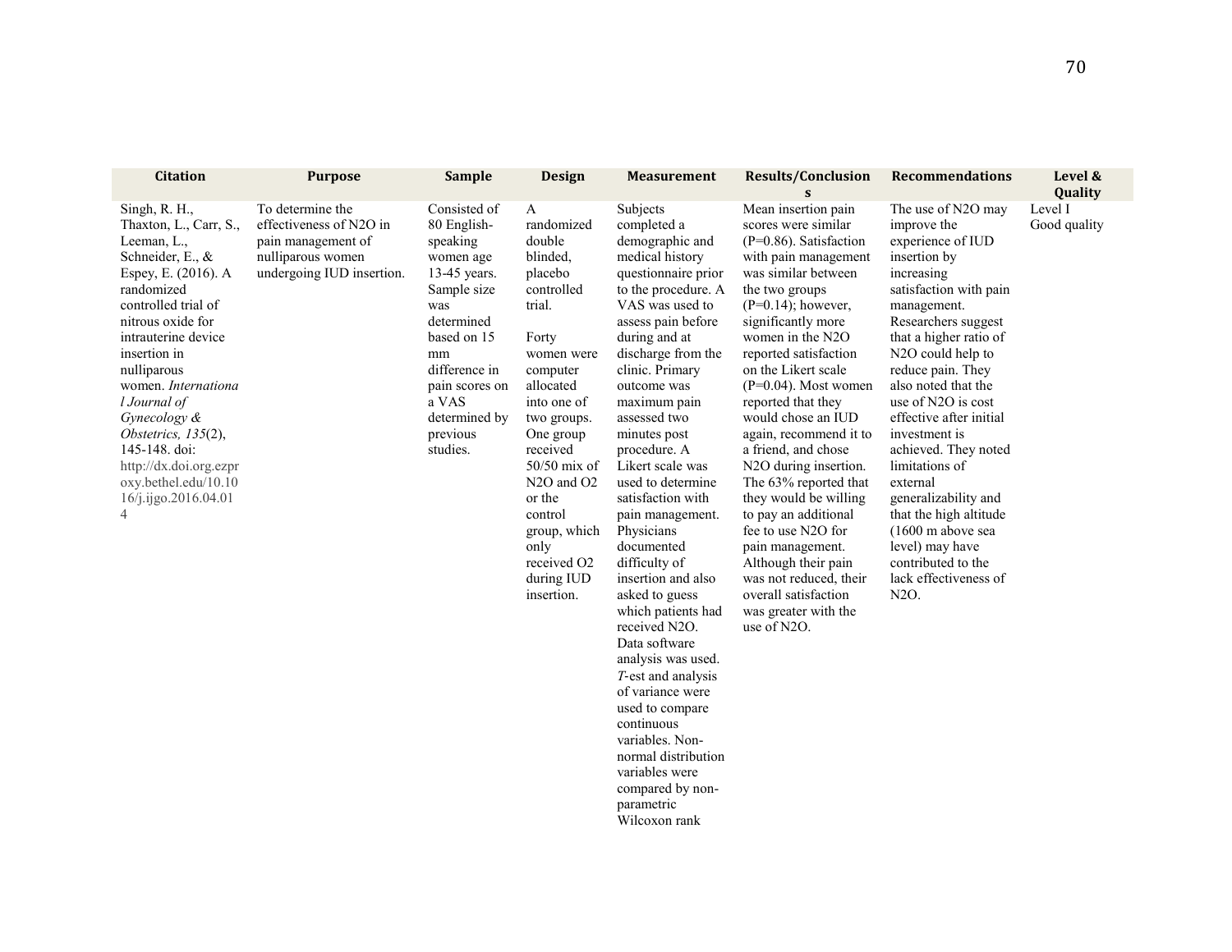| Citation | Purpose | Sample | Design | Measurement | Results/Conclusions | Recommendations | Level & Quality |
|---|---|---|---|---|---|---|---|
| Singh, R. H., Thaxton, L., Carr, S., Leeman, L., Schneider, E., & Espey, E. (2016). A randomized controlled trial of nitrous oxide for intrauterine device insertion in nulliparous women. *International Journal of Gynecology & Obstetrics, 135*(2), 145-148. doi: http://dx.doi.org.ezproxy.bethel.edu/10.1016/j.ijgo.2016.04.014 | To determine the effectiveness of $N_2O$ in pain management of nulliparous women undergoing IUD insertion. | Consisted of 80 English-speaking women age 13-45 years. Sample size was determined based on 15 mm difference in pain scores on a VAS determined by previous studies. | A randomized double blinded, placebo controlled trial.<br><br>Forty women were computer allocated into one of two groups. One group received 50/50 mix of $N_2O$ and $O_2$ or the control group, which only received $O_2$ during IUD insertion. | Subjects completed a demographic and medical history questionnaire prior to the procedure. A VAS was used to assess pain before during and at discharge from the clinic. Primary outcome was maximum pain assessed two minutes post procedure. A Likert scale was used to determine satisfaction with pain management. Physicians documented difficulty of insertion and also asked to guess which patients had received $N_2O$. Data software analysis was used. *T*-est and analysis of variance were used to compare continuous variables. Non-normal distribution variables were compared by non-parametric Wilcoxon rank | Mean insertion pain scores were similar ($P=0.86$). Satisfaction with pain management was similar between the two groups ($P=0.14$); however, significantly more women in the $N_2O$ reported satisfaction on the Likert scale ($P=0.04$). Most women reported that they would chose an IUD again, recommend it to a friend, and chose $N_2O$ during insertion. The 63% reported that they would be willing to pay an additional fee to use $N_2O$ for pain management. Although their pain was not reduced, their overall satisfaction was greater with the use of $N_2O$. | The use of $N_2O$ may improve the experience of IUD insertion by increasing satisfaction with pain management. Researchers suggest that a higher ratio of $N_2O$ could help to reduce pain. They also noted that the use of $N_2O$ is cost effective after initial investment is achieved. They noted limitations of external generalizability and that the high altitude (1600 m above sea level) may have contributed to the lack effectiveness of $N_2O$. | Level I Good quality |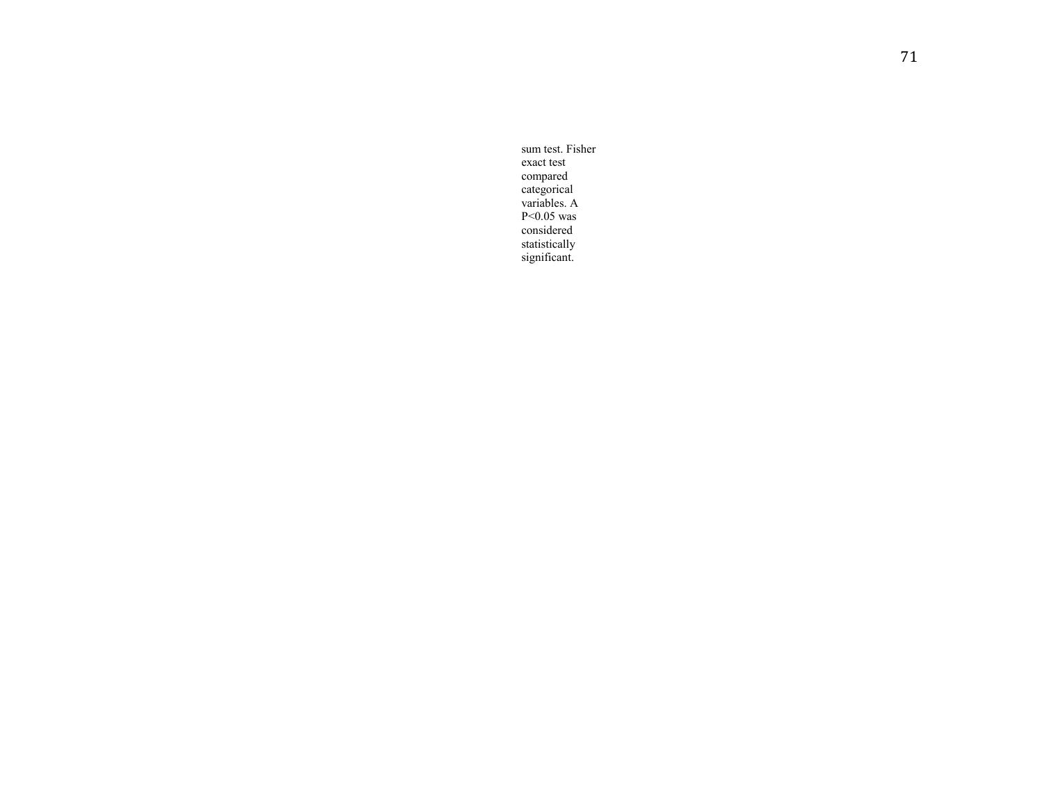sum test. Fisher exact test compared categorical variables. A $P<0.05$ was considered statistically significant.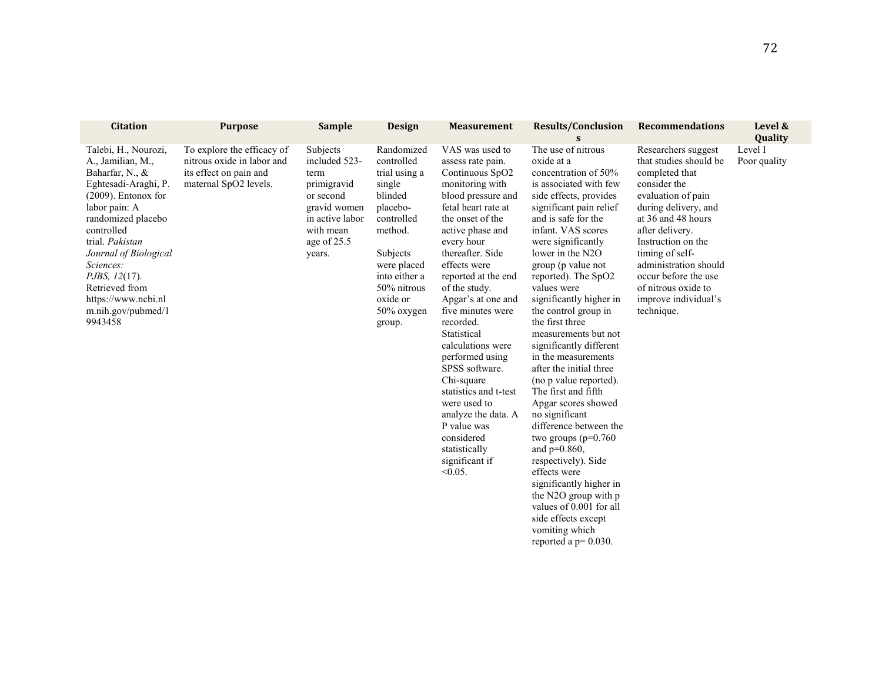| Citation | Purpose | Sample | Design | Measurement | Results/Conclusions | Recommendations | Level & Quality |
|---|---|---|---|---|---|---|---|
| Talebi, H., Nourozi, A., Jamilian, M., Baharfar, N., & Eghtesadi-Araghi, P. (2009). Entonox for labor pain: A randomized placebo controlled trial. *Pakistan Journal of Biological Sciences: PJBS, 12*(17). Retrieved from https://www.ncbi.nlm.nih.gov/pubmed/19943458 | To explore the efficacy of nitrous oxide in labor and its effect on pain and maternal SpO2 levels. | Subjects included 523-term primigravid or second gravid women in active labor with mean age of 25.5 years. | Randomized controlled trial using a single blinded placebo-controlled method.<br><br>Subjects were placed into either a 50% nitrous oxide or 50% oxygen group. | VAS was used to assess rate pain. Continuous SpO2 monitoring with blood pressure and fetal heart rate at the onset of the active phase and every hour thereafter. Side effects were reported at the end of the study. Apgar's at one and five minutes were recorded. Statistical calculations were performed using SPSS software. Chi-square statistics and t-test were used to analyze the data. A P value was considered statistically significant if <0.05. | The use of nitrous oxide at a concentration of 50% is associated with few side effects, provides significant pain relief and is safe for the infant. VAS scores were significantly lower in the N2O group (p value not reported). The SpO2 values were significantly higher in the control group in the first three measurements but not significantly different in the measurements after the initial three (no p value reported). The first and fifth Apgar scores showed no significant difference between the two groups (p=0.760 and p=0.860, respectively). Side effects were significantly higher in the N2O group with p values of 0.001 for all side effects except vomiting which reported a p= 0.030. | Researchers suggest that studies should be completed that consider the evaluation of pain during delivery, and at 36 and 48 hours after delivery. Instruction on the timing of self-administration should occur before the use of nitrous oxide to improve individual's technique. | Level I<br>Poor quality |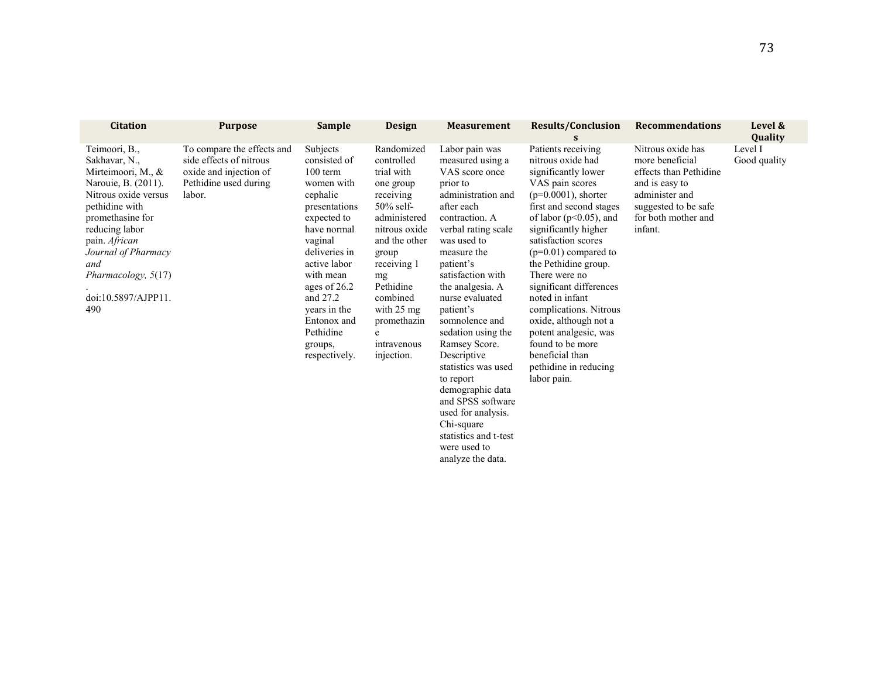| Citation | Purpose | Sample | Design | Measurement | Results/Conclusions | Recommendations | Level & Quality |
|---|---|---|---|---|---|---|---|
| Teimoori, B., Sakhavar, N., Mirteimoori, M., & Narouie, B. (2011). Nitrous oxide versus pethidine with promethasine for reducing labor pain. *African Journal of Pharmacy and Pharmacology, 5*(17). doi:10.5897/AJPP11.490 | To compare the effects and side effects of nitrous oxide and injection of Pethidine used during labor. | Subjects consisted of 100 term women with cephalic presentations expected to have normal vaginal deliveries in active labor with mean ages of 26.2 and 27.2 years in the Entonox and Pethidine groups, respectively. | Randomized controlled trial with one group receiving 50% self-administered nitrous oxide and the other group receiving 1 mg Pethidine combined with 25 mg promethazine intravenous injection. | Labor pain was measured using a VAS score once prior to administration and after each contraction. A verbal rating scale was used to measure the patient's satisfaction with the analgesia. A nurse evaluated patient's somnolence and sedation using the Ramsey Score. Descriptive statistics was used to report demographic data and SPSS software used for analysis. Chi-square statistics and t-test were used to analyze the data. | Patients receiving nitrous oxide had significantly lower VAS pain scores ($p=0.0001$), shorter first and second stages of labor ($p<0.05$), and significantly higher satisfaction scores ($p=0.01$) compared to the Pethidine group. There were no significant differences noted in infant complications. Nitrous oxide, although not a potent analgesic, was found to be more beneficial than pethidine in reducing labor pain. | Nitrous oxide has more beneficial effects than Pethidine and is easy to administer and suggested to be safe for both mother and infant. | Level I Good quality |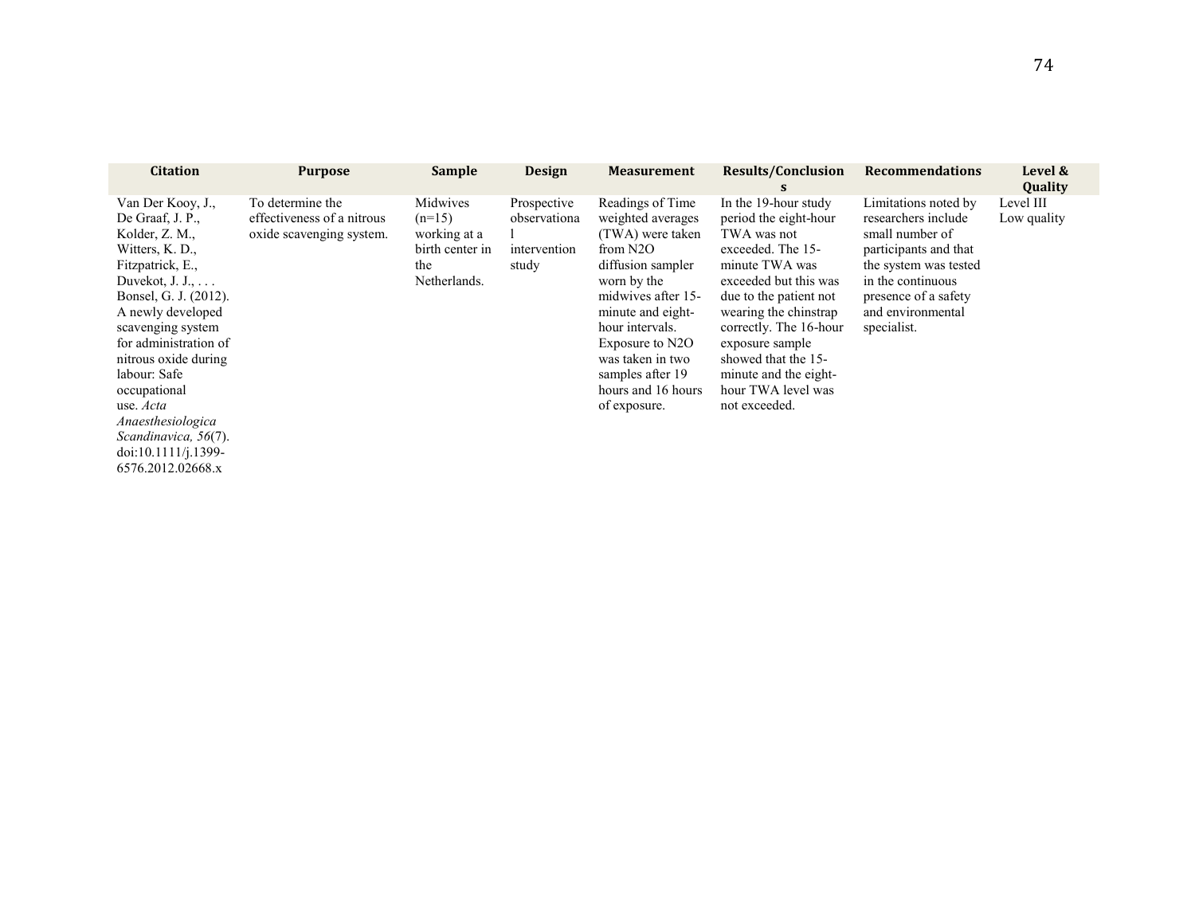| Citation | Purpose | Sample | Design | Measurement | Results/Conclusions | Recommendations | Level & Quality |
|---|---|---|---|---|---|---|---|
| Van Der Kooy, J., De Graaf, J. P., Kolder, Z. M., Witters, K. D., Fitzpatrick, E., Duvekot, J. J., . . . Bonsel, G. J. (2012). A newly developed scavenging system for administration of nitrous oxide during labour: Safe occupational use. *Acta Anaesthesiologica Scandinavica, 56*(7). doi:10.1111/j.1399-6576.2012.02668.x | To determine the effectiveness of a nitrous oxide scavenging system. | Midwives (n=15) working at a birth center in the Netherlands. | Prospective observational intervention study | Readings of Time weighted averages (TWA) were taken from N2O diffusion sampler worn by the midwives after 15-minute and eight-hour intervals. Exposure to N2O was taken in two samples after 19 hours and 16 hours of exposure. | In the 19-hour study period the eight-hour TWA was not exceeded. The 15-minute TWA was exceeded but this was due to the patient not wearing the chinstrap correctly. The 16-hour exposure sample showed that the 15-minute and the eight-hour TWA level was not exceeded. | Limitations noted by researchers include small number of participants and that the system was tested in the continuous presence of a safety and environmental specialist. | Level III Low quality |